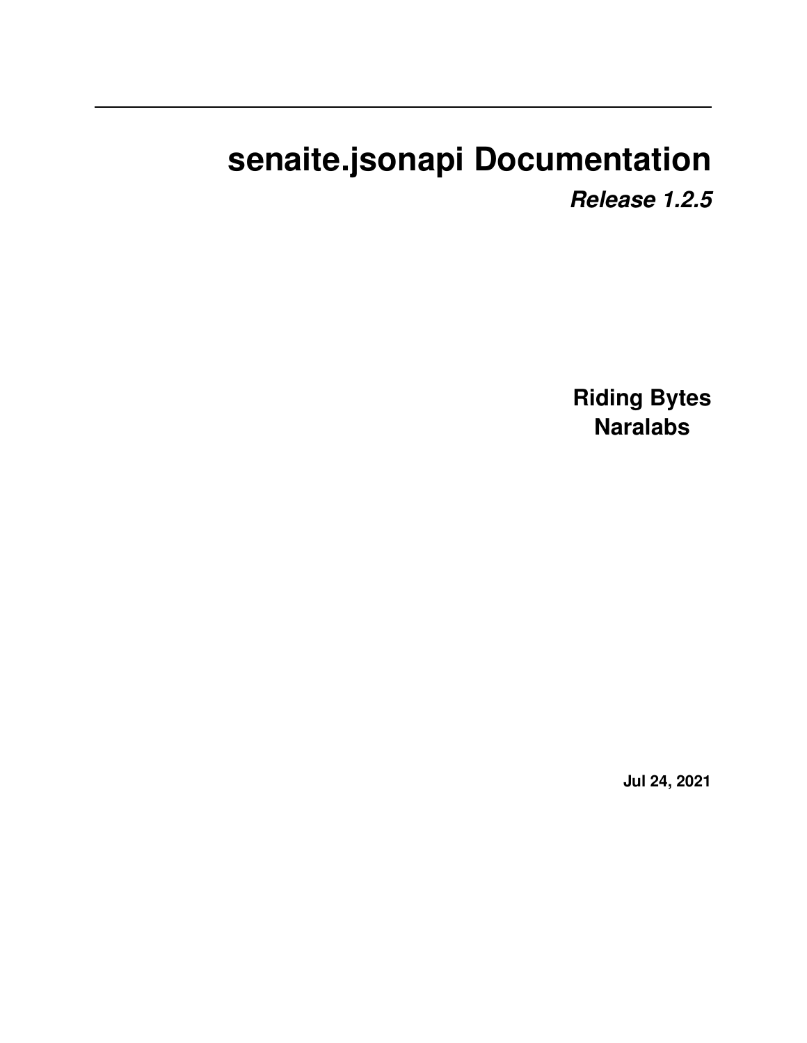# senaite.jsonapi Documentation

***Release 1.2.5***

**Riding Bytes**
**Naralabs**

**Jul 24, 2021**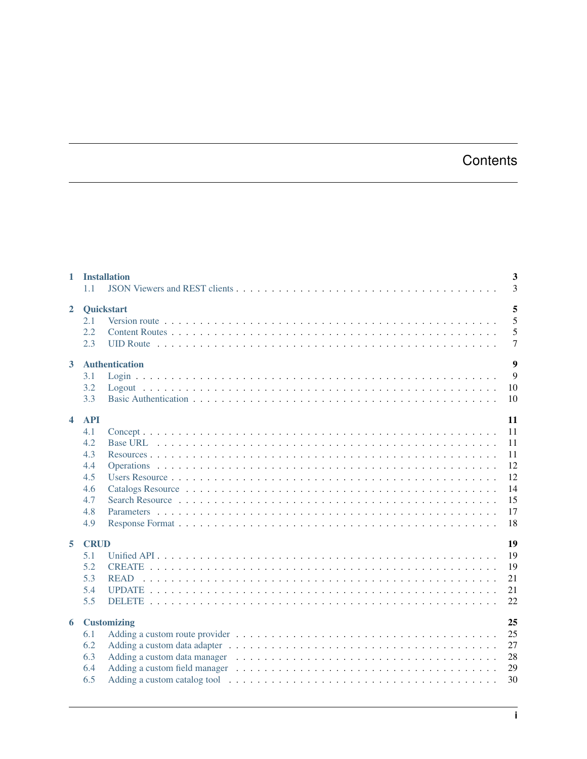# Contents

- **1 Installation** — 3
  - 1.1 JSON Viewers and REST clients — 3
- **2 Quickstart** — 5
  - 2.1 Version route — 5
  - 2.2 Content Routes — 5
  - 2.3 UID Route — 7
- **3 Authentication** — 9
  - 3.1 Login — 9
  - 3.2 Logout — 10
  - 3.3 Basic Authentication — 10
- **4 API** — 11
  - 4.1 Concept — 11
  - 4.2 Base URL — 11
  - 4.3 Resources — 11
  - 4.4 Operations — 12
  - 4.5 Users Resource — 12
  - 4.6 Catalogs Resource — 14
  - 4.7 Search Resource — 15
  - 4.8 Parameters — 17
  - 4.9 Response Format — 18
- **5 CRUD** — 19
  - 5.1 Unified API — 19
  - 5.2 CREATE — 19
  - 5.3 READ — 21
  - 5.4 UPDATE — 21
  - 5.5 DELETE — 22
- **6 Customizing** — 25
  - 6.1 Adding a custom route provider — 25
  - 6.2 Adding a custom data adapter — 27
  - 6.3 Adding a custom data manager — 28
  - 6.4 Adding a custom field manager — 29
  - 6.5 Adding a custom catalog tool — 30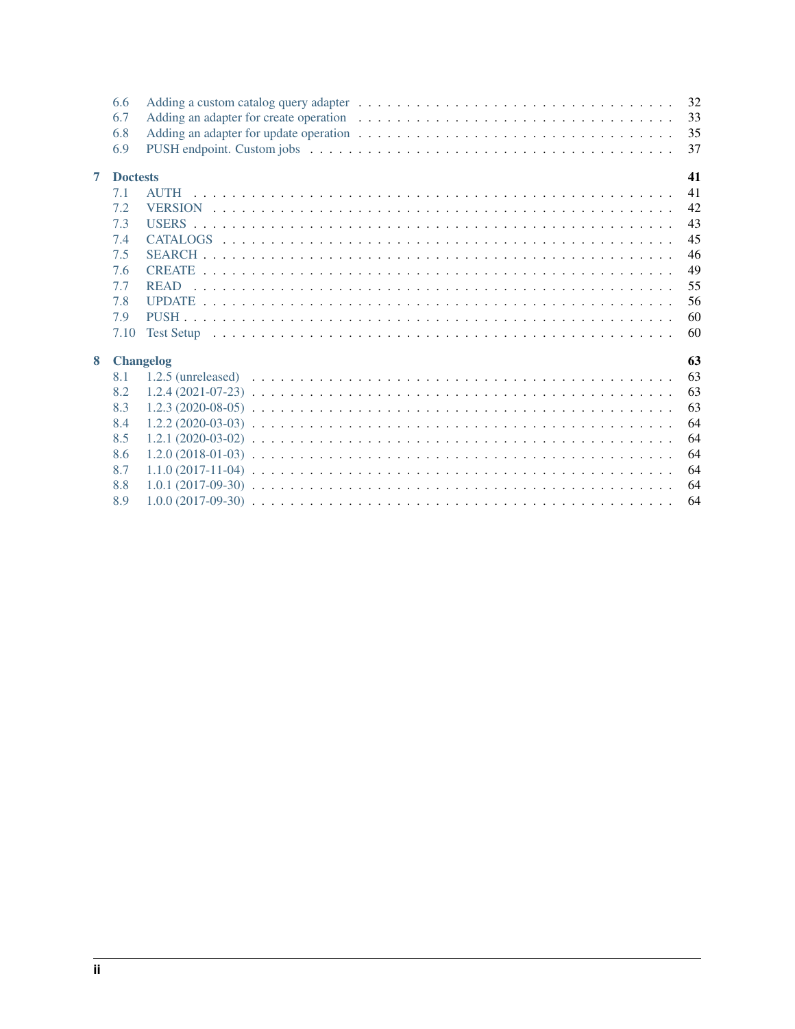- 6.6 Adding a custom catalog query adapter . . . . . 32
- 6.7 Adding an adapter for create operation . . . . . 33
- 6.8 Adding an adapter for update operation . . . . . 35
- 6.9 PUSH endpoint. Custom jobs . . . . . 37

**7 Doctests** **41**

- 7.1 AUTH . . . . . 41
- 7.2 VERSION . . . . . 42
- 7.3 USERS . . . . . 43
- 7.4 CATALOGS . . . . . 45
- 7.5 SEARCH . . . . . 46
- 7.6 CREATE . . . . . 49
- 7.7 READ . . . . . 55
- 7.8 UPDATE . . . . . 56
- 7.9 PUSH . . . . . 60
- 7.10 Test Setup . . . . . 60

**8 Changelog** **63**

- 8.1 1.2.5 (unreleased) . . . . . 63
- 8.2 1.2.4 (2021-07-23) . . . . . 63
- 8.3 1.2.3 (2020-08-05) . . . . . 63
- 8.4 1.2.2 (2020-03-03) . . . . . 64
- 8.5 1.2.1 (2020-03-02) . . . . . 64
- 8.6 1.2.0 (2018-01-03) . . . . . 64
- 8.7 1.1.0 (2017-11-04) . . . . . 64
- 8.8 1.0.1 (2017-09-30) . . . . . 64
- 8.9 1.0.0 (2017-09-30) . . . . . 64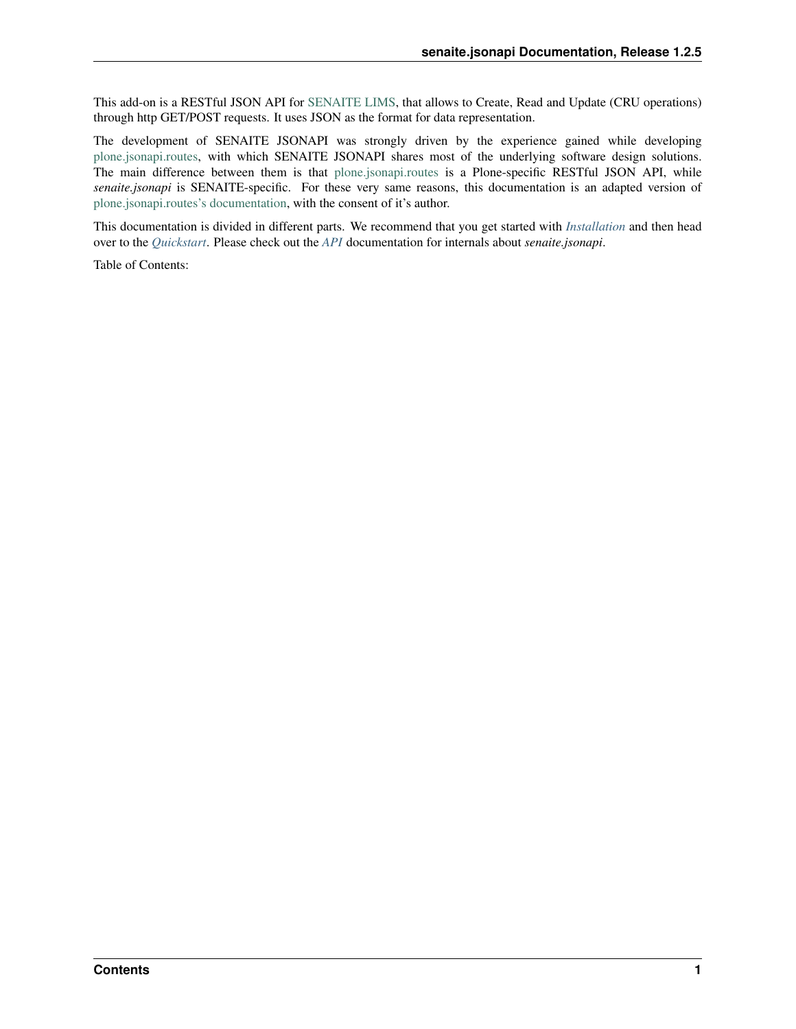This add-on is a RESTful JSON API for SENAITE LIMS, that allows to Create, Read and Update (CRU operations) through http GET/POST requests. It uses JSON as the format for data representation.

The development of SENAITE JSONAPI was strongly driven by the experience gained while developing plone.jsonapi.routes, with which SENAITE JSONAPI shares most of the underlying software design solutions. The main difference between them is that plone.jsonapi.routes is a Plone-specific RESTful JSON API, while *senaite.jsonapi* is SENAITE-specific. For these very same reasons, this documentation is an adapted version of plone.jsonapi.routes's documentation, with the consent of it's author.

This documentation is divided in different parts. We recommend that you get started with *Installation* and then head over to the *Quickstart*. Please check out the *API* documentation for internals about *senaite.jsonapi*.

Table of Contents: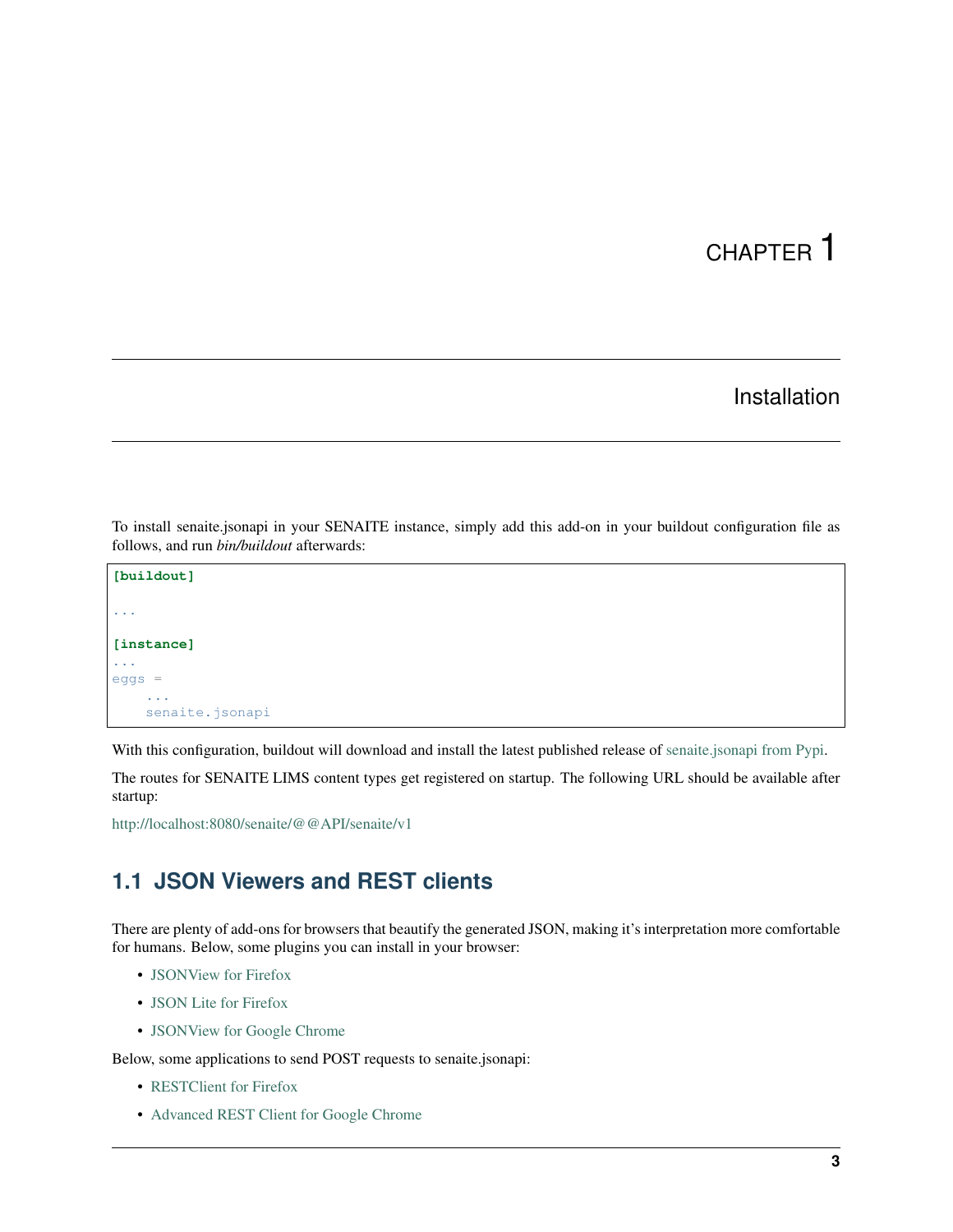# CHAPTER 1

## Installation

To install senaite.jsonapi in your SENAITE instance, simply add this add-on in your buildout configuration file as follows, and run *bin/buildout* afterwards:

```
[buildout]

...

[instance]
...
eggs =
    ...
    senaite.jsonapi
```

With this configuration, buildout will download and install the latest published release of senaite.jsonapi from Pypi.

The routes for SENAITE LIMS content types get registered on startup. The following URL should be available after startup:

http://localhost:8080/senaite/@@API/senaite/v1

### 1.1 JSON Viewers and REST clients

There are plenty of add-ons for browsers that beautify the generated JSON, making it's interpretation more comfortable for humans. Below, some plugins you can install in your browser:

- JSONView for Firefox
- JSON Lite for Firefox
- JSONView for Google Chrome

Below, some applications to send POST requests to senaite.jsonapi:

- RESTClient for Firefox
- Advanced REST Client for Google Chrome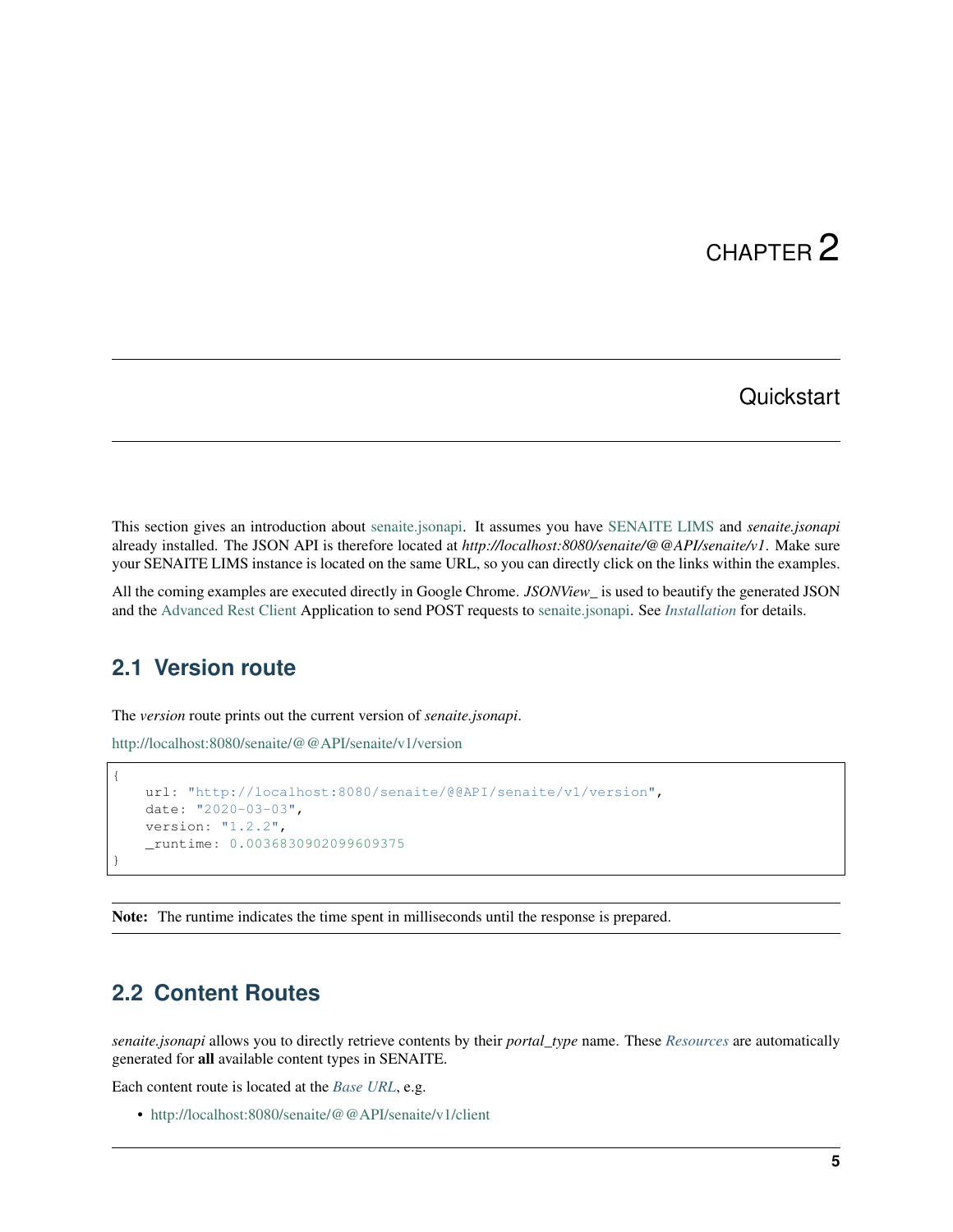# CHAPTER 2

## Quickstart

This section gives an introduction about senaite.jsonapi. It assumes you have SENAITE LIMS and *senaite.jsonapi* already installed. The JSON API is therefore located at *http://localhost:8080/senaite/@@API/senaite/v1*. Make sure your SENAITE LIMS instance is located on the same URL, so you can directly click on the links within the examples.

All the coming examples are executed directly in Google Chrome. *JSONView_* is used to beautify the generated JSON and the Advanced Rest Client Application to send POST requests to senaite.jsonapi. See *Installation* for details.

### 2.1 Version route

The *version* route prints out the current version of *senaite.jsonapi*.

http://localhost:8080/senaite/@@API/senaite/v1/version

```
{
    url: "http://localhost:8080/senaite/@@API/senaite/v1/version",
    date: "2020-03-03",
    version: "1.2.2",
    _runtime: 0.0036830902099609375
}
```

**Note:** The runtime indicates the time spent in milliseconds until the response is prepared.

### 2.2 Content Routes

*senaite.jsonapi* allows you to directly retrieve contents by their *portal_type* name. These *Resources* are automatically generated for **all** available content types in SENAITE.

Each content route is located at the *Base URL*, e.g.

- http://localhost:8080/senaite/@@API/senaite/v1/client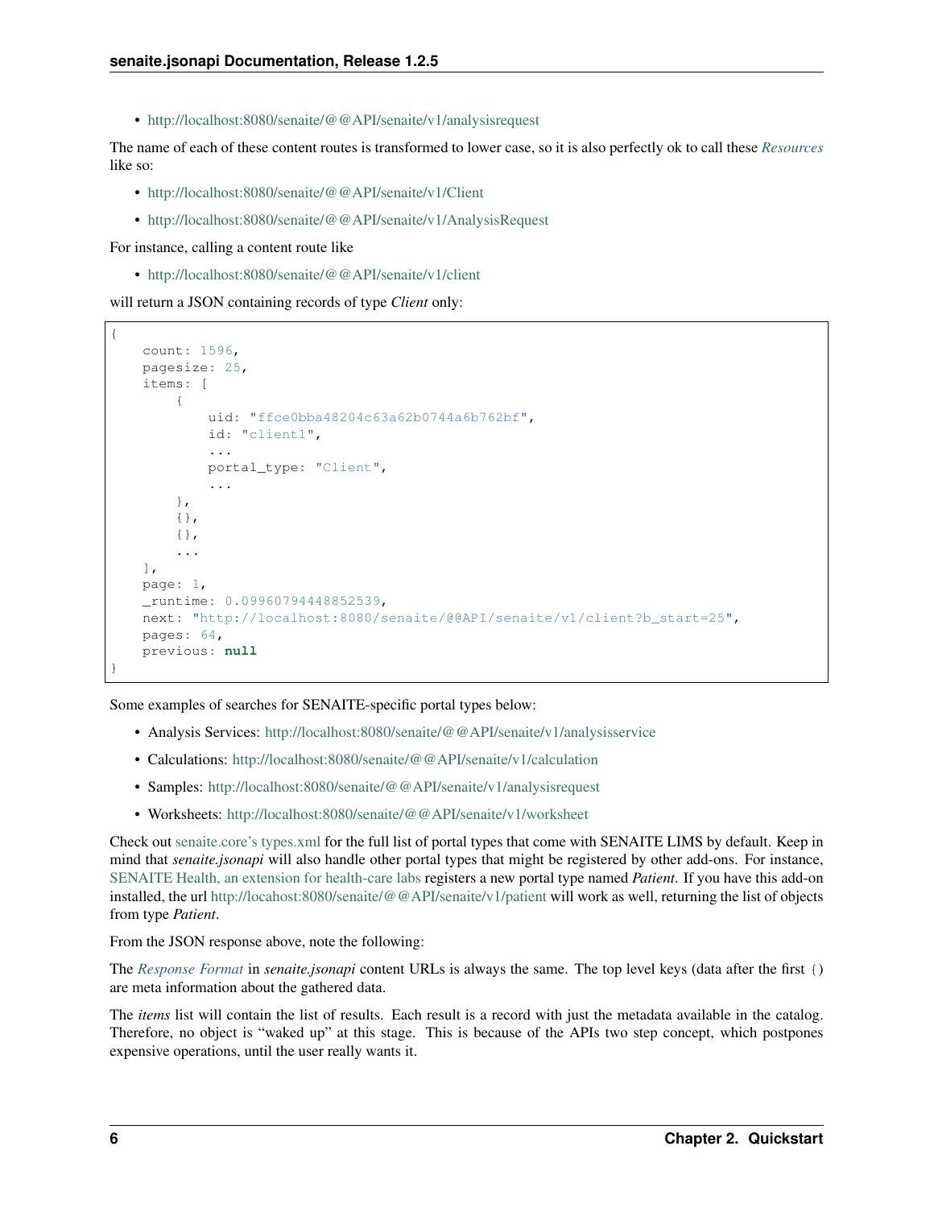- http://localhost:8080/senaite/@@API/senaite/v1/analysisrequest

The name of each of these content routes is transformed to lower case, so it is also perfectly ok to call these *Resources* like so:

- http://localhost:8080/senaite/@@API/senaite/v1/Client
- http://localhost:8080/senaite/@@API/senaite/v1/AnalysisRequest

For instance, calling a content route like

- http://localhost:8080/senaite/@@API/senaite/v1/client

will return a JSON containing records of type *Client* only:

```
{
    count: 1596,
    pagesize: 25,
    items: [
        {
            uid: "ffce0bba48204c63a62b0744a6b762bf",
            id: "client1",
            ...
            portal_type: "Client",
            ...
        },
        {},
        {},
        ...
    ],
    page: 1,
    _runtime: 0.09960794448852539,
    next: "http://localhost:8080/senaite/@@API/senaite/v1/client?b_start=25",
    pages: 64,
    previous: null
}
```

Some examples of searches for SENAITE-specific portal types below:

- Analysis Services: http://localhost:8080/senaite/@@API/senaite/v1/analysisservice
- Calculations: http://localhost:8080/senaite/@@API/senaite/v1/calculation
- Samples: http://localhost:8080/senaite/@@API/senaite/v1/analysisrequest
- Worksheets: http://localhost:8080/senaite/@@API/senaite/v1/worksheet

Check out senaite.core's types.xml for the full list of portal types that come with SENAITE LIMS by default. Keep in mind that *senaite.jsonapi* will also handle other portal types that might be registered by other add-ons. For instance, SENAITE Health, an extension for health-care labs registers a new portal type named *Patient*. If you have this add-on installed, the url http://locahost:8080/senaite/@@API/senaite/v1/patient will work as well, returning the list of objects from type *Patient*.

From the JSON response above, note the following:

The *Response Format* in *senaite.jsonapi* content URLs is always the same. The top level keys (data after the first `{}`) are meta information about the gathered data.

The *items* list will contain the list of results. Each result is a record with just the metadata available in the catalog. Therefore, no object is "waked up" at this stage. This is because of the APIs two step concept, which postpones expensive operations, until the user really wants it.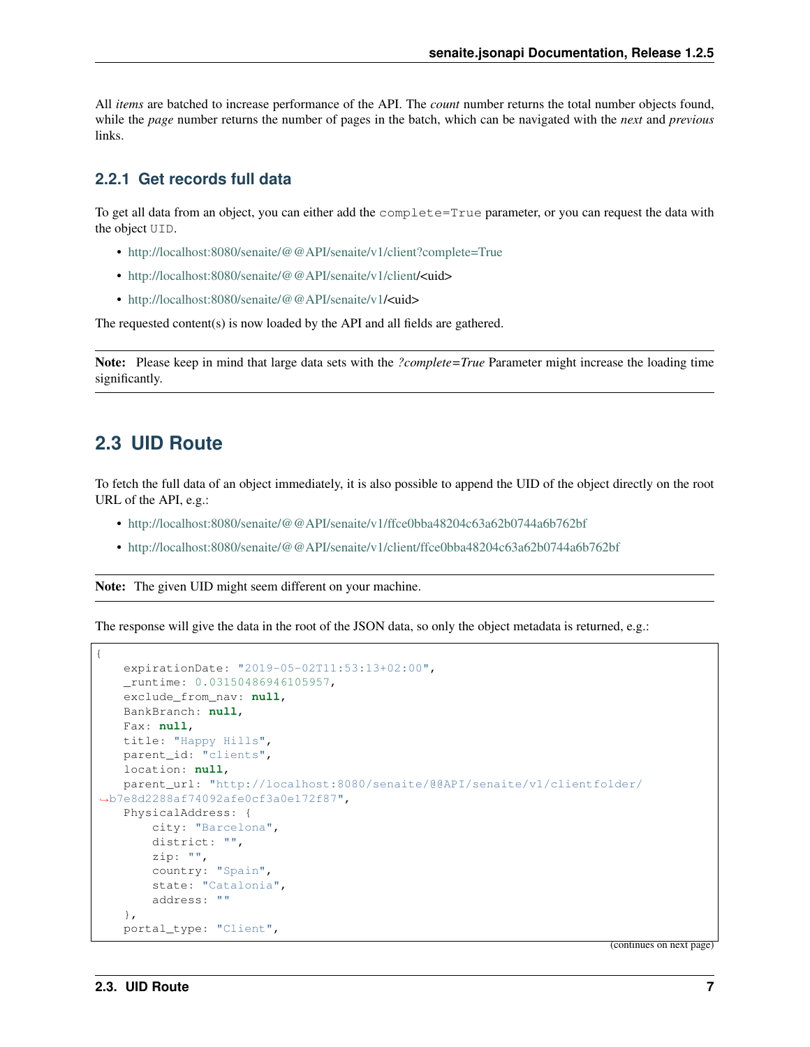All *items* are batched to increase performance of the API. The *count* number returns the total number objects found, while the *page* number returns the number of pages in the batch, which can be navigated with the *next* and *previous* links.

### 2.2.1 Get records full data

To get all data from an object, you can either add the `complete=True` parameter, or you can request the data with the object `UID`.

- http://localhost:8080/senaite/@@API/senaite/v1/client?complete=True
- http://localhost:8080/senaite/@@API/senaite/v1/client/<uid>
- http://localhost:8080/senaite/@@API/senaite/v1/<uid>

The requested content(s) is now loaded by the API and all fields are gathered.

**Note:** Please keep in mind that large data sets with the *?complete=True* Parameter might increase the loading time significantly.

## 2.3 UID Route

To fetch the full data of an object immediately, it is also possible to append the UID of the object directly on the root URL of the API, e.g.:

- http://localhost:8080/senaite/@@API/senaite/v1/ffce0bba48204c63a62b0744a6b762bf
- http://localhost:8080/senaite/@@API/senaite/v1/client/ffce0bba48204c63a62b0744a6b762bf

**Note:** The given UID might seem different on your machine.

The response will give the data in the root of the JSON data, so only the object metadata is returned, e.g.:

```
{
    expirationDate: "2019-05-02T11:53:13+02:00",
    _runtime: 0.03150486946105957,
    exclude_from_nav: null,
    BankBranch: null,
    Fax: null,
    title: "Happy Hills",
    parent_id: "clients",
    location: null,
    parent_url: "http://localhost:8080/senaite/@@API/senaite/v1/clientfolder/
↪b7e8d2288af74092afe0cf3a0e172f87",
    PhysicalAddress: {
        city: "Barcelona",
        district: "",
        zip: "",
        country: "Spain",
        state: "Catalonia",
        address: ""
    },
    portal_type: "Client",
```

(continues on next page)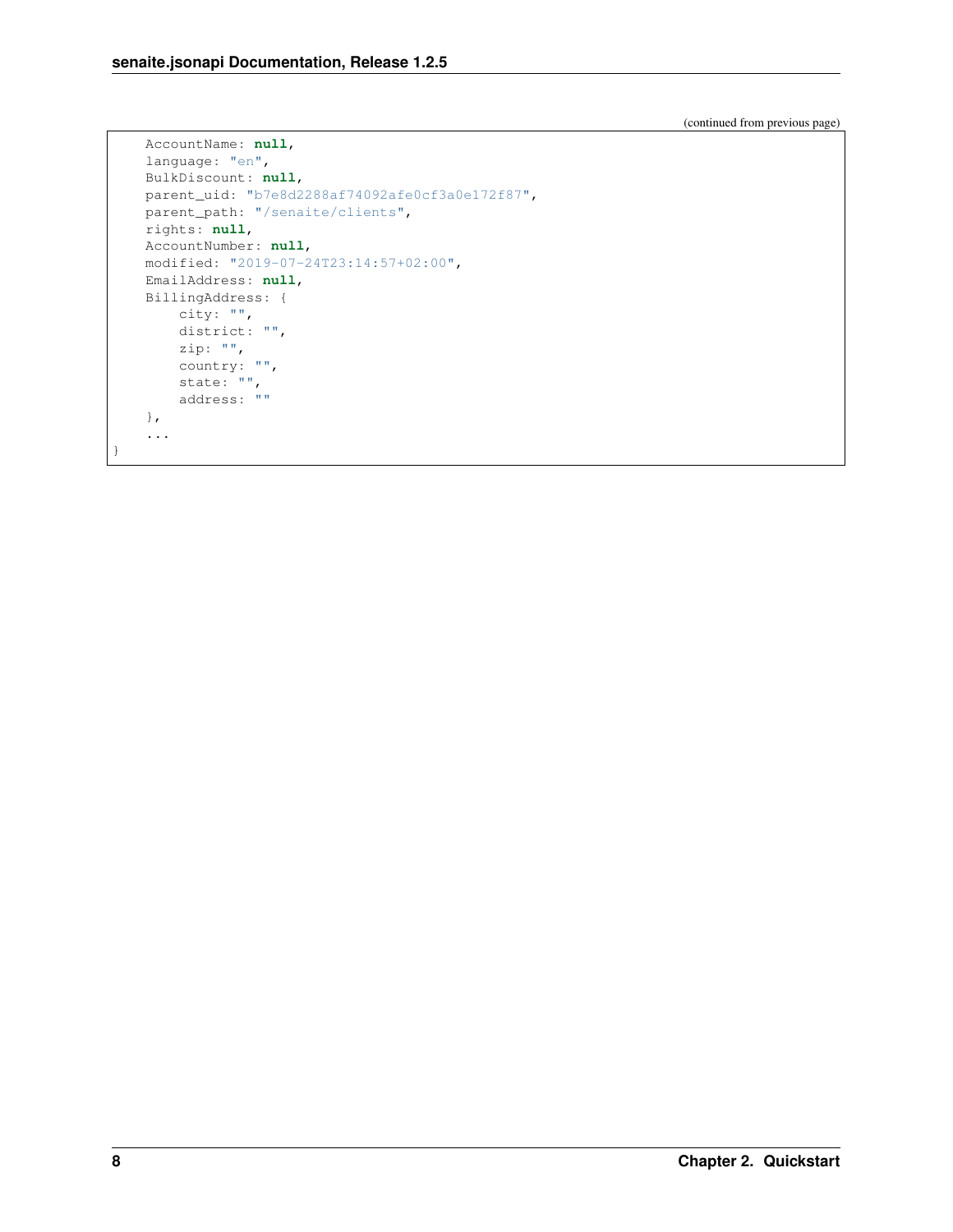(continued from previous page)

```
    AccountName: null,
    language: "en",
    BulkDiscount: null,
    parent_uid: "b7e8d2288af74092afe0cf3a0e172f87",
    parent_path: "/senaite/clients",
    rights: null,
    AccountNumber: null,
    modified: "2019-07-24T23:14:57+02:00",
    EmailAddress: null,
    BillingAddress: {
        city: "",
        district: "",
        zip: "",
        country: "",
        state: "",
        address: ""
    },
    ...
}
```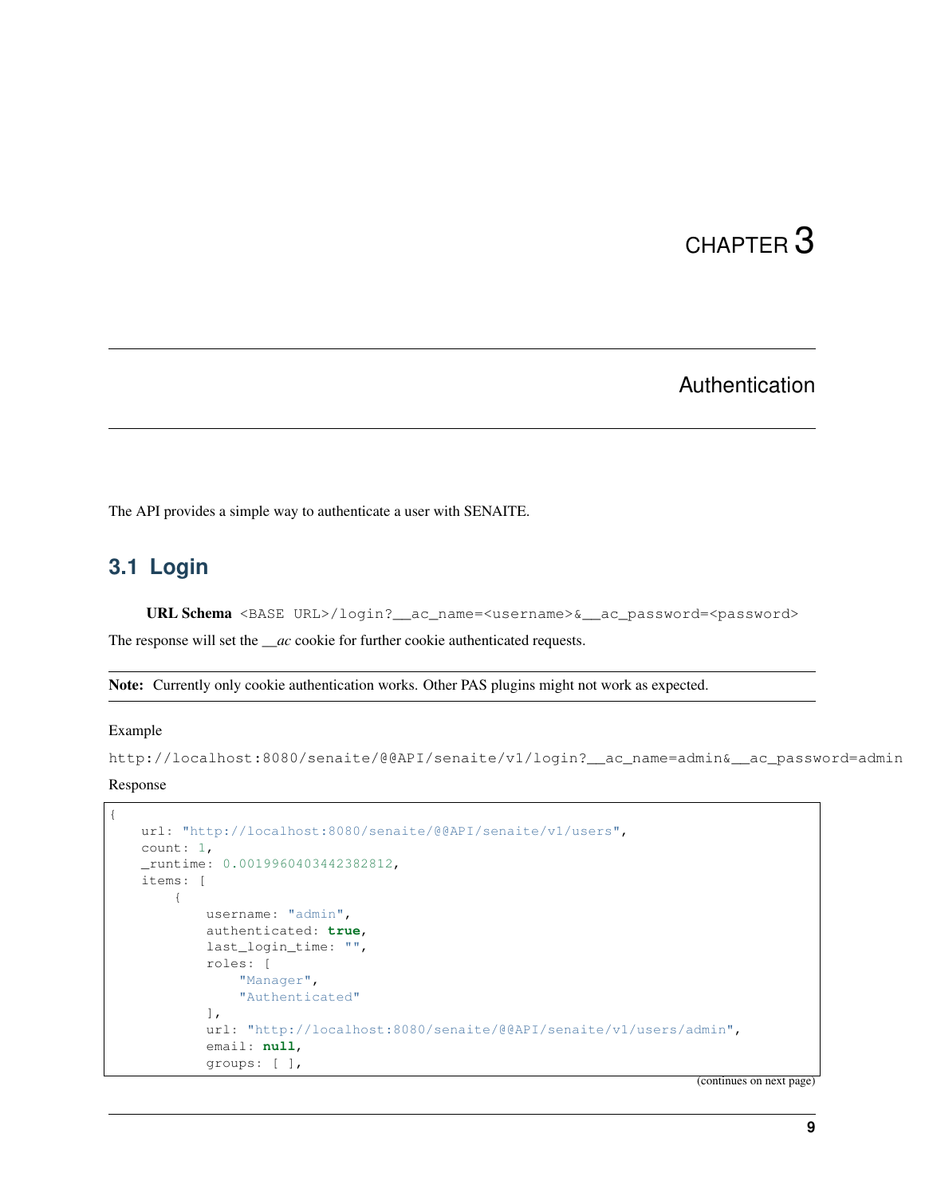# CHAPTER 3

# Authentication

The API provides a simple way to authenticate a user with SENAITE.

## 3.1 Login

**URL Schema** `<BASE URL>/login?__ac_name=<username>&__ac_password=<password>`

The response will set the *__ac* cookie for further cookie authenticated requests.

**Note:** Currently only cookie authentication works. Other PAS plugins might not work as expected.

Example

`http://localhost:8080/senaite/@@API/senaite/v1/login?__ac_name=admin&__ac_password=admin`

Response

```
{
    url: "http://localhost:8080/senaite/@@API/senaite/v1/users",
    count: 1,
    _runtime: 0.0019960403442382812,
    items: [
        {
            username: "admin",
            authenticated: true,
            last_login_time: "",
            roles: [
                "Manager",
                "Authenticated"
            ],
            url: "http://localhost:8080/senaite/@@API/senaite/v1/users/admin",
            email: null,
            groups: [ ],
```

(continues on next page)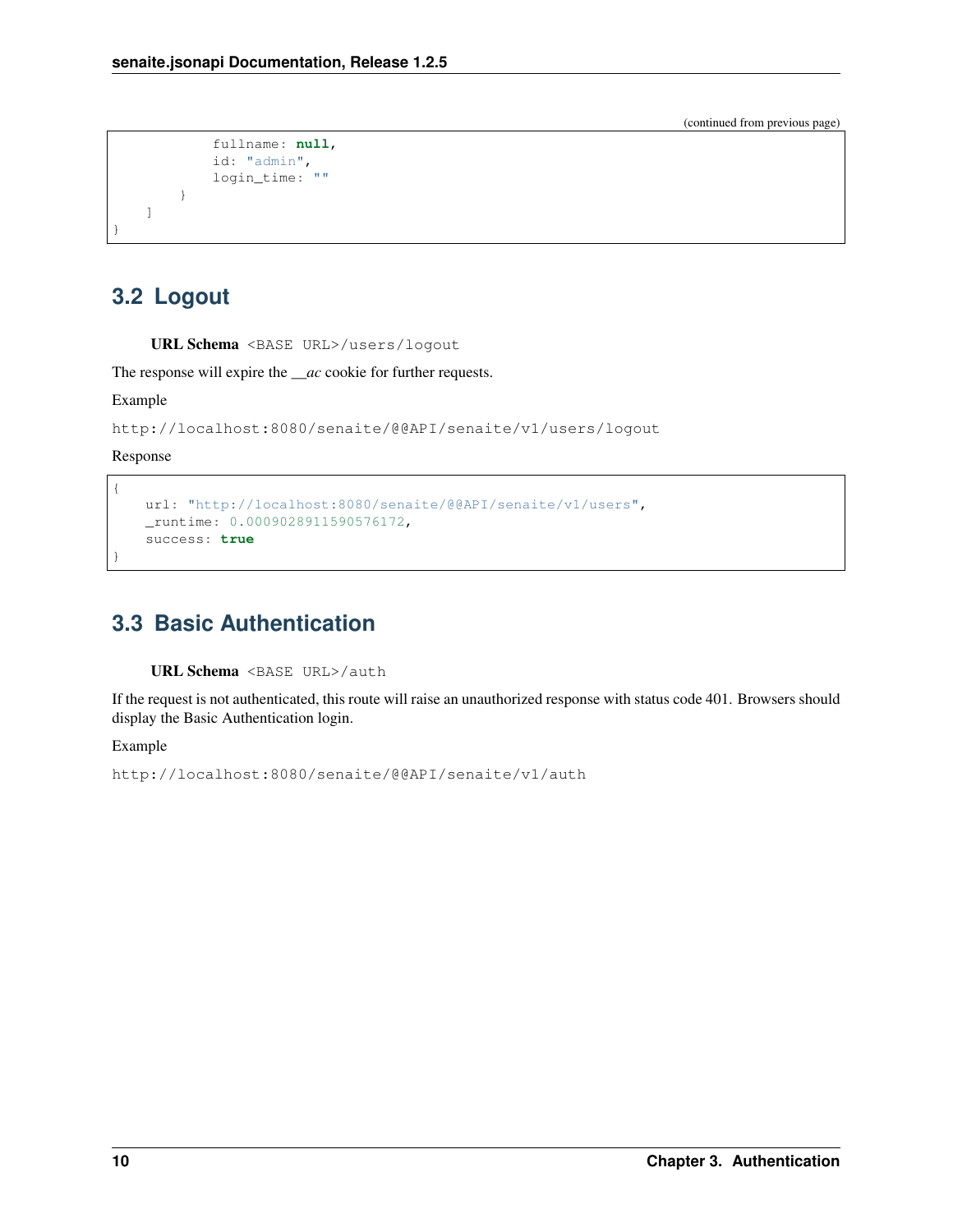(continued from previous page)

```
            fullname: null,
            id: "admin",
            login_time: ""
        }
    ]
}
```

## 3.2 Logout

**URL Schema** `<BASE URL>/users/logout`

The response will expire the *__ac* cookie for further requests.

Example

`http://localhost:8080/senaite/@@API/senaite/v1/users/logout`

Response

```
{
    url: "http://localhost:8080/senaite/@@API/senaite/v1/users",
    _runtime: 0.0009028911590576172,
    success: true
}
```

## 3.3 Basic Authentication

**URL Schema** `<BASE URL>/auth`

If the request is not authenticated, this route will raise an unauthorized response with status code 401. Browsers should display the Basic Authentication login.

Example

`http://localhost:8080/senaite/@@API/senaite/v1/auth`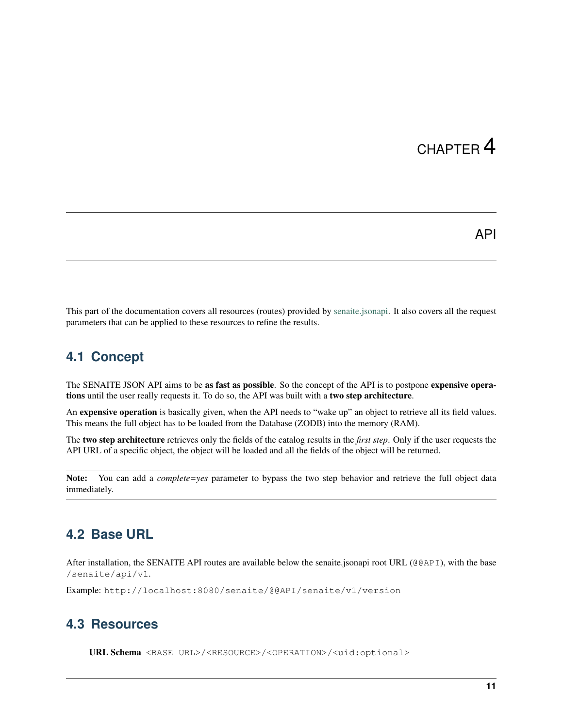# CHAPTER 4

# API

This part of the documentation covers all resources (routes) provided by senaite.jsonapi. It also covers all the request parameters that can be applied to these resources to refine the results.

## 4.1 Concept

The SENAITE JSON API aims to be **as fast as possible**. So the concept of the API is to postpone **expensive operations** until the user really requests it. To do so, the API was built with a **two step architecture**.

An **expensive operation** is basically given, when the API needs to "wake up" an object to retrieve all its field values. This means the full object has to be loaded from the Database (ZODB) into the memory (RAM).

The **two step architecture** retrieves only the fields of the catalog results in the *first step*. Only if the user requests the API URL of a specific object, the object will be loaded and all the fields of the object will be returned.

**Note:** You can add a *complete=yes* parameter to bypass the two step behavior and retrieve the full object data immediately.

## 4.2 Base URL

After installation, the SENAITE API routes are available below the senaite.jsonapi root URL (`@@API`), with the base `/senaite/api/v1`.

Example: `http://localhost:8080/senaite/@@API/senaite/v1/version`

## 4.3 Resources

**URL Schema** `<BASE URL>/<RESOURCE>/<OPERATION>/<uid:optional>`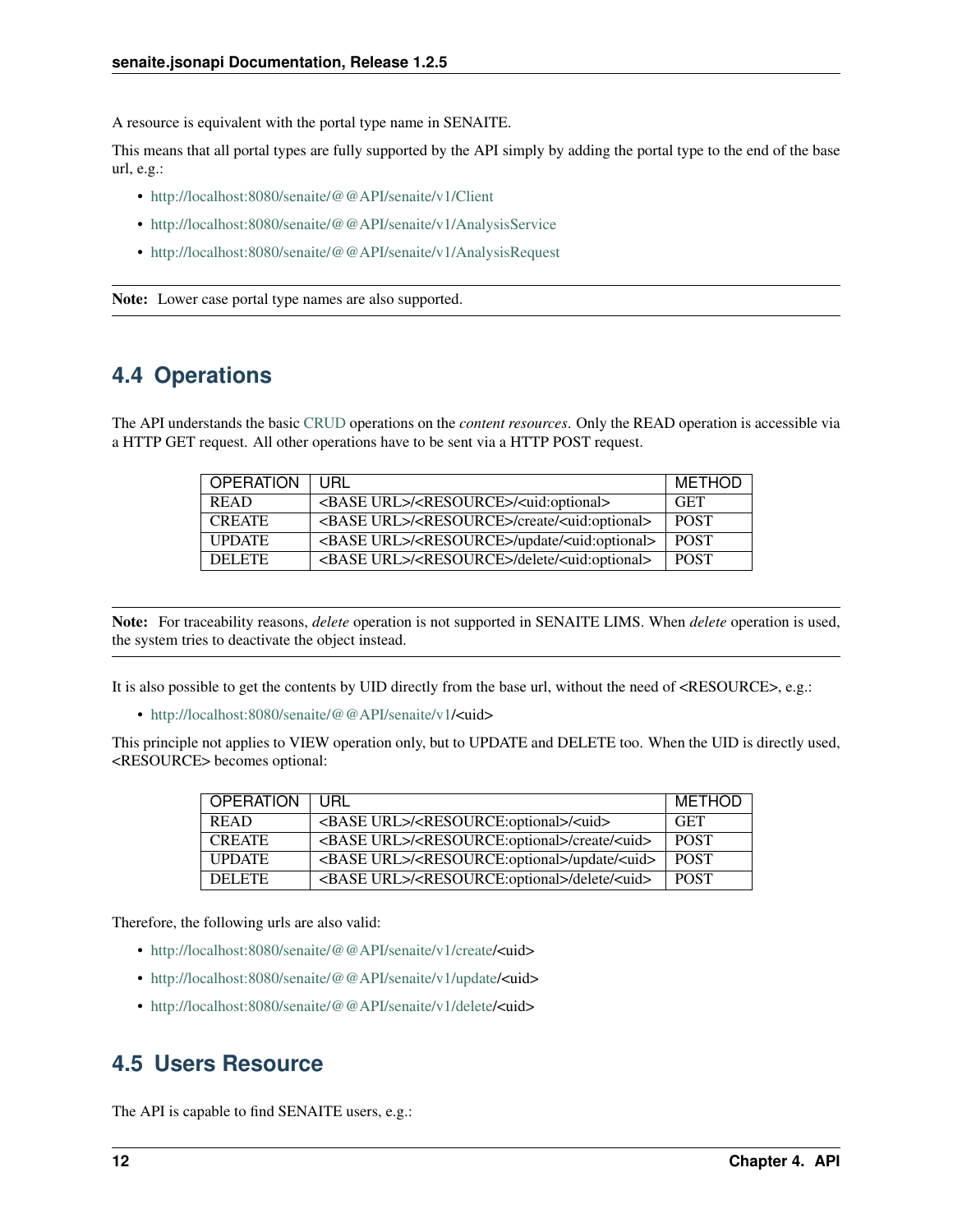A resource is equivalent with the portal type name in SENAITE.

This means that all portal types are fully supported by the API simply by adding the portal type to the end of the base url, e.g.:

- http://localhost:8080/senaite/@@API/senaite/v1/Client
- http://localhost:8080/senaite/@@API/senaite/v1/AnalysisService
- http://localhost:8080/senaite/@@API/senaite/v1/AnalysisRequest

**Note:** Lower case portal type names are also supported.

## 4.4 Operations

The API understands the basic CRUD operations on the *content resources*. Only the READ operation is accessible via a HTTP GET request. All other operations have to be sent via a HTTP POST request.

| OPERATION | URL | METHOD |
|---|---|---|
| READ | <BASE URL>/<RESOURCE>/<uid:optional> | GET |
| CREATE | <BASE URL>/<RESOURCE>/create/<uid:optional> | POST |
| UPDATE | <BASE URL>/<RESOURCE>/update/<uid:optional> | POST |
| DELETE | <BASE URL>/<RESOURCE>/delete/<uid:optional> | POST |

**Note:** For traceability reasons, *delete* operation is not supported in SENAITE LIMS. When *delete* operation is used, the system tries to deactivate the object instead.

It is also possible to get the contents by UID directly from the base url, without the need of <RESOURCE>, e.g.:

- http://localhost:8080/senaite/@@API/senaite/v1/<uid>

This principle not applies to VIEW operation only, but to UPDATE and DELETE too. When the UID is directly used, <RESOURCE> becomes optional:

| OPERATION | URL | METHOD |
|---|---|---|
| READ | <BASE URL>/<RESOURCE:optional>/<uid> | GET |
| CREATE | <BASE URL>/<RESOURCE:optional>/create/<uid> | POST |
| UPDATE | <BASE URL>/<RESOURCE:optional>/update/<uid> | POST |
| DELETE | <BASE URL>/<RESOURCE:optional>/delete/<uid> | POST |

Therefore, the following urls are also valid:

- http://localhost:8080/senaite/@@API/senaite/v1/create/<uid>
- http://localhost:8080/senaite/@@API/senaite/v1/update/<uid>
- http://localhost:8080/senaite/@@API/senaite/v1/delete/<uid>

## 4.5 Users Resource

The API is capable to find SENAITE users, e.g.: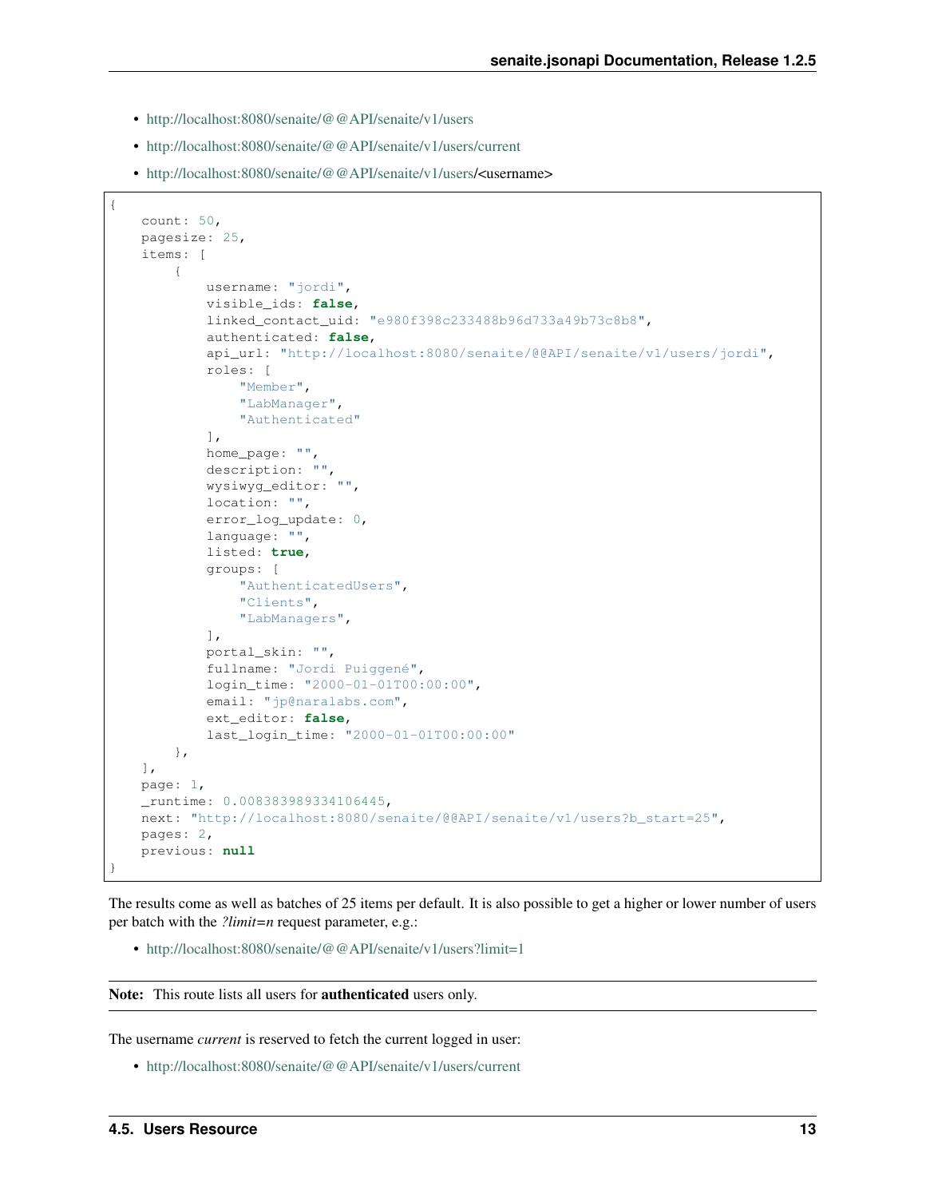- http://localhost:8080/senaite/@@API/senaite/v1/users
- http://localhost:8080/senaite/@@API/senaite/v1/users/current
- http://localhost:8080/senaite/@@API/senaite/v1/users/<username>

```
{
    count: 50,
    pagesize: 25,
    items: [
        {
            username: "jordi",
            visible_ids: false,
            linked_contact_uid: "e980f398c233488b96d733a49b73c8b8",
            authenticated: false,
            api_url: "http://localhost:8080/senaite/@@API/senaite/v1/users/jordi",
            roles: [
                "Member",
                "LabManager",
                "Authenticated"
            ],
            home_page: "",
            description: "",
            wysiwyg_editor: "",
            location: "",
            error_log_update: 0,
            language: "",
            listed: true,
            groups: [
                "AuthenticatedUsers",
                "Clients",
                "LabManagers",
            ],
            portal_skin: "",
            fullname: "Jordi Puiggené",
            login_time: "2000-01-01T00:00:00",
            email: "jp@naralabs.com",
            ext_editor: false,
            last_login_time: "2000-01-01T00:00:00"
        },
    ],
    page: 1,
    _runtime: 0.008383989334106445,
    next: "http://localhost:8080/senaite/@@API/senaite/v1/users?b_start=25",
    pages: 2,
    previous: null
}
```

The results come as well as batches of 25 items per default. It is also possible to get a higher or lower number of users per batch with the *?limit=n* request parameter, e.g.:

- http://localhost:8080/senaite/@@API/senaite/v1/users?limit=1

**Note:** This route lists all users for **authenticated** users only.

The username *current* is reserved to fetch the current logged in user:

- http://localhost:8080/senaite/@@API/senaite/v1/users/current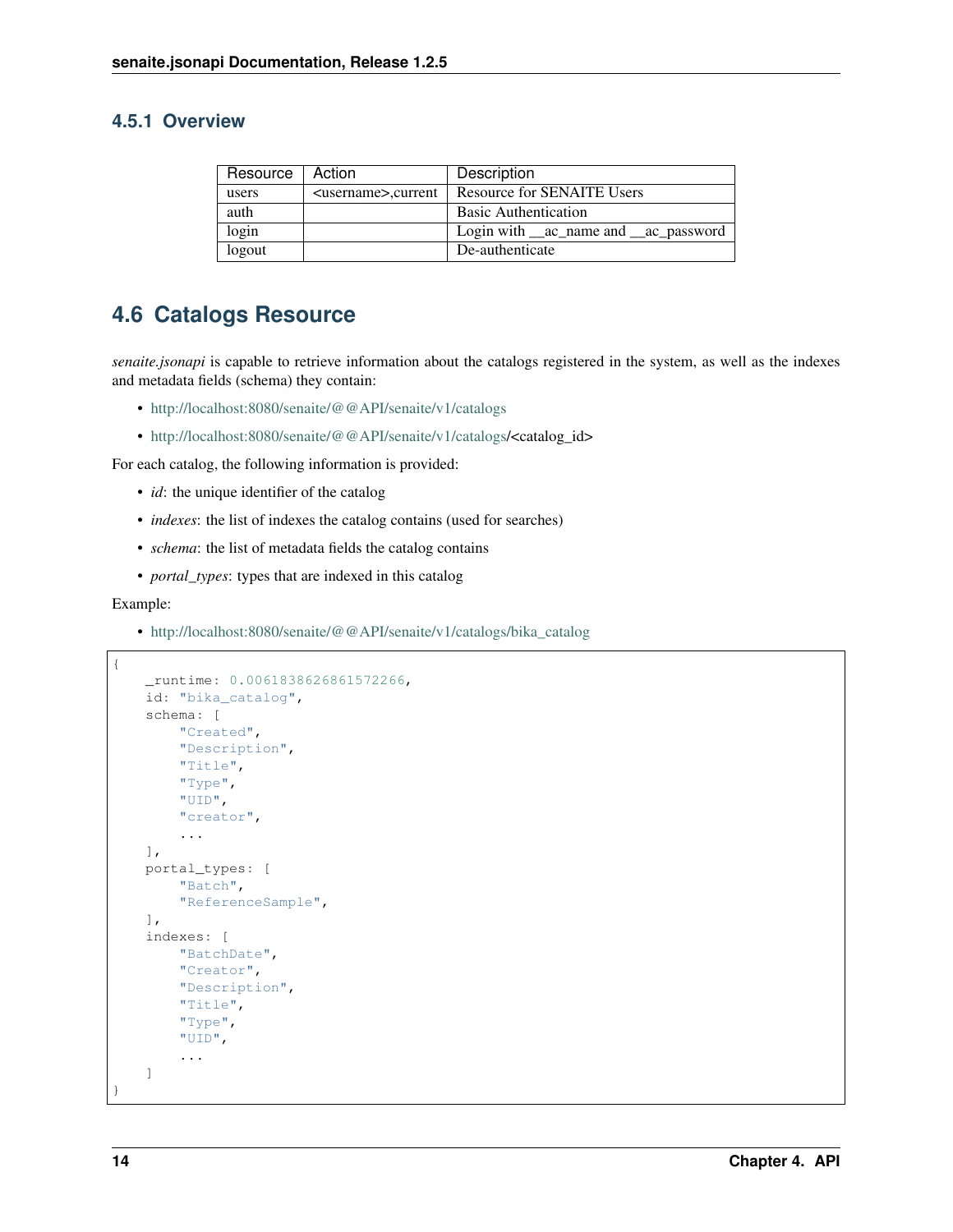### 4.5.1 Overview

| Resource | Action | Description |
|---|---|---|
| users | <username>,current | Resource for SENAITE Users |
| auth | | Basic Authentication |
| login | | Login with __ac_name and __ac_password |
| logout | | De-authenticate |

## 4.6 Catalogs Resource

*senaite.jsonapi* is capable to retrieve information about the catalogs registered in the system, as well as the indexes and metadata fields (schema) they contain:

- http://localhost:8080/senaite/@@API/senaite/v1/catalogs
- http://localhost:8080/senaite/@@API/senaite/v1/catalogs/<catalog_id>

For each catalog, the following information is provided:

- *id*: the unique identifier of the catalog
- *indexes*: the list of indexes the catalog contains (used for searches)
- *schema*: the list of metadata fields the catalog contains
- *portal_types*: types that are indexed in this catalog

Example:

- http://localhost:8080/senaite/@@API/senaite/v1/catalogs/bika_catalog

```
{
    _runtime: 0.0061838626861572266,
    id: "bika_catalog",
    schema: [
        "Created",
        "Description",
        "Title",
        "Type",
        "UID",
        "creator",
        ...
    ],
    portal_types: [
        "Batch",
        "ReferenceSample",
    ],
    indexes: [
        "BatchDate",
        "Creator",
        "Description",
        "Title",
        "Type",
        "UID",
        ...
    ]
}
```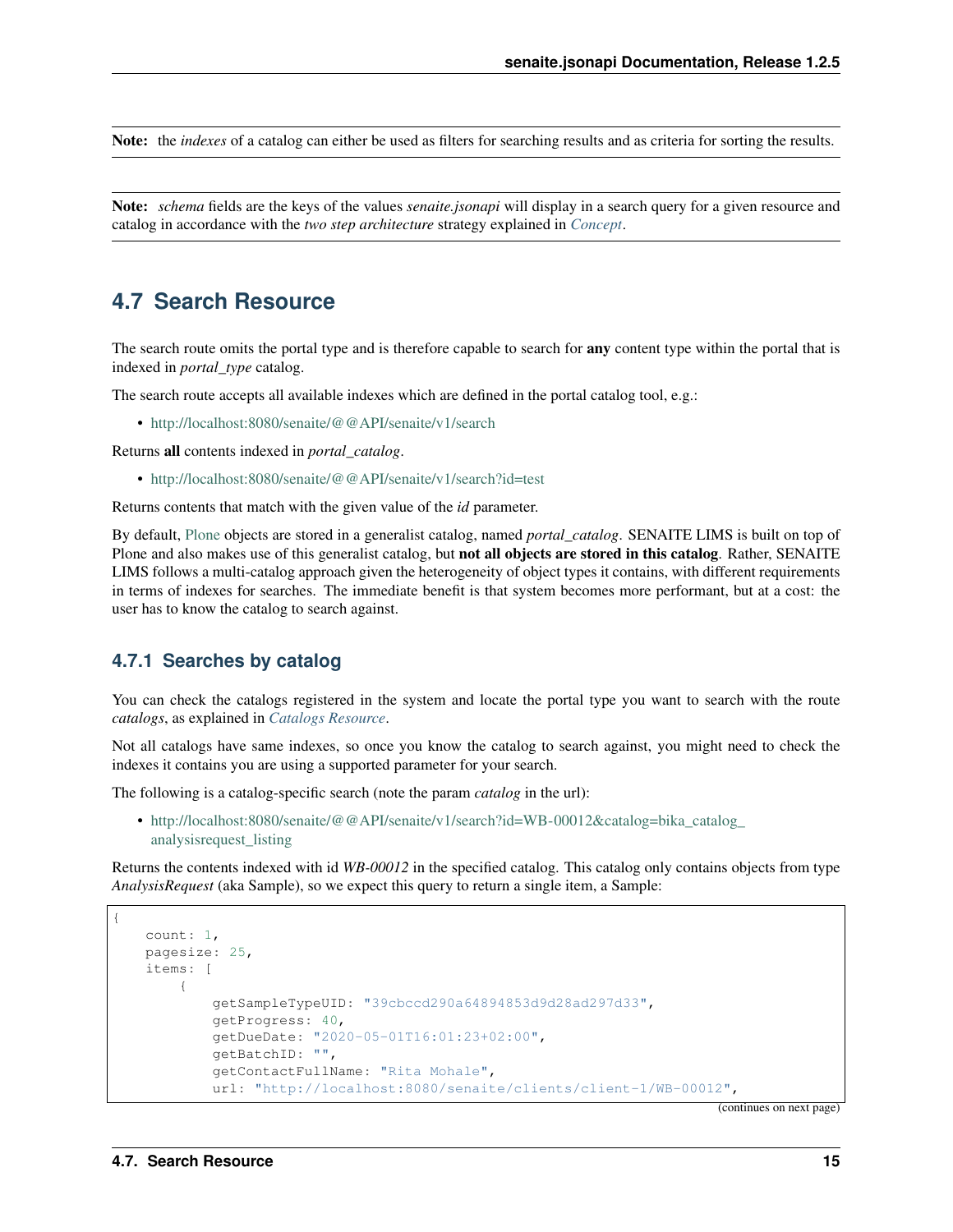**Note:** the *indexes* of a catalog can either be used as filters for searching results and as criteria for sorting the results.

**Note:** *schema* fields are the keys of the values *senaite.jsonapi* will display in a search query for a given resource and catalog in accordance with the *two step architecture* strategy explained in *Concept*.

## 4.7 Search Resource

The search route omits the portal type and is therefore capable to search for **any** content type within the portal that is indexed in *portal_type* catalog.

The search route accepts all available indexes which are defined in the portal catalog tool, e.g.:

- http://localhost:8080/senaite/@@API/senaite/v1/search

Returns **all** contents indexed in *portal_catalog*.

- http://localhost:8080/senaite/@@API/senaite/v1/search?id=test

Returns contents that match with the given value of the *id* parameter.

By default, Plone objects are stored in a generalist catalog, named *portal_catalog*. SENAITE LIMS is built on top of Plone and also makes use of this generalist catalog, but **not all objects are stored in this catalog**. Rather, SENAITE LIMS follows a multi-catalog approach given the heterogeneity of object types it contains, with different requirements in terms of indexes for searches. The immediate benefit is that system becomes more performant, but at a cost: the user has to know the catalog to search against.

### 4.7.1 Searches by catalog

You can check the catalogs registered in the system and locate the portal type you want to search with the route *catalogs*, as explained in *Catalogs Resource*.

Not all catalogs have same indexes, so once you know the catalog to search against, you might need to check the indexes it contains you are using a supported parameter for your search.

The following is a catalog-specific search (note the param *catalog* in the url):

- http://localhost:8080/senaite/@@API/senaite/v1/search?id=WB-00012&catalog=bika_catalog_analysisrequest_listing

Returns the contents indexed with id *WB-00012* in the specified catalog. This catalog only contains objects from type *AnalysisRequest* (aka Sample), so we expect this query to return a single item, a Sample:

```
{
    count: 1,
    pagesize: 25,
    items: [
        {
            getSampleTypeUID: "39cbccd290a64894853d9d28ad297d33",
            getProgress: 40,
            getDueDate: "2020-05-01T16:01:23+02:00",
            getBatchID: "",
            getContactFullName: "Rita Mohale",
            url: "http://localhost:8080/senaite/clients/client-1/WB-00012",
```

(continues on next page)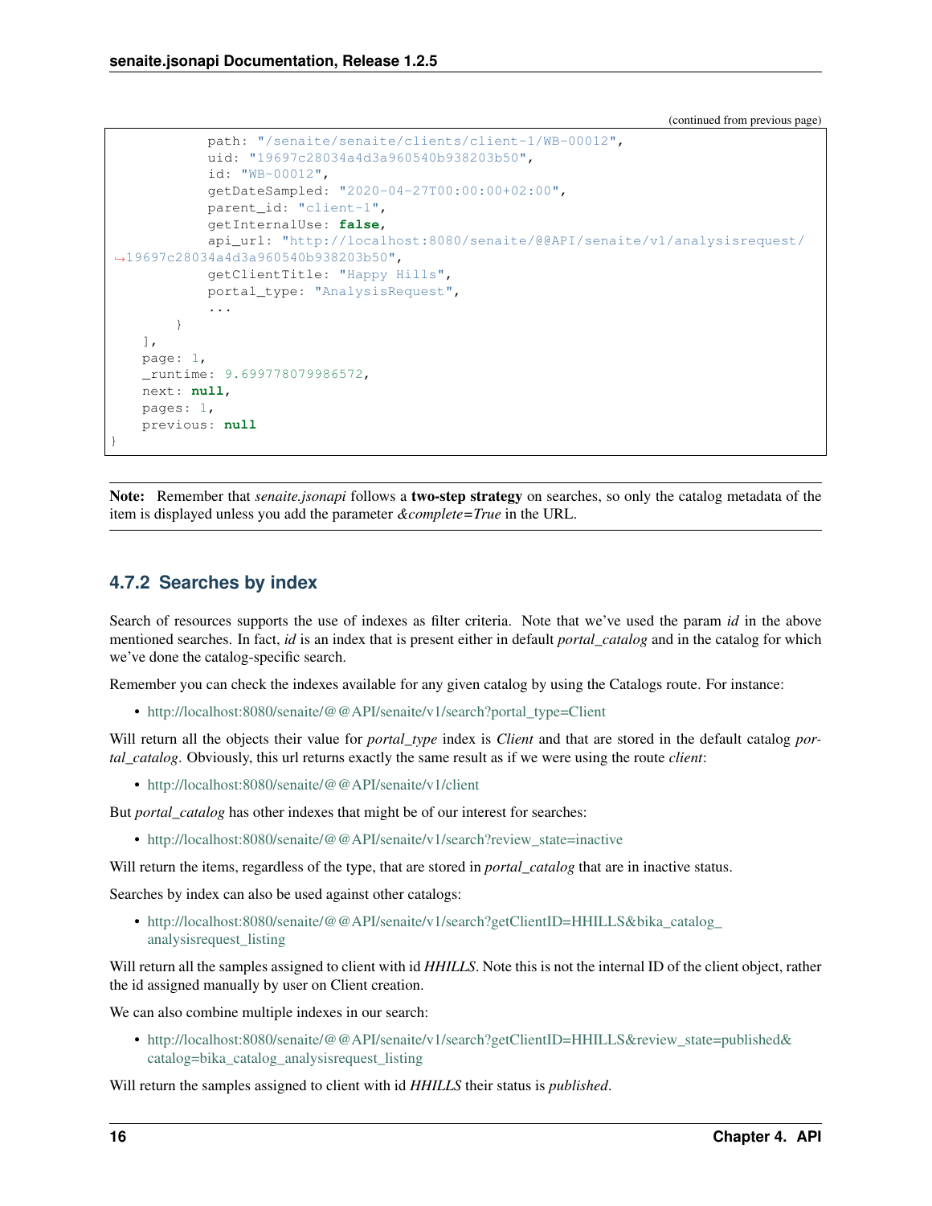(continued from previous page)

```
            path: "/senaite/senaite/clients/client-1/WB-00012",
            uid: "19697c28034a4d3a960540b938203b50",
            id: "WB-00012",
            getDateSampled: "2020-04-27T00:00:00+02:00",
            parent_id: "client-1",
            getInternalUse: false,
            api_url: "http://localhost:8080/senaite/@@API/senaite/v1/analysisrequest/
↪19697c28034a4d3a960540b938203b50",
            getClientTitle: "Happy Hills",
            portal_type: "AnalysisRequest",
            ...
        }
    ],
    page: 1,
    _runtime: 9.699778079986572,
    next: null,
    pages: 1,
    previous: null
}
```

**Note:** Remember that *senaite.jsonapi* follows a **two-step strategy** on searches, so only the catalog metadata of the item is displayed unless you add the parameter *&complete=True* in the URL.

### 4.7.2 Searches by index

Search of resources supports the use of indexes as filter criteria. Note that we've used the param *id* in the above mentioned searches. In fact, *id* is an index that is present either in default *portal_catalog* and in the catalog for which we've done the catalog-specific search.

Remember you can check the indexes available for any given catalog by using the Catalogs route. For instance:

- http://localhost:8080/senaite/@@API/senaite/v1/search?portal_type=Client

Will return all the objects their value for *portal_type* index is *Client* and that are stored in the default catalog *portal_catalog*. Obviously, this url returns exactly the same result as if we were using the route *client*:

- http://localhost:8080/senaite/@@API/senaite/v1/client

But *portal_catalog* has other indexes that might be of our interest for searches:

- http://localhost:8080/senaite/@@API/senaite/v1/search?review_state=inactive

Will return the items, regardless of the type, that are stored in *portal_catalog* that are in inactive status.

Searches by index can also be used against other catalogs:

- http://localhost:8080/senaite/@@API/senaite/v1/search?getClientID=HHILLS&bika_catalog_analysisrequest_listing

Will return all the samples assigned to client with id *HHILLS*. Note this is not the internal ID of the client object, rather the id assigned manually by user on Client creation.

We can also combine multiple indexes in our search:

- http://localhost:8080/senaite/@@API/senaite/v1/search?getClientID=HHILLS&review_state=published&catalog=bika_catalog_analysisrequest_listing

Will return the samples assigned to client with id *HHILLS* their status is *published*.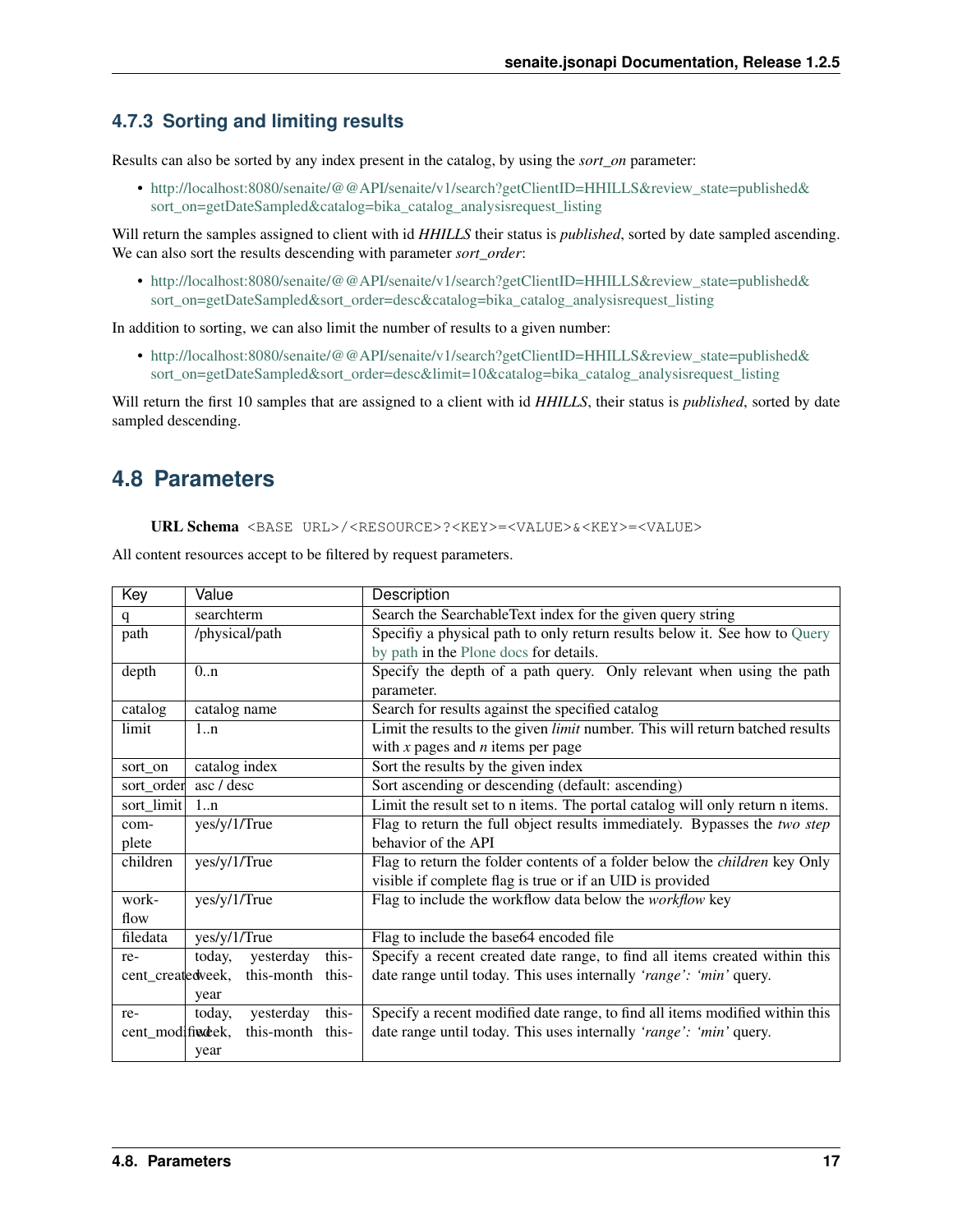### 4.7.3 Sorting and limiting results

Results can also be sorted by any index present in the catalog, by using the *sort_on* parameter:

- http://localhost:8080/senaite/@@API/senaite/v1/search?getClientID=HHILLS&review_state=published&sort_on=getDateSampled&catalog=bika_catalog_analysisrequest_listing

Will return the samples assigned to client with id *HHILLS* their status is *published*, sorted by date sampled ascending. We can also sort the results descending with parameter *sort_order*:

- http://localhost:8080/senaite/@@API/senaite/v1/search?getClientID=HHILLS&review_state=published&sort_on=getDateSampled&sort_order=desc&catalog=bika_catalog_analysisrequest_listing

In addition to sorting, we can also limit the number of results to a given number:

- http://localhost:8080/senaite/@@API/senaite/v1/search?getClientID=HHILLS&review_state=published&sort_on=getDateSampled&sort_order=desc&limit=10&catalog=bika_catalog_analysisrequest_listing

Will return the first 10 samples that are assigned to a client with id *HHILLS*, their status is *published*, sorted by date sampled descending.

## 4.8 Parameters

**URL Schema** `<BASE URL>/<RESOURCE>?<KEY>=<VALUE>&<KEY>=<VALUE>`

All content resources accept to be filtered by request parameters.

| Key | Value | Description |
|---|---|---|
| q | searchterm | Search the SearchableText index for the given query string |
| path | /physical/path | Specifiy a physical path to only return results below it. See how to Query by path in the Plone docs for details. |
| depth | 0..n | Specify the depth of a path query. Only relevant when using the path parameter. |
| catalog | catalog name | Search for results against the specified catalog |
| limit | 1..n | Limit the results to the given *limit* number. This will return batched results with *x* pages and *n* items per page |
| sort_on | catalog index | Sort the results by the given index |
| sort_order | asc / desc | Sort ascending or descending (default: ascending) |
| sort_limit | 1..n | Limit the result set to n items. The portal catalog will only return n items. |
| complete | yes/y/1/True | Flag to return the full object results immediately. Bypasses the *two step* behavior of the API |
| children | yes/y/1/True | Flag to return the folder contents of a folder below the *children* key Only visible if complete flag is true or if an UID is provided |
| workflow | yes/y/1/True | Flag to include the workflow data below the *workflow* key |
| filedata | yes/y/1/True | Flag to include the base64 encoded file |
| recent_created | today, yesterday this-week, this-month this-year | Specify a recent created date range, to find all items created within this date range until today. This uses internally *'range': 'min'* query. |
| recent_modified | today, yesterday this-week, this-month this-year | Specify a recent modified date range, to find all items modified within this date range until today. This uses internally *'range': 'min'* query. |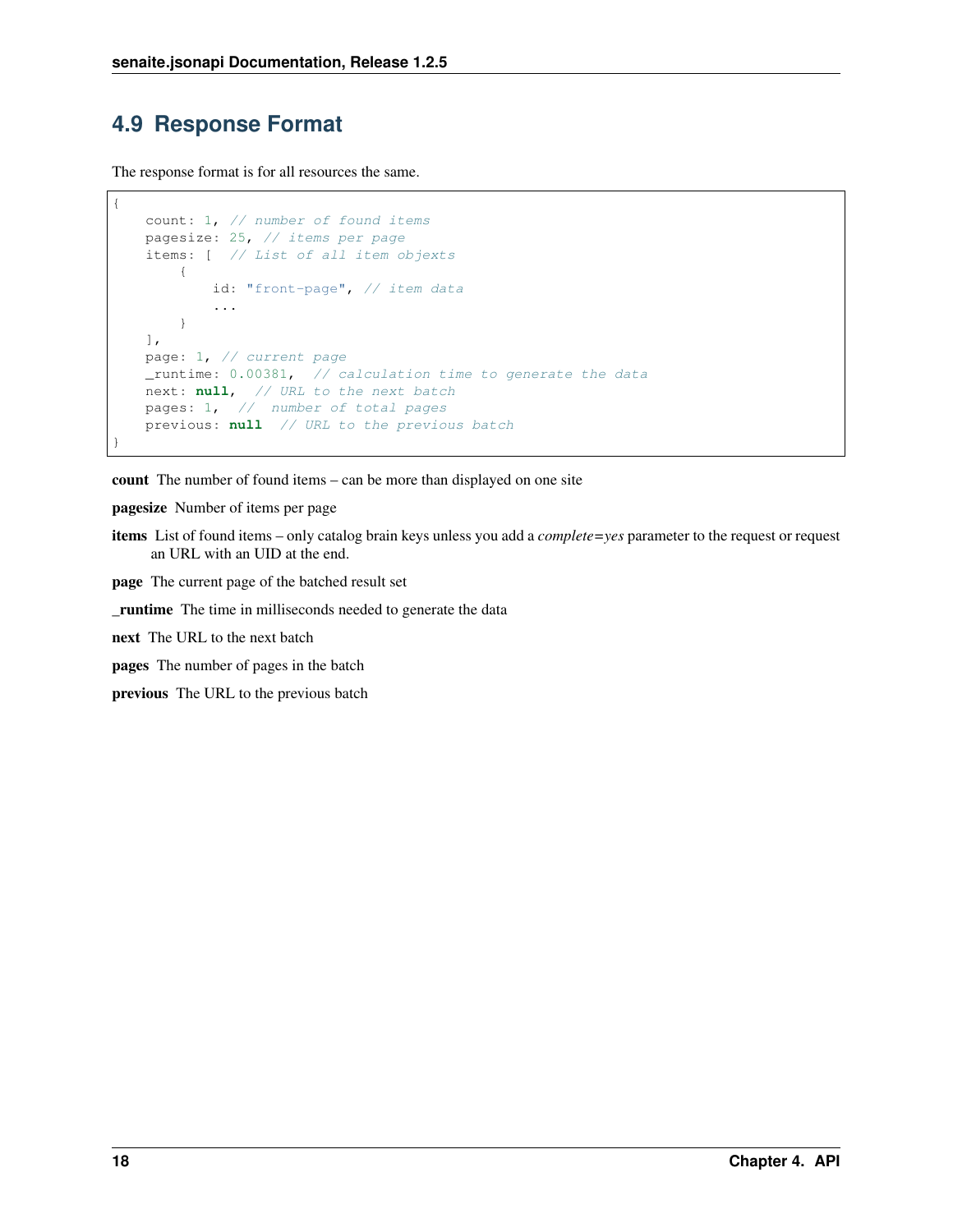## 4.9 Response Format

The response format is for all resources the same.

```
{
    count: 1, // number of found items
    pagesize: 25, // items per page
    items: [  // List of all item objexts
        {
            id: "front-page", // item data
            ...
        }
    ],
    page: 1, // current page
    _runtime: 0.00381,  // calculation time to generate the data
    next: null,  // URL to the next batch
    pages: 1,  //  number of total pages
    previous: null  // URL to the previous batch
}
```

**count** The number of found items – can be more than displayed on one site

**pagesize** Number of items per page

**items** List of found items – only catalog brain keys unless you add a *complete=yes* parameter to the request or request an URL with an UID at the end.

**page** The current page of the batched result set

**_runtime** The time in milliseconds needed to generate the data

**next** The URL to the next batch

**pages** The number of pages in the batch

**previous** The URL to the previous batch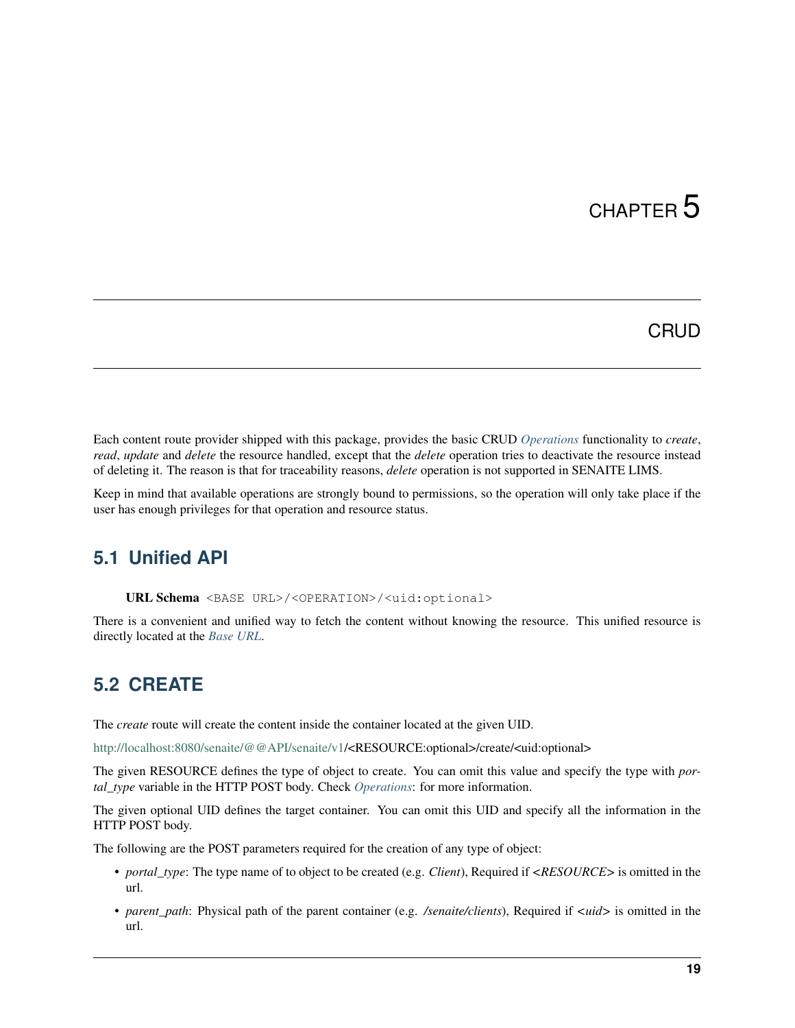# CHAPTER 5

# CRUD

Each content route provider shipped with this package, provides the basic CRUD *Operations* functionality to *create*, *read*, *update* and *delete* the resource handled, except that the *delete* operation tries to deactivate the resource instead of deleting it. The reason is that for traceability reasons, *delete* operation is not supported in SENAITE LIMS.

Keep in mind that available operations are strongly bound to permissions, so the operation will only take place if the user has enough privileges for that operation and resource status.

## 5.1 Unified API

**URL Schema** `<BASE URL>/<OPERATION>/<uid:optional>`

There is a convenient and unified way to fetch the content without knowing the resource. This unified resource is directly located at the *Base URL*.

## 5.2 CREATE

The *create* route will create the content inside the container located at the given UID.

http://localhost:8080/senaite/@@API/senaite/v1/<RESOURCE:optional>/create/<uid:optional>

The given RESOURCE defines the type of object to create. You can omit this value and specify the type with *portal_type* variable in the HTTP POST body. Check *Operations*: for more information.

The given optional UID defines the target container. You can omit this UID and specify all the information in the HTTP POST body.

The following are the POST parameters required for the creation of any type of object:

- *portal_type*: The type name of to object to be created (e.g. *Client*), Required if *<RESOURCE>* is omitted in the url.
- *parent_path*: Physical path of the parent container (e.g. */senaite/clients*), Required if *<uid>* is omitted in the url.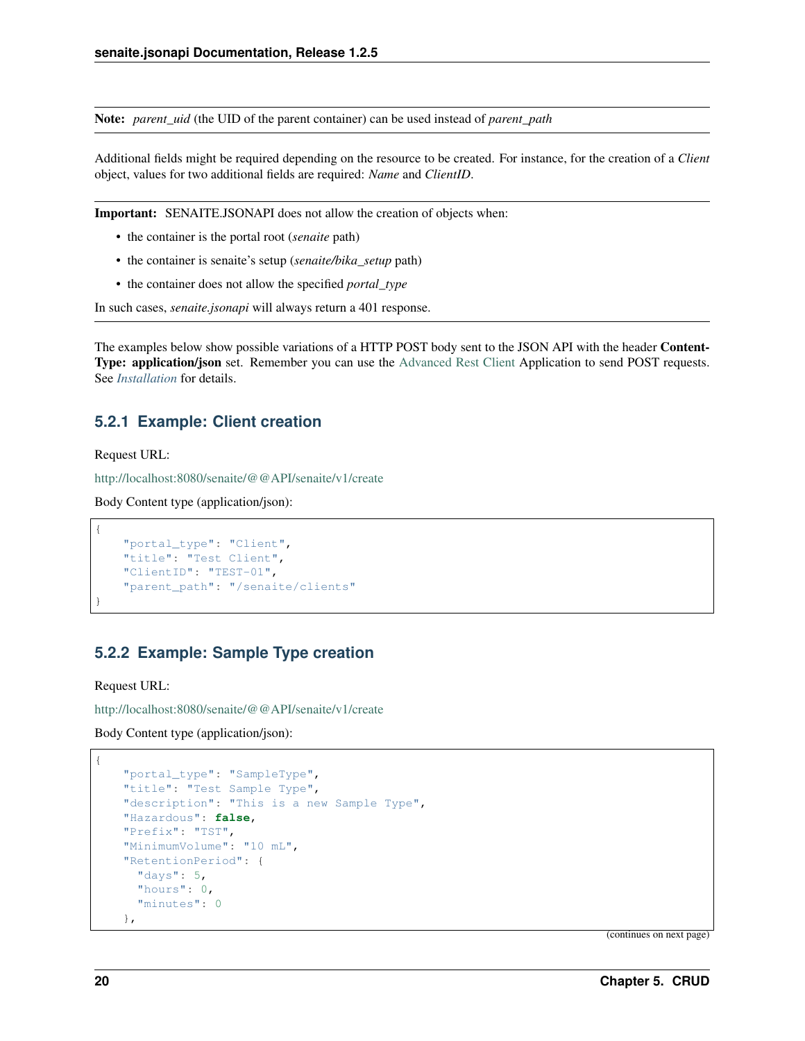**Note:** *parent_uid* (the UID of the parent container) can be used instead of *parent_path*

Additional fields might be required depending on the resource to be created. For instance, for the creation of a *Client* object, values for two additional fields are required: *Name* and *ClientID*.

**Important:** SENAITE.JSONAPI does not allow the creation of objects when:

- the container is the portal root (*senaite* path)
- the container is senaite's setup (*senaite/bika_setup* path)
- the container does not allow the specified *portal_type*

In such cases, *senaite.jsonapi* will always return a 401 response.

The examples below show possible variations of a HTTP POST body sent to the JSON API with the header **Content-Type: application/json** set. Remember you can use the Advanced Rest Client Application to send POST requests. See *Installation* for details.

### 5.2.1 Example: Client creation

Request URL:

http://localhost:8080/senaite/@@API/senaite/v1/create

Body Content type (application/json):

```
{
    "portal_type": "Client",
    "title": "Test Client",
    "ClientID": "TEST-01",
    "parent_path": "/senaite/clients"
}
```

### 5.2.2 Example: Sample Type creation

Request URL:

http://localhost:8080/senaite/@@API/senaite/v1/create

Body Content type (application/json):

```
{
    "portal_type": "SampleType",
    "title": "Test Sample Type",
    "description": "This is a new Sample Type",
    "Hazardous": false,
    "Prefix": "TST",
    "MinimumVolume": "10 mL",
    "RetentionPeriod": {
      "days": 5,
      "hours": 0,
      "minutes": 0
    },
```

(continues on next page)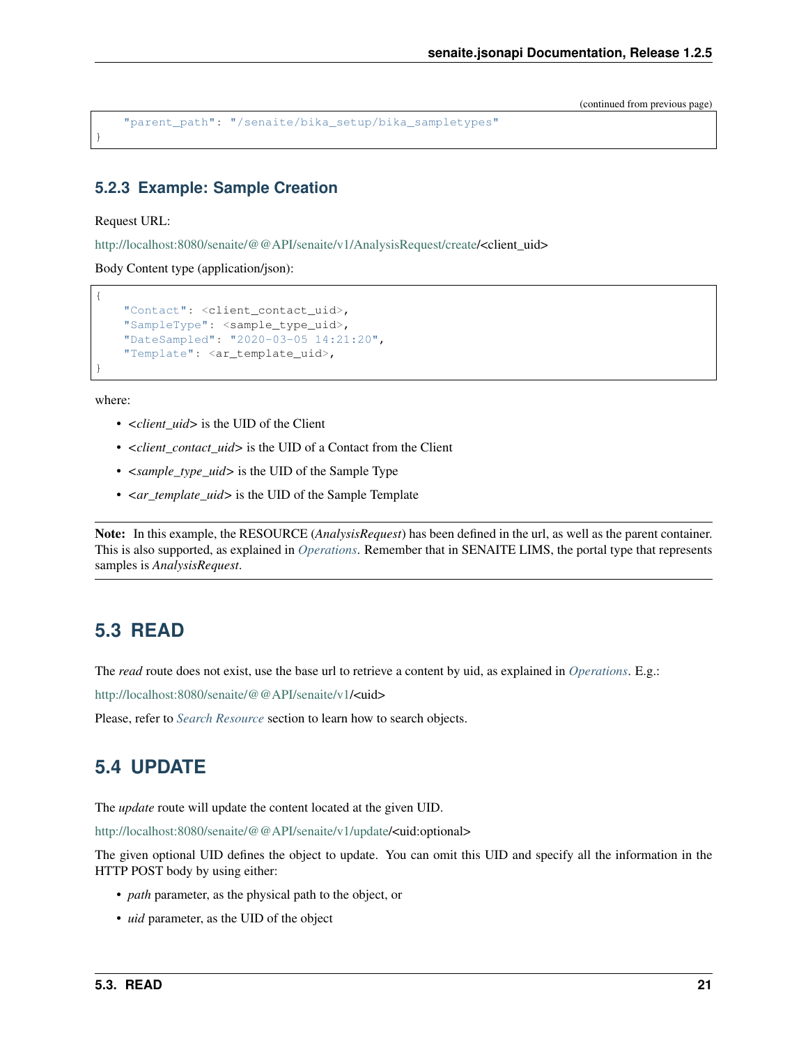(continued from previous page)

```
    "parent_path": "/senaite/bika_setup/bika_sampletypes"
}
```

### 5.2.3 Example: Sample Creation

Request URL:

http://localhost:8080/senaite/@@API/senaite/v1/AnalysisRequest/create/<client_uid>

Body Content type (application/json):

```
{
    "Contact": <client_contact_uid>,
    "SampleType": <sample_type_uid>,
    "DateSampled": "2020-03-05 14:21:20",
    "Template": <ar_template_uid>,
}
```

where:

- <*client_uid*> is the UID of the Client
- <*client_contact_uid*> is the UID of a Contact from the Client
- <*sample_type_uid*> is the UID of the Sample Type
- <*ar_template_uid*> is the UID of the Sample Template

**Note:** In this example, the RESOURCE (*AnalysisRequest*) has been defined in the url, as well as the parent container. This is also supported, as explained in *Operations*. Remember that in SENAITE LIMS, the portal type that represents samples is *AnalysisRequest*.

## 5.3 READ

The *read* route does not exist, use the base url to retrieve a content by uid, as explained in *Operations*. E.g.:

http://localhost:8080/senaite/@@API/senaite/v1/<uid>

Please, refer to *Search Resource* section to learn how to search objects.

## 5.4 UPDATE

The *update* route will update the content located at the given UID.

http://localhost:8080/senaite/@@API/senaite/v1/update/<uid:optional>

The given optional UID defines the object to update. You can omit this UID and specify all the information in the HTTP POST body by using either:

- *path* parameter, as the physical path to the object, or
- *uid* parameter, as the UID of the object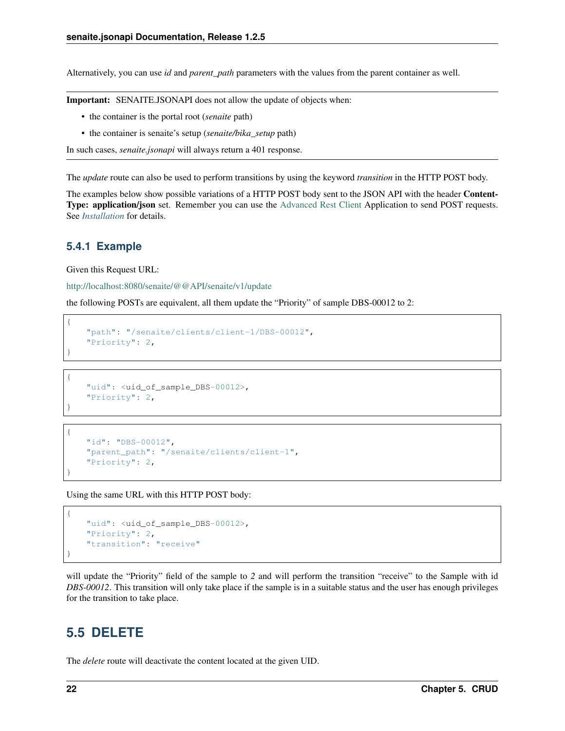Alternatively, you can use *id* and *parent_path* parameters with the values from the parent container as well.

---

**Important:** SENAITE.JSONAPI does not allow the update of objects when:

- the container is the portal root (*senaite* path)
- the container is senaite's setup (*senaite/bika_setup* path)

In such cases, *senaite.jsonapi* will always return a 401 response.

---

The *update* route can also be used to perform transitions by using the keyword *transition* in the HTTP POST body.

The examples below show possible variations of a HTTP POST body sent to the JSON API with the header **Content-Type: application/json** set. Remember you can use the Advanced Rest Client Application to send POST requests. See *Installation* for details.

### 5.4.1 Example

Given this Request URL:

http://localhost:8080/senaite/@@API/senaite/v1/update

the following POSTs are equivalent, all them update the "Priority" of sample DBS-00012 to 2:

```
{
    "path": "/senaite/clients/client-1/DBS-00012",
    "Priority": 2,
}
```

```
{
    "uid": <uid_of_sample_DBS-00012>,
    "Priority": 2,
}
```

```
{
    "id": "DBS-00012",
    "parent_path": "/senaite/clients/client-1",
    "Priority": 2,
}
```

Using the same URL with this HTTP POST body:

```
{
    "uid": <uid_of_sample_DBS-00012>,
    "Priority": 2,
    "transition": "receive"
}
```

will update the "Priority" field of the sample to *2* and will perform the transition "receive" to the Sample with id *DBS-00012*. This transition will only take place if the sample is in a suitable status and the user has enough privileges for the transition to take place.

## 5.5 DELETE

The *delete* route will deactivate the content located at the given UID.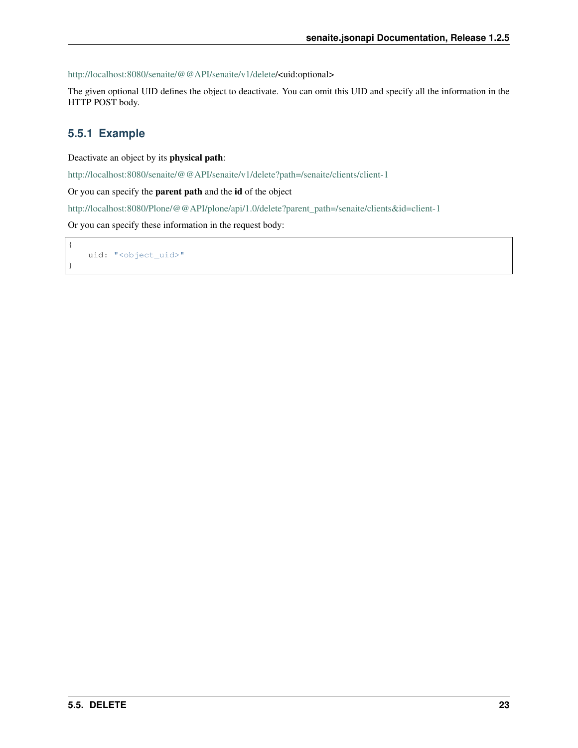http://localhost:8080/senaite/@@API/senaite/v1/delete/<uid:optional>

The given optional UID defines the object to deactivate. You can omit this UID and specify all the information in the HTTP POST body.

### 5.5.1 Example

Deactivate an object by its **physical path**:

http://localhost:8080/senaite/@@API/senaite/v1/delete?path=/senaite/clients/client-1

Or you can specify the **parent path** and the **id** of the object

http://localhost:8080/Plone/@@API/plone/api/1.0/delete?parent_path=/senaite/clients&id=client-1

Or you can specify these information in the request body:

```
{
    uid: "<object_uid>"
}
```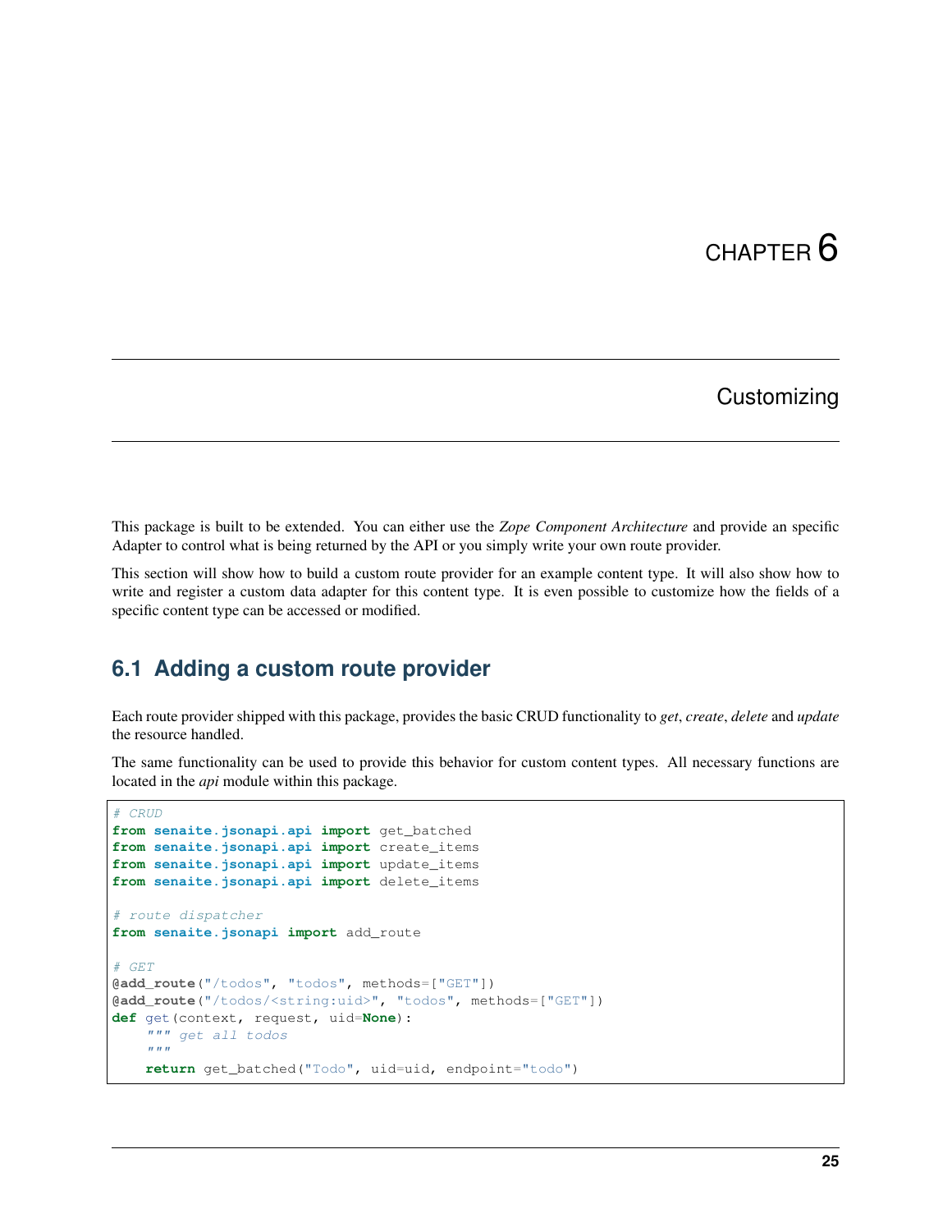# CHAPTER 6

## Customizing

This package is built to be extended. You can either use the *Zope Component Architecture* and provide an specific Adapter to control what is being returned by the API or you simply write your own route provider.

This section will show how to build a custom route provider for an example content type. It will also show how to write and register a custom data adapter for this content type. It is even possible to customize how the fields of a specific content type can be accessed or modified.

### 6.1 Adding a custom route provider

Each route provider shipped with this package, provides the basic CRUD functionality to *get*, *create*, *delete* and *update* the resource handled.

The same functionality can be used to provide this behavior for custom content types. All necessary functions are located in the *api* module within this package.

```
# CRUD
from senaite.jsonapi.api import get_batched
from senaite.jsonapi.api import create_items
from senaite.jsonapi.api import update_items
from senaite.jsonapi.api import delete_items

# route dispatcher
from senaite.jsonapi import add_route

# GET
@add_route("/todos", "todos", methods=["GET"])
@add_route("/todos/<string:uid>", "todos", methods=["GET"])
def get(context, request, uid=None):
    """ get all todos
    """
    return get_batched("Todo", uid=uid, endpoint="todo")
```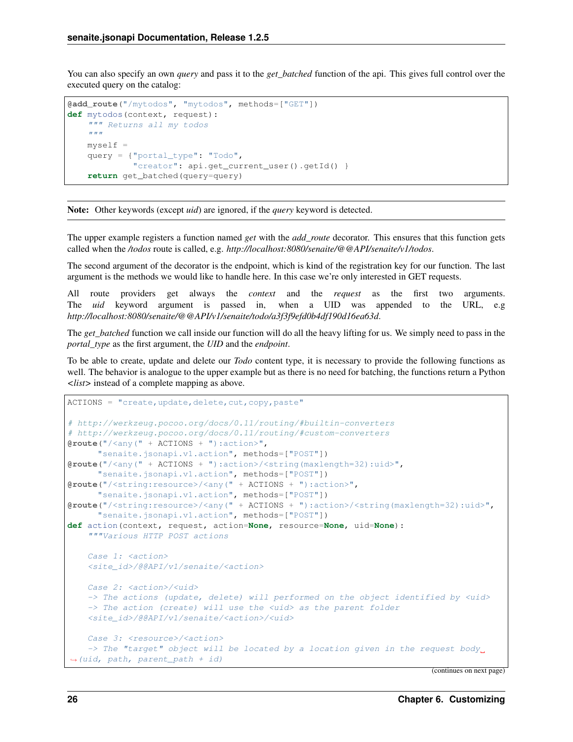You can also specify an own *query* and pass it to the *get_batched* function of the api. This gives full control over the executed query on the catalog:

```
@add_route("/mytodos", "mytodos", methods=["GET"])
def mytodos(context, request):
    """ Returns all my todos
    """
    myself =
    query = {"portal_type": "Todo",
             "creator": api.get_current_user().getId() }
    return get_batched(query=query)
```

**Note:** Other keywords (except *uid*) are ignored, if the *query* keyword is detected.

The upper example registers a function named *get* with the *add_route* decorator. This ensures that this function gets called when the */todos* route is called, e.g. *http://localhost:8080/senaite/@@API/senaite/v1/todos*.

The second argument of the decorator is the endpoint, which is kind of the registration key for our function. The last argument is the methods we would like to handle here. In this case we're only interested in GET requests.

All route providers get always the *context* and the *request* as the first two arguments. The *uid* keyword argument is passed in, when a UID was appended to the URL, e.g *http://localhost:8080/senaite/@@API/v1/senaite/todo/a3f3f9efd0b4df190d16ea63d*.

The *get_batched* function we call inside our function will do all the heavy lifting for us. We simply need to pass in the *portal_type* as the first argument, the *UID* and the *endpoint*.

To be able to create, update and delete our *Todo* content type, it is necessary to provide the following functions as well. The behavior is analogue to the upper example but as there is no need for batching, the functions return a Python *<list>* instead of a complete mapping as above.

```
ACTIONS = "create,update,delete,cut,copy,paste"

# http://werkzeug.pocoo.org/docs/0.11/routing/#builtin-converters
# http://werkzeug.pocoo.org/docs/0.11/routing/#custom-converters
@route("/<any(" + ACTIONS + "):action>",
       "senaite.jsonapi.v1.action", methods=["POST"])
@route("/<any(" + ACTIONS + "):action>/<string(maxlength=32):uid>",
       "senaite.jsonapi.v1.action", methods=["POST"])
@route("/<string:resource>/<any(" + ACTIONS + "):action>",
       "senaite.jsonapi.v1.action", methods=["POST"])
@route("/<string:resource>/<any(" + ACTIONS + "):action>/<string(maxlength=32):uid>",
       "senaite.jsonapi.v1.action", methods=["POST"])
def action(context, request, action=None, resource=None, uid=None):
    """Various HTTP POST actions

    Case 1: <action>
    <site_id>/@@API/v1/senaite/<action>

    Case 2: <action>/<uid>
    -> The actions (update, delete) will performed on the object identified by <uid>
    -> The action (create) will use the <uid> as the parent folder
    <site_id>/@@API/v1/senaite/<action>/<uid>

    Case 3: <resource>/<action>
    -> The "target" object will be located by a location given in the request body
    (uid, path, parent_path + id)
```

(continues on next page)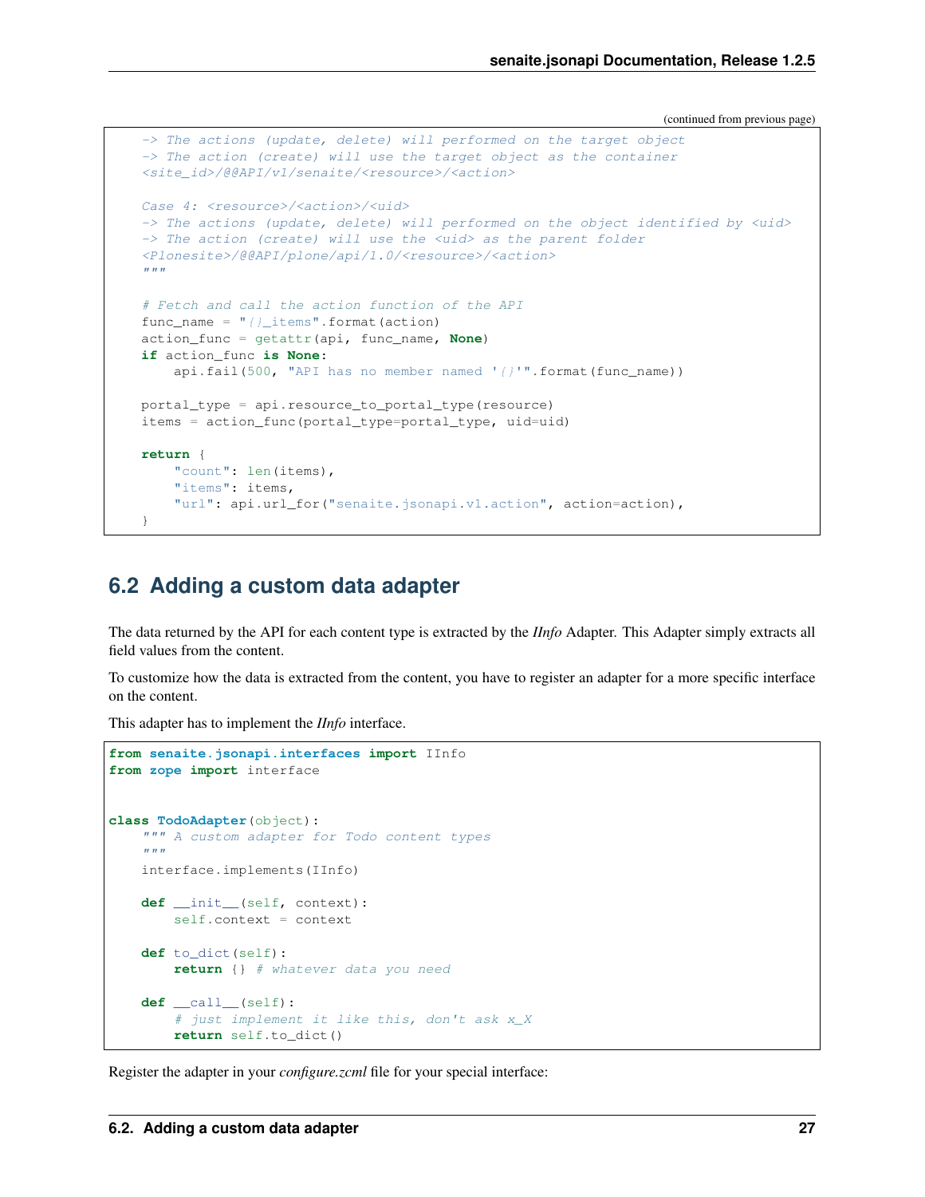(continued from previous page)

```
    -> The actions (update, delete) will performed on the target object
    -> The action (create) will use the target object as the container
    <site_id>/@@API/v1/senaite/<resource>/<action>

    Case 4: <resource>/<action>/<uid>
    -> The actions (update, delete) will performed on the object identified by <uid>
    -> The action (create) will use the <uid> as the parent folder
    <Plonesite>/@@API/plone/api/1.0/<resource>/<action>
    """

    # Fetch and call the action function of the API
    func_name = "{}_items".format(action)
    action_func = getattr(api, func_name, None)
    if action_func is None:
        api.fail(500, "API has no member named '{}'".format(func_name))

    portal_type = api.resource_to_portal_type(resource)
    items = action_func(portal_type=portal_type, uid=uid)

    return {
        "count": len(items),
        "items": items,
        "url": api.url_for("senaite.jsonapi.v1.action", action=action),
    }
```

## 6.2 Adding a custom data adapter

The data returned by the API for each content type is extracted by the *IInfo* Adapter. This Adapter simply extracts all field values from the content.

To customize how the data is extracted from the content, you have to register an adapter for a more specific interface on the content.

This adapter has to implement the *IInfo* interface.

```
from senaite.jsonapi.interfaces import IInfo
from zope import interface


class TodoAdapter(object):
    """ A custom adapter for Todo content types
    """
    interface.implements(IInfo)

    def __init__(self, context):
        self.context = context

    def to_dict(self):
        return {} # whatever data you need

    def __call__(self):
        # just implement it like this, don't ask x_X
        return self.to_dict()
```

Register the adapter in your *configure.zcml* file for your special interface: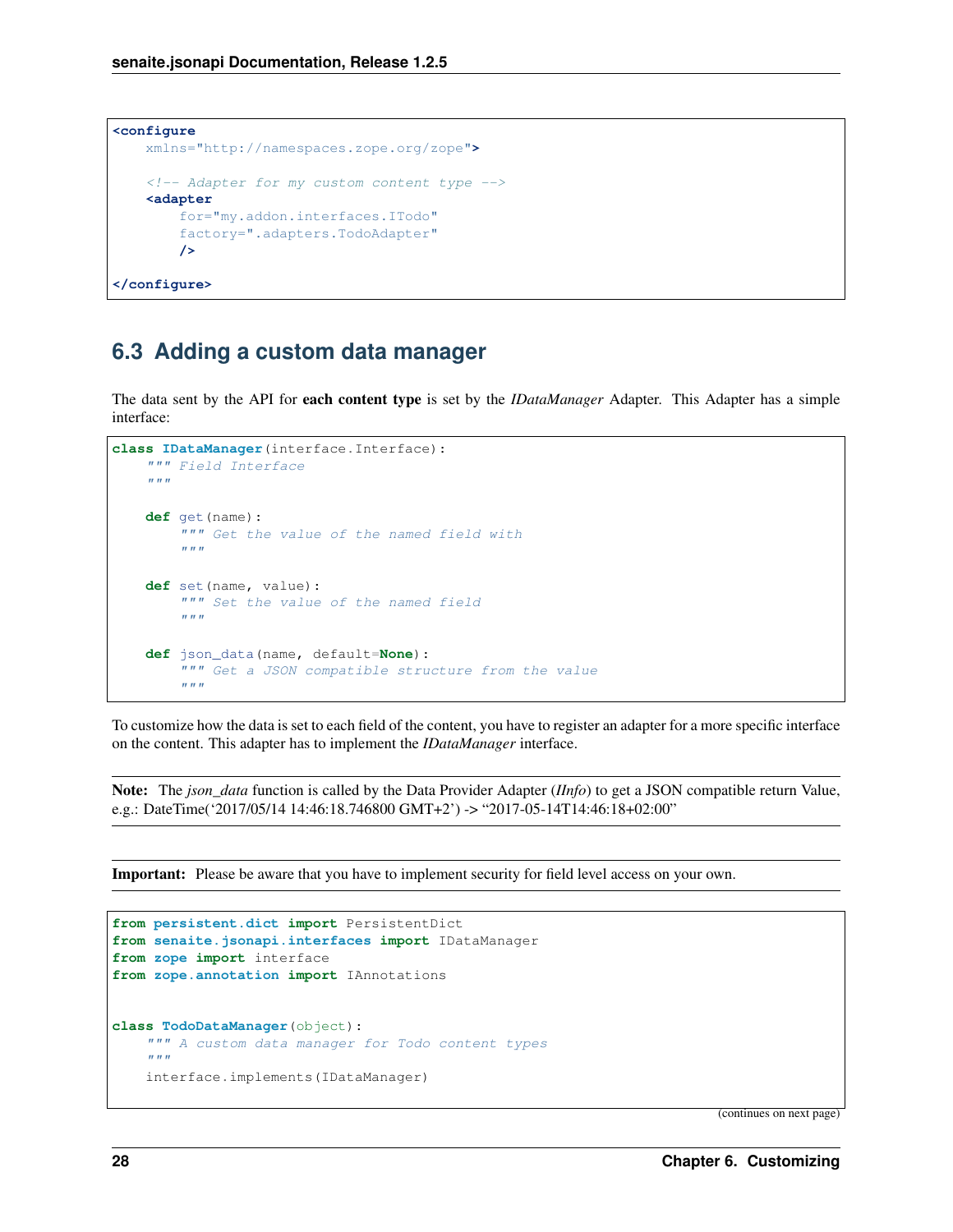```xml
<configure
    xmlns="http://namespaces.zope.org/zope">

    <!-- Adapter for my custom content type -->
    <adapter
        for="my.addon.interfaces.ITodo"
        factory=".adapters.TodoAdapter"
        />

</configure>
```

## 6.3 Adding a custom data manager

The data sent by the API for **each content type** is set by the *IDataManager* Adapter. This Adapter has a simple interface:

```python
class IDataManager(interface.Interface):
    """ Field Interface
    """

    def get(name):
        """ Get the value of the named field with
        """

    def set(name, value):
        """ Set the value of the named field
        """

    def json_data(name, default=None):
        """ Get a JSON compatible structure from the value
        """
```

To customize how the data is set to each field of the content, you have to register an adapter for a more specific interface on the content. This adapter has to implement the *IDataManager* interface.

**Note:** The *json_data* function is called by the Data Provider Adapter (*IInfo*) to get a JSON compatible return Value, e.g.: DateTime('2017/05/14 14:46:18.746800 GMT+2') -> "2017-05-14T14:46:18+02:00"

**Important:** Please be aware that you have to implement security for field level access on your own.

```python
from persistent.dict import PersistentDict
from senaite.jsonapi.interfaces import IDataManager
from zope import interface
from zope.annotation import IAnnotations


class TodoDataManager(object):
    """ A custom data manager for Todo content types
    """
    interface.implements(IDataManager)
```

(continues on next page)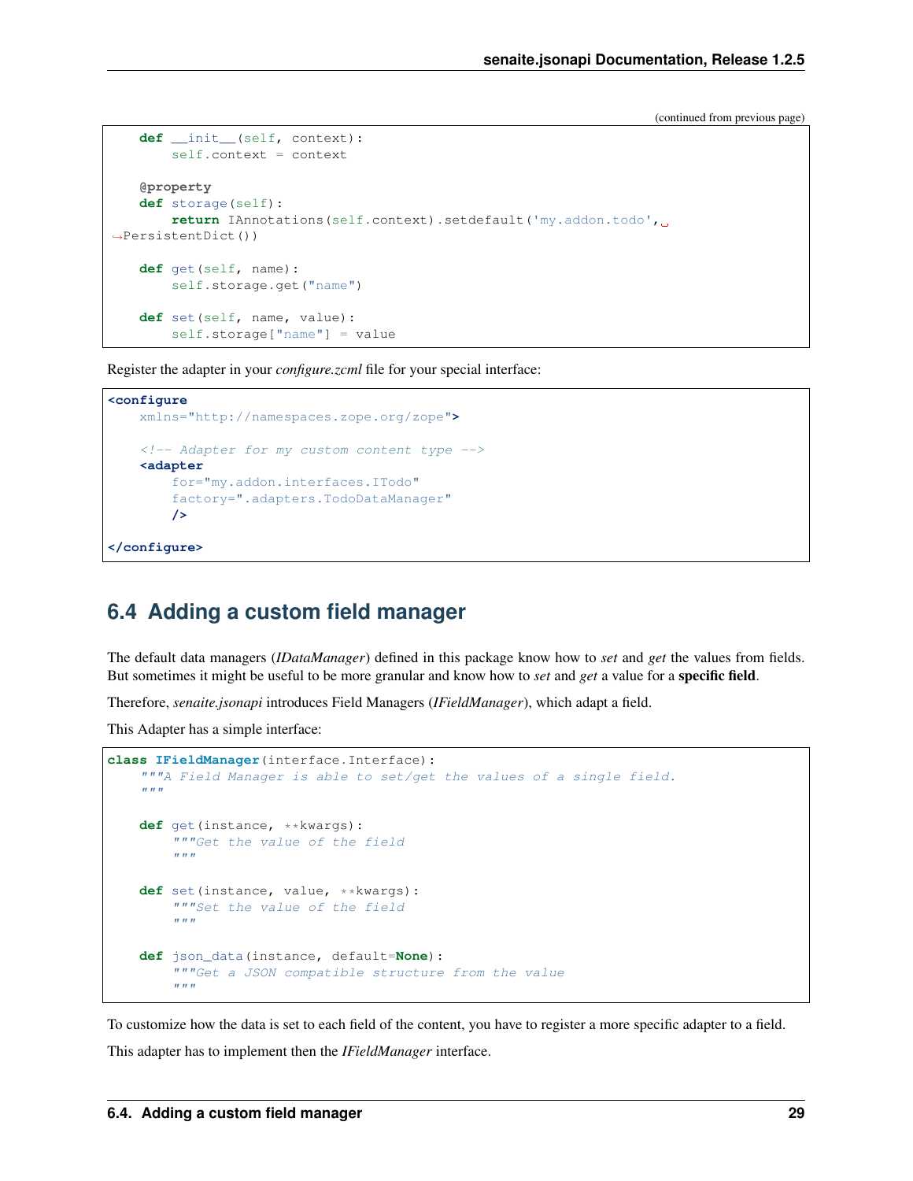(continued from previous page)

```python
    def __init__(self, context):
        self.context = context

    @property
    def storage(self):
        return IAnnotations(self.context).setdefault('my.addon.todo', PersistentDict())

    def get(self, name):
        self.storage.get("name")

    def set(self, name, value):
        self.storage["name"] = value
```

Register the adapter in your *configure.zcml* file for your special interface:

```xml
<configure
    xmlns="http://namespaces.zope.org/zope">

    <!-- Adapter for my custom content type -->
    <adapter
        for="my.addon.interfaces.ITodo"
        factory=".adapters.TodoDataManager"
        />

</configure>
```

## 6.4 Adding a custom field manager

The default data managers (*IDataManager*) defined in this package know how to *set* and *get* the values from fields. But sometimes it might be useful to be more granular and know how to *set* and *get* a value for a **specific field**.

Therefore, *senaite.jsonapi* introduces Field Managers (*IFieldManager*), which adapt a field.

This Adapter has a simple interface:

```python
class IFieldManager(interface.Interface):
    """A Field Manager is able to set/get the values of a single field.
    """

    def get(instance, **kwargs):
        """Get the value of the field
        """

    def set(instance, value, **kwargs):
        """Set the value of the field
        """

    def json_data(instance, default=None):
        """Get a JSON compatible structure from the value
        """
```

To customize how the data is set to each field of the content, you have to register a more specific adapter to a field.

This adapter has to implement then the *IFieldManager* interface.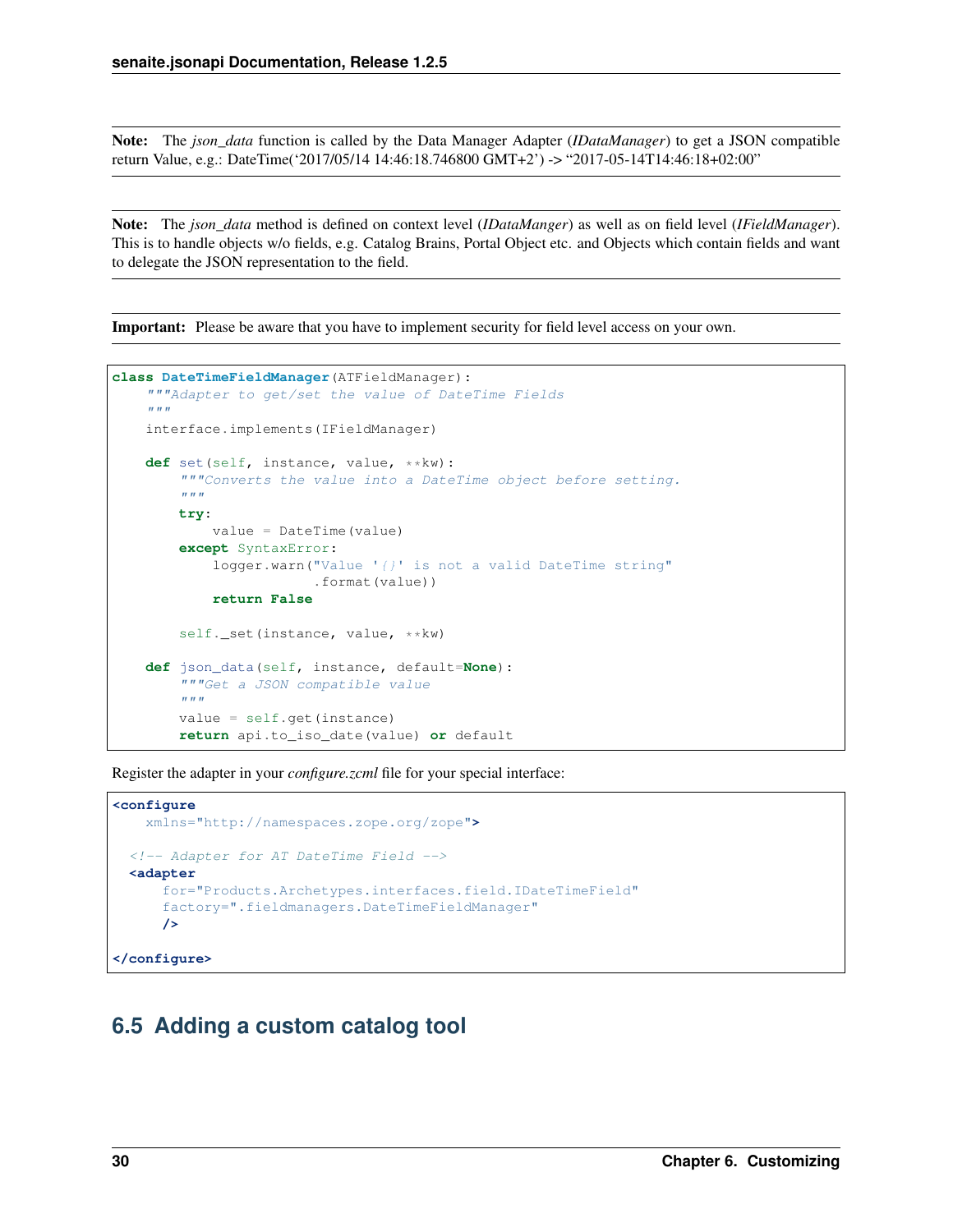**Note:** The *json_data* function is called by the Data Manager Adapter (*IDataManager*) to get a JSON compatible return Value, e.g.: DateTime('2017/05/14 14:46:18.746800 GMT+2') -> "2017-05-14T14:46:18+02:00"

**Note:** The *json_data* method is defined on context level (*IDataManger*) as well as on field level (*IFieldManager*). This is to handle objects w/o fields, e.g. Catalog Brains, Portal Object etc. and Objects which contain fields and want to delegate the JSON representation to the field.

**Important:** Please be aware that you have to implement security for field level access on your own.

```python
class DateTimeFieldManager(ATFieldManager):
    """Adapter to get/set the value of DateTime Fields
    """
    interface.implements(IFieldManager)

    def set(self, instance, value, **kw):
        """Converts the value into a DateTime object before setting.
        """
        try:
            value = DateTime(value)
        except SyntaxError:
            logger.warn("Value '{}' is not a valid DateTime string"
                        .format(value))
            return False

        self._set(instance, value, **kw)

    def json_data(self, instance, default=None):
        """Get a JSON compatible value
        """
        value = self.get(instance)
        return api.to_iso_date(value) or default
```

Register the adapter in your *configure.zcml* file for your special interface:

```xml
<configure
    xmlns="http://namespaces.zope.org/zope">

  <!-- Adapter for AT DateTime Field -->
  <adapter
      for="Products.Archetypes.interfaces.field.IDateTimeField"
      factory=".fieldmanagers.DateTimeFieldManager"
      />

</configure>
```

## 6.5 Adding a custom catalog tool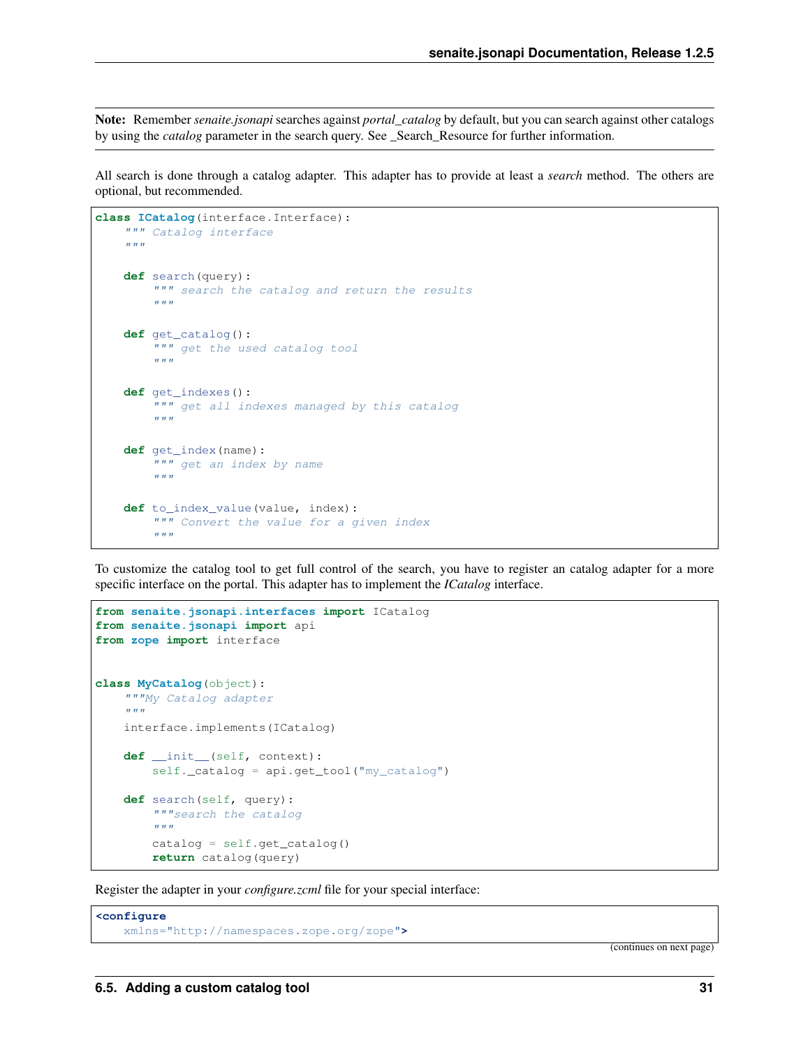**Note:** Remember *senaite.jsonapi* searches against *portal_catalog* by default, but you can search against other catalogs by using the *catalog* parameter in the search query. See _Search_Resource for further information.

All search is done through a catalog adapter. This adapter has to provide at least a *search* method. The others are optional, but recommended.

```python
class ICatalog(interface.Interface):
    """ Catalog interface
    """

    def search(query):
        """ search the catalog and return the results
        """

    def get_catalog():
        """ get the used catalog tool
        """

    def get_indexes():
        """ get all indexes managed by this catalog
        """

    def get_index(name):
        """ get an index by name
        """

    def to_index_value(value, index):
        """ Convert the value for a given index
        """
```

To customize the catalog tool to get full control of the search, you have to register an catalog adapter for a more specific interface on the portal. This adapter has to implement the *ICatalog* interface.

```python
from senaite.jsonapi.interfaces import ICatalog
from senaite.jsonapi import api
from zope import interface


class MyCatalog(object):
    """My Catalog adapter
    """
    interface.implements(ICatalog)

    def __init__(self, context):
        self._catalog = api.get_tool("my_catalog")

    def search(self, query):
        """search the catalog
        """
        catalog = self.get_catalog()
        return catalog(query)
```

Register the adapter in your *configure.zcml* file for your special interface:

```xml
<configure
    xmlns="http://namespaces.zope.org/zope">
```

(continues on next page)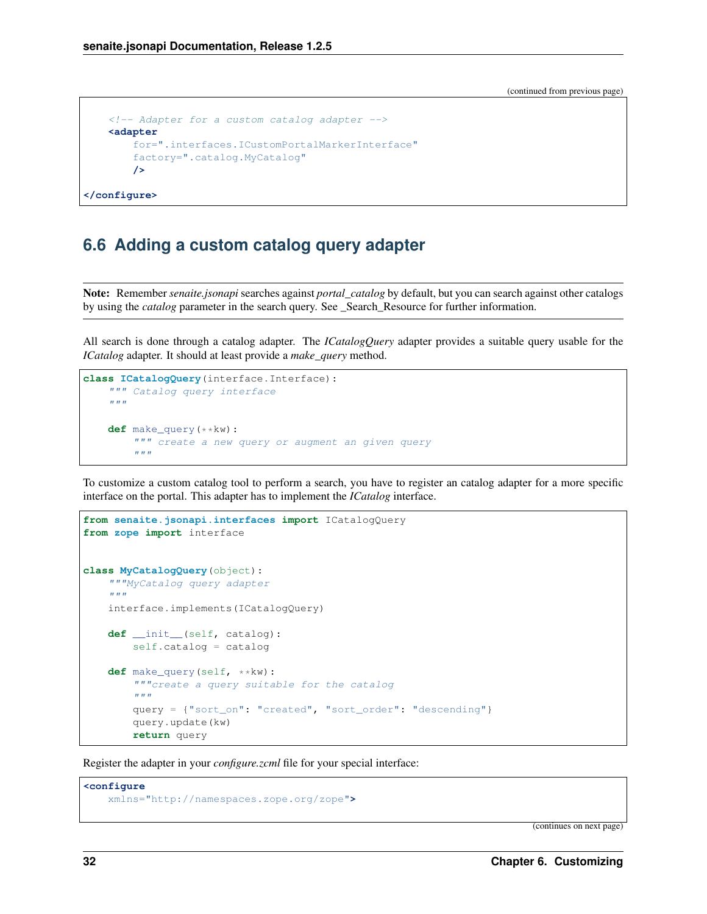(continued from previous page)

```xml
    <!-- Adapter for a custom catalog adapter -->
    <adapter
        for=".interfaces.ICustomPortalMarkerInterface"
        factory=".catalog.MyCatalog"
        />

</configure>
```

## 6.6 Adding a custom catalog query adapter

**Note:** Remember *senaite.jsonapi* searches against *portal_catalog* by default, but you can search against other catalogs by using the *catalog* parameter in the search query. See _Search_Resource for further information.

All search is done through a catalog adapter. The *ICatalogQuery* adapter provides a suitable query usable for the *ICatalog* adapter. It should at least provide a *make_query* method.

```python
class ICatalogQuery(interface.Interface):
    """ Catalog query interface
    """

    def make_query(**kw):
        """ create a new query or augment an given query
        """
```

To customize a custom catalog tool to perform a search, you have to register an catalog adapter for a more specific interface on the portal. This adapter has to implement the *ICatalog* interface.

```python
from senaite.jsonapi.interfaces import ICatalogQuery
from zope import interface


class MyCatalogQuery(object):
    """MyCatalog query adapter
    """
    interface.implements(ICatalogQuery)

    def __init__(self, catalog):
        self.catalog = catalog

    def make_query(self, **kw):
        """create a query suitable for the catalog
        """
        query = {"sort_on": "created", "sort_order": "descending"}
        query.update(kw)
        return query
```

Register the adapter in your *configure.zcml* file for your special interface:

```xml
<configure
    xmlns="http://namespaces.zope.org/zope">
```

(continues on next page)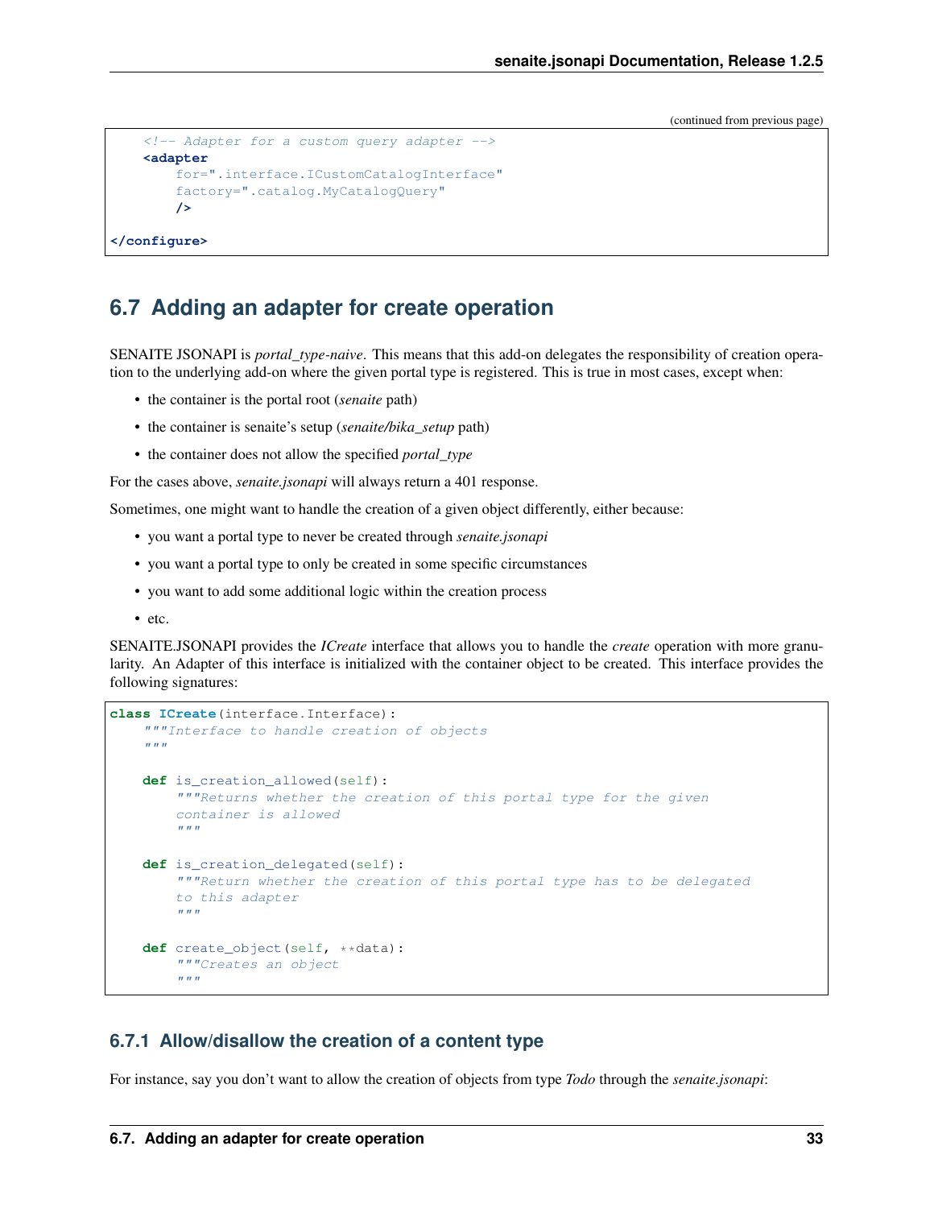```xml
    <!-- Adapter for a custom query adapter -->
    <adapter
        for=".interface.ICustomCatalogInterface"
        factory=".catalog.MyCatalogQuery"
        />

</configure>
```

## 6.7 Adding an adapter for create operation

SENAITE JSONAPI is *portal_type-naive*. This means that this add-on delegates the responsibility of creation operation to the underlying add-on where the given portal type is registered. This is true in most cases, except when:

- the container is the portal root (*senaite* path)
- the container is senaite's setup (*senaite/bika_setup* path)
- the container does not allow the specified *portal_type*

For the cases above, *senaite.jsonapi* will always return a 401 response.

Sometimes, one might want to handle the creation of a given object differently, either because:

- you want a portal type to never be created through *senaite.jsonapi*
- you want a portal type to only be created in some specific circumstances
- you want to add some additional logic within the creation process
- etc.

SENAITE.JSONAPI provides the *ICreate* interface that allows you to handle the *create* operation with more granularity. An Adapter of this interface is initialized with the container object to be created. This interface provides the following signatures:

```python
class ICreate(interface.Interface):
    """Interface to handle creation of objects
    """

    def is_creation_allowed(self):
        """Returns whether the creation of this portal type for the given
        container is allowed
        """

    def is_creation_delegated(self):
        """Return whether the creation of this portal type has to be delegated
        to this adapter
        """

    def create_object(self, **data):
        """Creates an object
        """
```

### 6.7.1 Allow/disallow the creation of a content type

For instance, say you don't want to allow the creation of objects from type *Todo* through the *senaite.jsonapi*: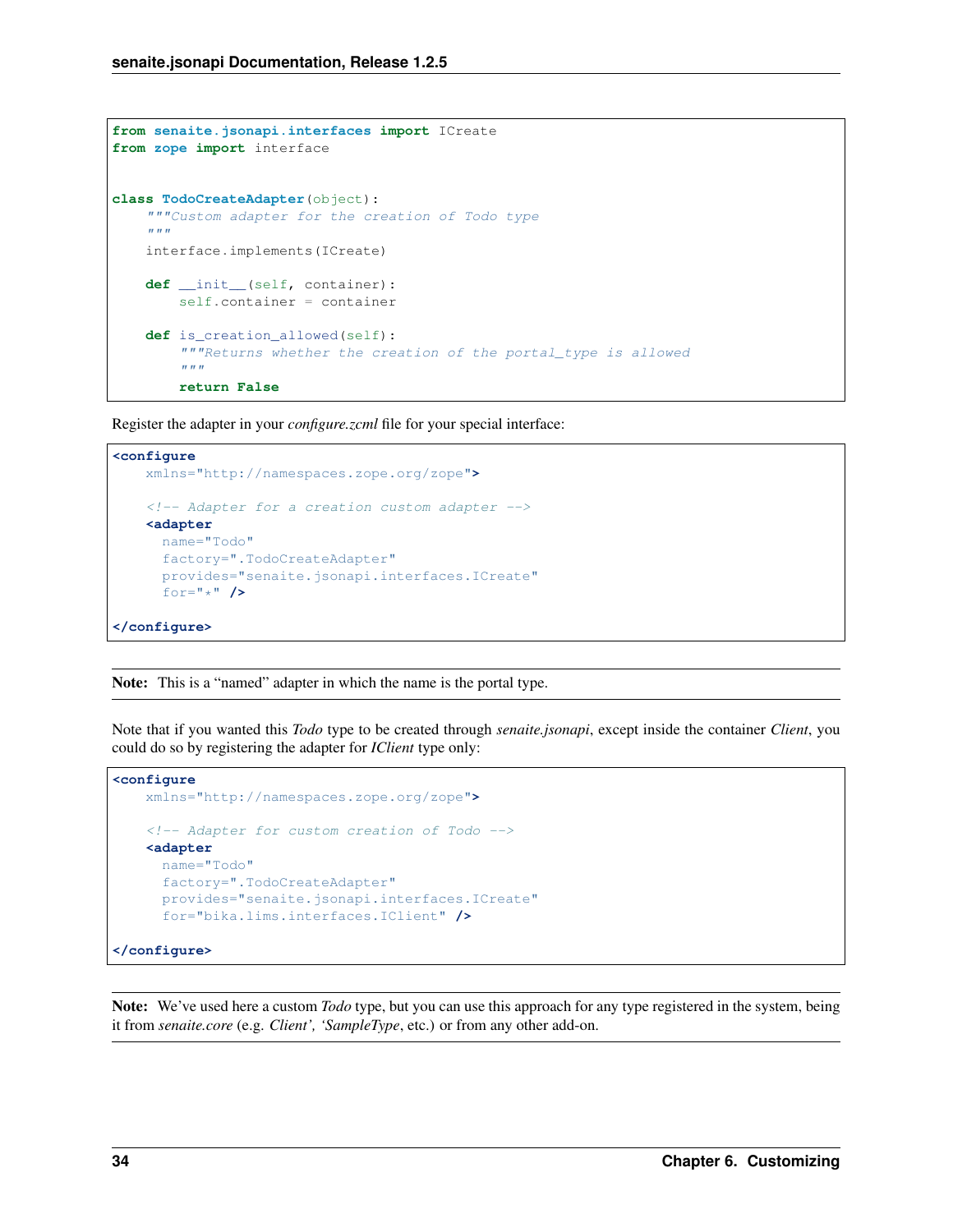```python
from senaite.jsonapi.interfaces import ICreate
from zope import interface


class TodoCreateAdapter(object):
    """Custom adapter for the creation of Todo type
    """
    interface.implements(ICreate)

    def __init__(self, container):
        self.container = container

    def is_creation_allowed(self):
        """Returns whether the creation of the portal_type is allowed
        """
        return False
```

Register the adapter in your *configure.zcml* file for your special interface:

```xml
<configure
    xmlns="http://namespaces.zope.org/zope">

    <!-- Adapter for a creation custom adapter -->
    <adapter
      name="Todo"
      factory=".TodoCreateAdapter"
      provides="senaite.jsonapi.interfaces.ICreate"
      for="*" />

</configure>
```

**Note:** This is a "named" adapter in which the name is the portal type.

Note that if you wanted this *Todo* type to be created through *senaite.jsonapi*, except inside the container *Client*, you could do so by registering the adapter for *IClient* type only:

```xml
<configure
    xmlns="http://namespaces.zope.org/zope">

    <!-- Adapter for custom creation of Todo -->
    <adapter
      name="Todo"
      factory=".TodoCreateAdapter"
      provides="senaite.jsonapi.interfaces.ICreate"
      for="bika.lims.interfaces.IClient" />

</configure>
```

**Note:** We've used here a custom *Todo* type, but you can use this approach for any type registered in the system, being it from *senaite.core* (e.g. *Client', 'SampleType*, etc.) or from any other add-on.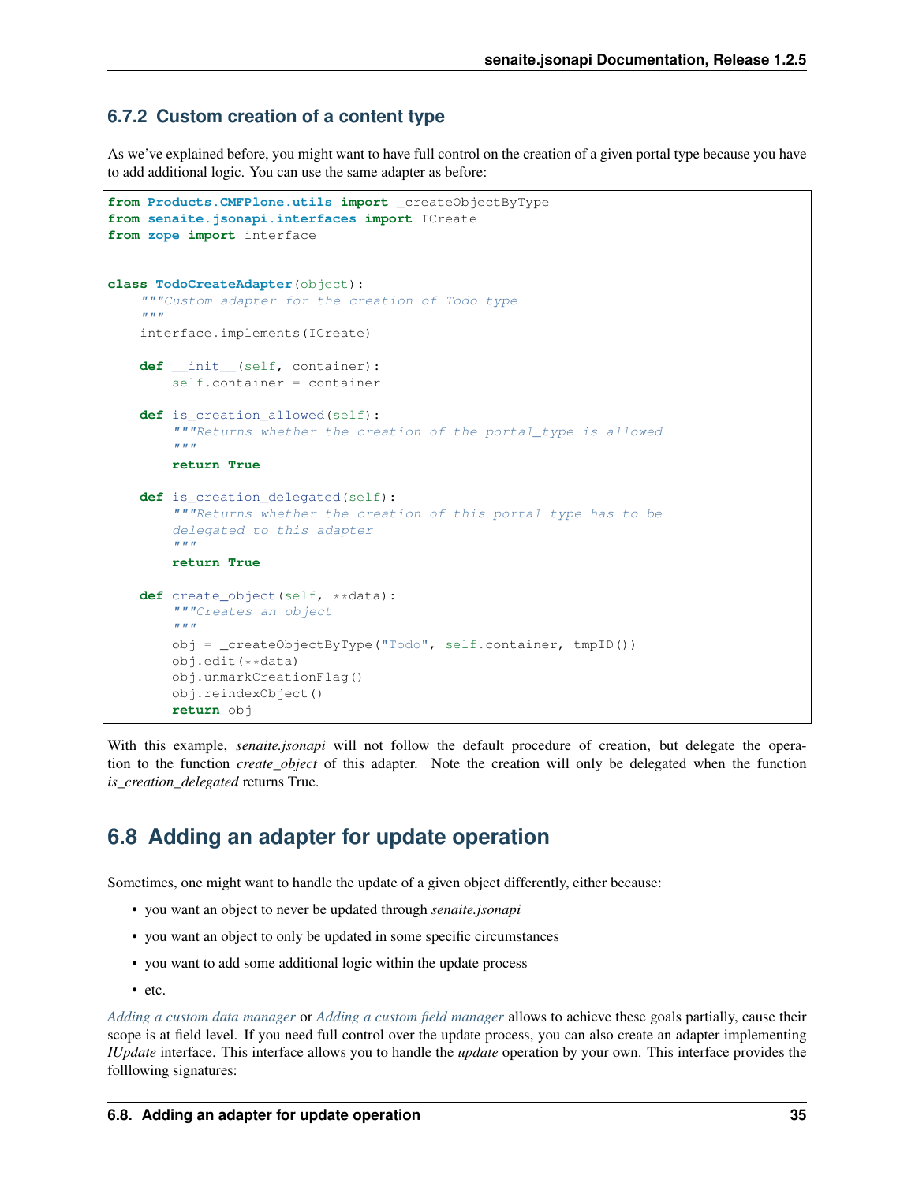### 6.7.2 Custom creation of a content type

As we've explained before, you might want to have full control on the creation of a given portal type because you have to add additional logic. You can use the same adapter as before:

```
from Products.CMFPlone.utils import _createObjectByType
from senaite.jsonapi.interfaces import ICreate
from zope import interface


class TodoCreateAdapter(object):
    """Custom adapter for the creation of Todo type
    """
    interface.implements(ICreate)

    def __init__(self, container):
        self.container = container

    def is_creation_allowed(self):
        """Returns whether the creation of the portal_type is allowed
        """
        return True

    def is_creation_delegated(self):
        """Returns whether the creation of this portal type has to be
        delegated to this adapter
        """
        return True

    def create_object(self, **data):
        """Creates an object
        """
        obj = _createObjectByType("Todo", self.container, tmpID())
        obj.edit(**data)
        obj.unmarkCreationFlag()
        obj.reindexObject()
        return obj
```

With this example, *senaite.jsonapi* will not follow the default procedure of creation, but delegate the operation to the function *create_object* of this adapter. Note the creation will only be delegated when the function *is_creation_delegated* returns True.

## 6.8 Adding an adapter for update operation

Sometimes, one might want to handle the update of a given object differently, either because:

- you want an object to never be updated through *senaite.jsonapi*
- you want an object to only be updated in some specific circumstances
- you want to add some additional logic within the update process
- etc.

*Adding a custom data manager* or *Adding a custom field manager* allows to achieve these goals partially, cause their scope is at field level. If you need full control over the update process, you can also create an adapter implementing *IUpdate* interface. This interface allows you to handle the *update* operation by your own. This interface provides the folllowing signatures: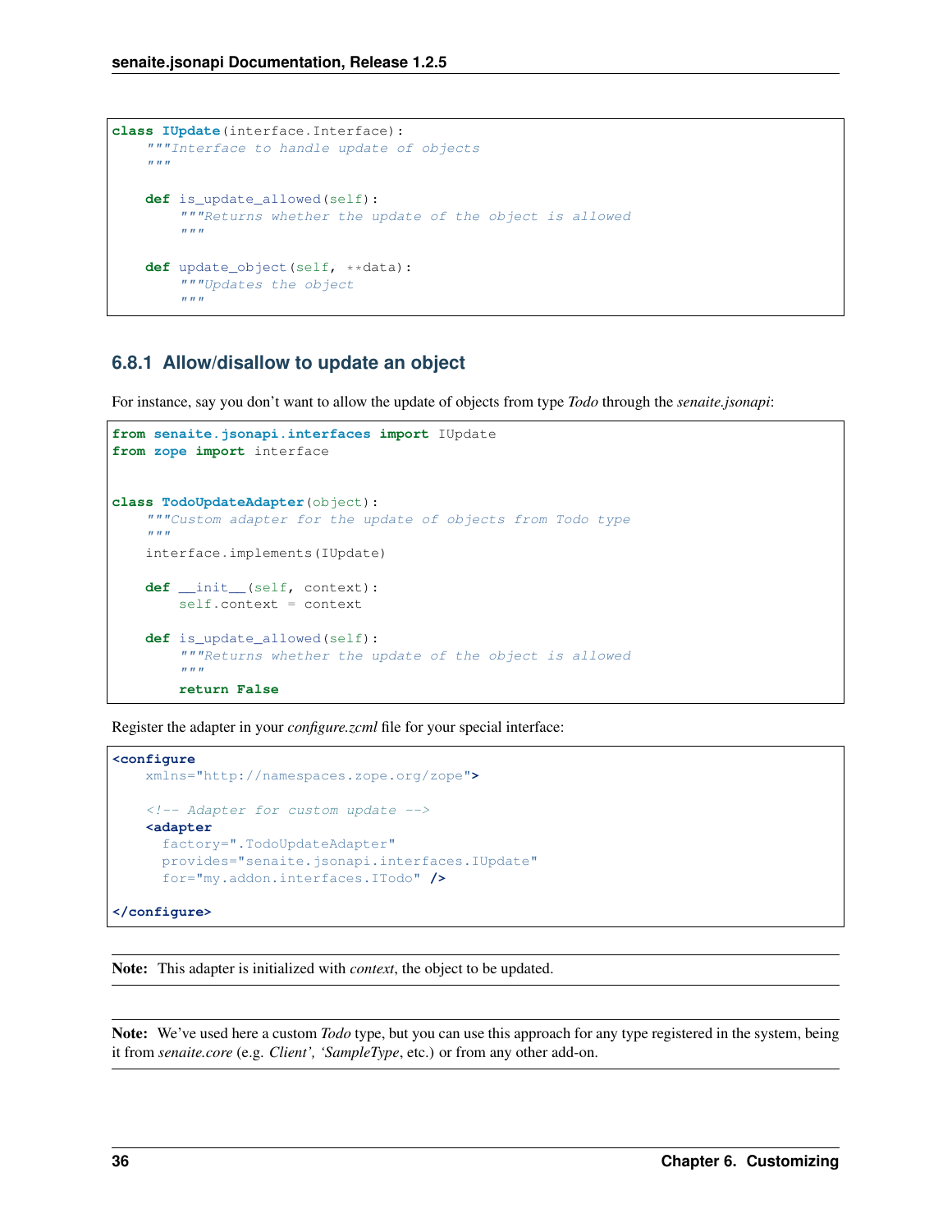```python
class IUpdate(interface.Interface):
    """Interface to handle update of objects
    """

    def is_update_allowed(self):
        """Returns whether the update of the object is allowed
        """

    def update_object(self, **data):
        """Updates the object
        """
```

### 6.8.1 Allow/disallow to update an object

For instance, say you don't want to allow the update of objects from type *Todo* through the *senaite.jsonapi*:

```python
from senaite.jsonapi.interfaces import IUpdate
from zope import interface


class TodoUpdateAdapter(object):
    """Custom adapter for the update of objects from Todo type
    """
    interface.implements(IUpdate)

    def __init__(self, context):
        self.context = context

    def is_update_allowed(self):
        """Returns whether the update of the object is allowed
        """
        return False
```

Register the adapter in your *configure.zcml* file for your special interface:

```xml
<configure
    xmlns="http://namespaces.zope.org/zope">

    <!-- Adapter for custom update -->
    <adapter
      factory=".TodoUpdateAdapter"
      provides="senaite.jsonapi.interfaces.IUpdate"
      for="my.addon.interfaces.ITodo" />

</configure>
```

**Note:** This adapter is initialized with *context*, the object to be updated.

**Note:** We've used here a custom *Todo* type, but you can use this approach for any type registered in the system, being it from *senaite.core* (e.g. *Client', 'SampleType*, etc.) or from any other add-on.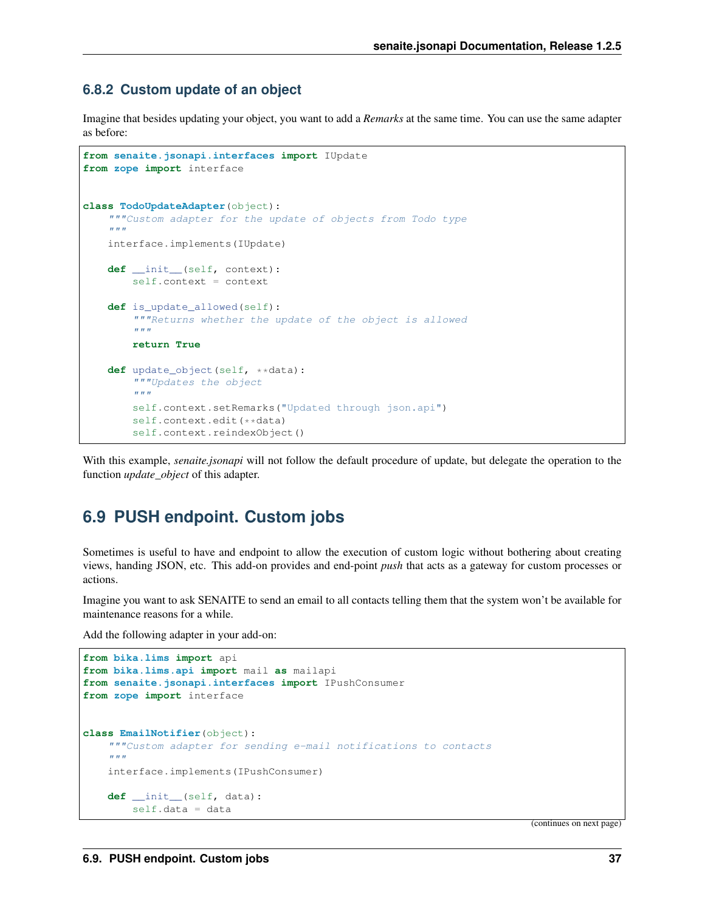### 6.8.2 Custom update of an object

Imagine that besides updating your object, you want to add a *Remarks* at the same time. You can use the same adapter as before:

```
from senaite.jsonapi.interfaces import IUpdate
from zope import interface


class TodoUpdateAdapter(object):
    """Custom adapter for the update of objects from Todo type
    """
    interface.implements(IUpdate)

    def __init__(self, context):
        self.context = context

    def is_update_allowed(self):
        """Returns whether the update of the object is allowed
        """
        return True

    def update_object(self, **data):
        """Updates the object
        """
        self.context.setRemarks("Updated through json.api")
        self.context.edit(**data)
        self.context.reindexObject()
```

With this example, *senaite.jsonapi* will not follow the default procedure of update, but delegate the operation to the function *update_object* of this adapter.

## 6.9 PUSH endpoint. Custom jobs

Sometimes is useful to have and endpoint to allow the execution of custom logic without bothering about creating views, handing JSON, etc. This add-on provides and end-point *push* that acts as a gateway for custom processes or actions.

Imagine you want to ask SENAITE to send an email to all contacts telling them that the system won't be available for maintenance reasons for a while.

Add the following adapter in your add-on:

```
from bika.lims import api
from bika.lims.api import mail as mailapi
from senaite.jsonapi.interfaces import IPushConsumer
from zope import interface


class EmailNotifier(object):
    """Custom adapter for sending e-mail notifications to contacts
    """
    interface.implements(IPushConsumer)

    def __init__(self, data):
        self.data = data
```

(continues on next page)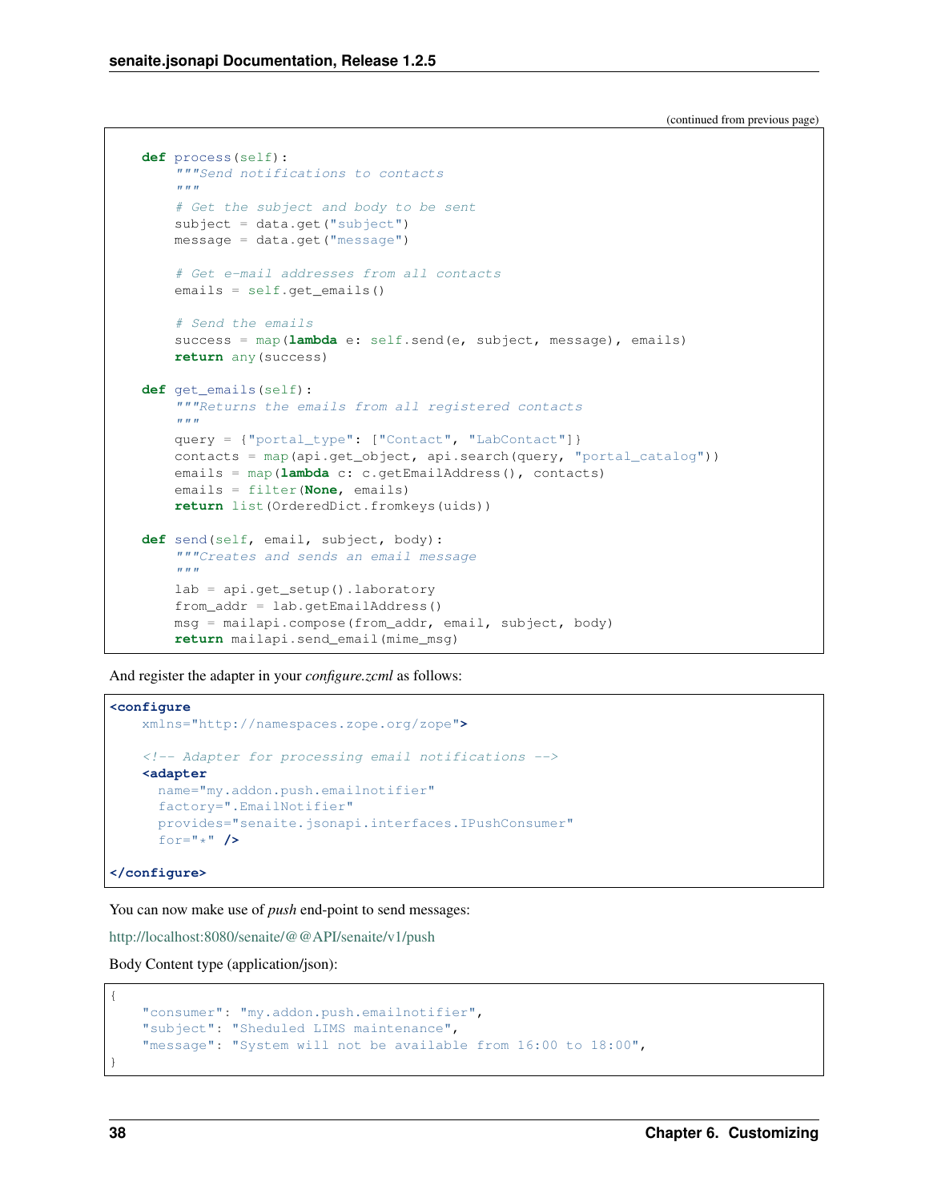(continued from previous page)

```python
    def process(self):
        """Send notifications to contacts
        """
        # Get the subject and body to be sent
        subject = data.get("subject")
        message = data.get("message")

        # Get e-mail addresses from all contacts
        emails = self.get_emails()

        # Send the emails
        success = map(lambda e: self.send(e, subject, message), emails)
        return any(success)

    def get_emails(self):
        """Returns the emails from all registered contacts
        """
        query = {"portal_type": ["Contact", "LabContact"]}
        contacts = map(api.get_object, api.search(query, "portal_catalog"))
        emails = map(lambda c: c.getEmailAddress(), contacts)
        emails = filter(None, emails)
        return list(OrderedDict.fromkeys(uids))

    def send(self, email, subject, body):
        """Creates and sends an email message
        """
        lab = api.get_setup().laboratory
        from_addr = lab.getEmailAddress()
        msg = mailapi.compose(from_addr, email, subject, body)
        return mailapi.send_email(mime_msg)
```

And register the adapter in your *configure.zcml* as follows:

```xml
<configure
    xmlns="http://namespaces.zope.org/zope">

    <!-- Adapter for processing email notifications -->
    <adapter
      name="my.addon.push.emailnotifier"
      factory=".EmailNotifier"
      provides="senaite.jsonapi.interfaces.IPushConsumer"
      for="*" />

</configure>
```

You can now make use of *push* end-point to send messages:

http://localhost:8080/senaite/@@API/senaite/v1/push

Body Content type (application/json):

```json
{
    "consumer": "my.addon.push.emailnotifier",
    "subject": "Sheduled LIMS maintenance",
    "message": "System will not be available from 16:00 to 18:00",
}
```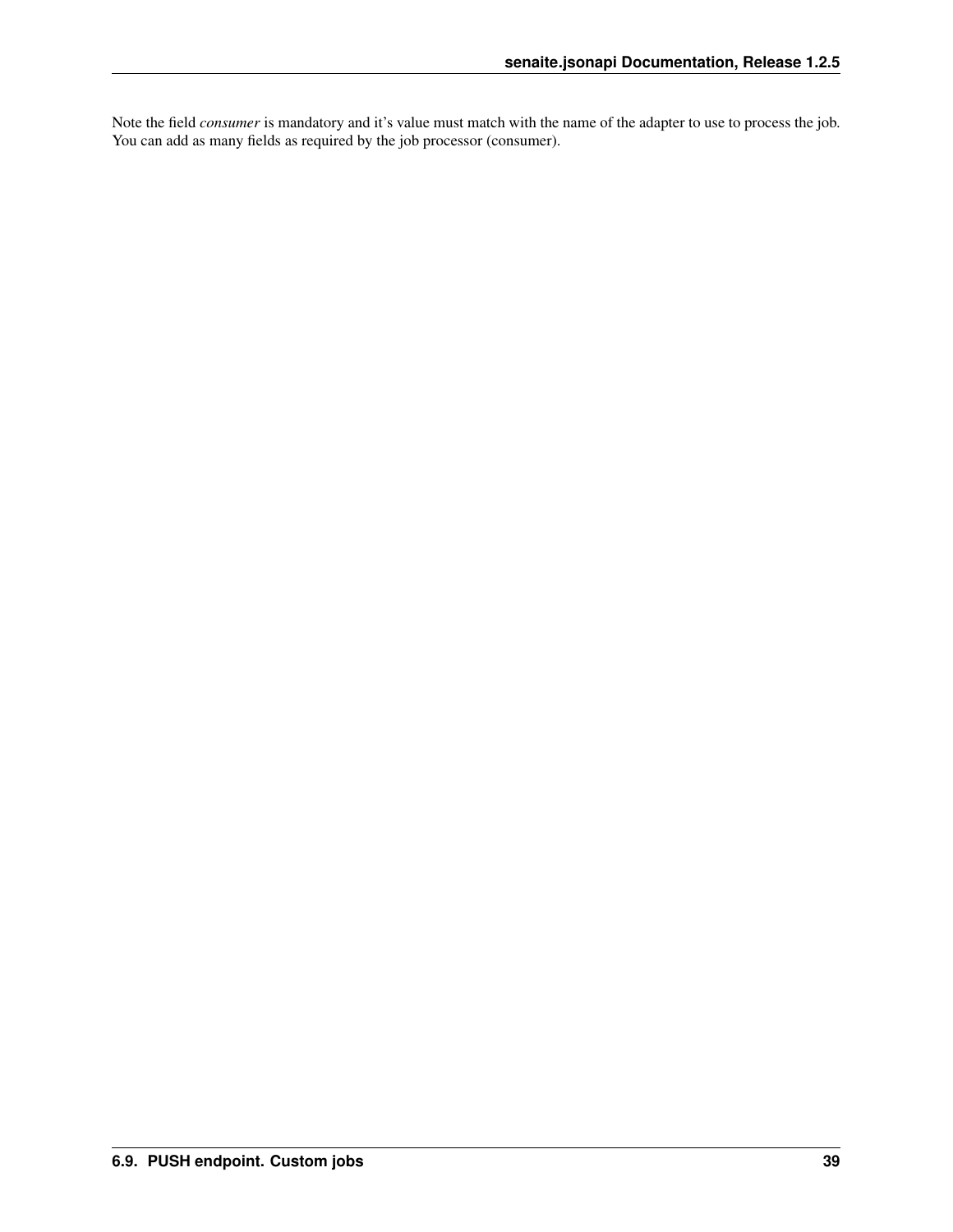Note the field *consumer* is mandatory and it's value must match with the name of the adapter to use to process the job. You can add as many fields as required by the job processor (consumer).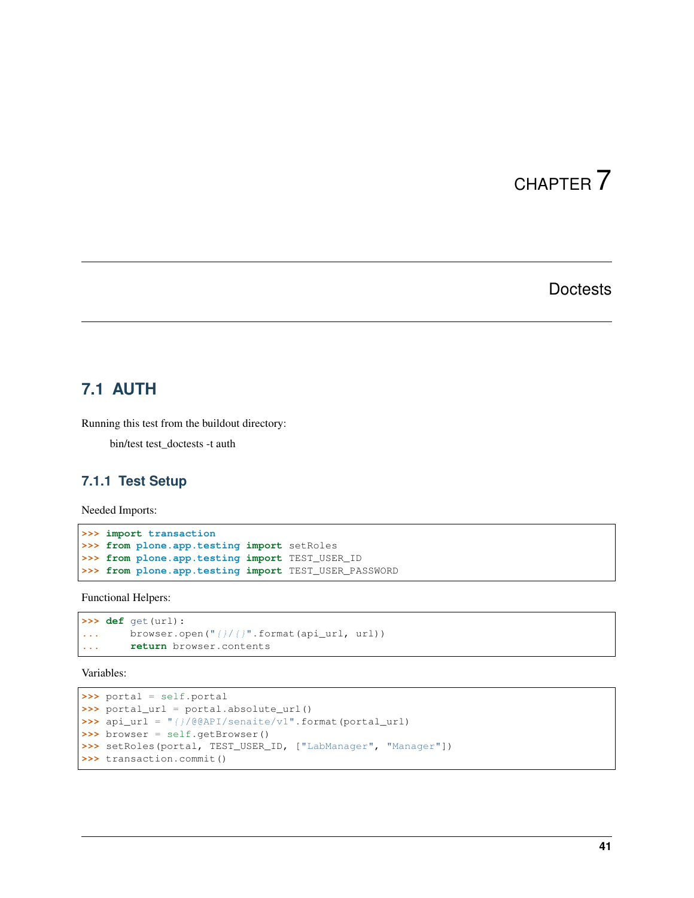# CHAPTER 7

# Doctests

## 7.1 AUTH

Running this test from the buildout directory:

> bin/test test_doctests -t auth

### 7.1.1 Test Setup

Needed Imports:

```
>>> import transaction
>>> from plone.app.testing import setRoles
>>> from plone.app.testing import TEST_USER_ID
>>> from plone.app.testing import TEST_USER_PASSWORD
```

Functional Helpers:

```
>>> def get(url):
...     browser.open("{}/{}".format(api_url, url))
...     return browser.contents
```

Variables:

```
>>> portal = self.portal
>>> portal_url = portal.absolute_url()
>>> api_url = "{}/@@API/senaite/v1".format(portal_url)
>>> browser = self.getBrowser()
>>> setRoles(portal, TEST_USER_ID, ["LabManager", "Manager"])
>>> transaction.commit()
```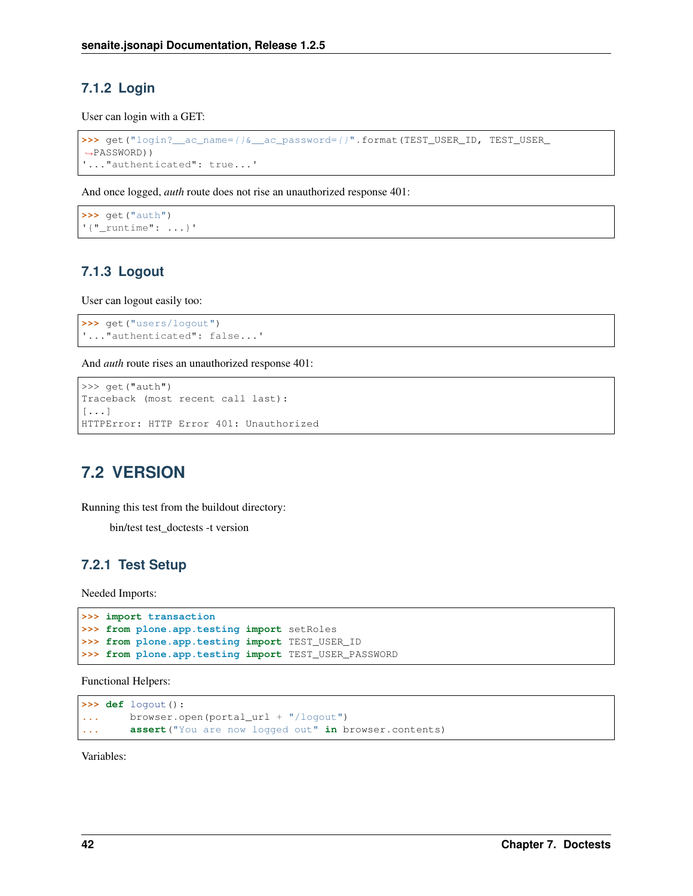### 7.1.2 Login

User can login with a GET:

```
>>> get("login?__ac_name={}&__ac_password={}".format(TEST_USER_ID, TEST_USER_PASSWORD))
'..."authenticated": true...'
```

And once logged, *auth* route does not rise an unauthorized response 401:

```
>>> get("auth")
'{"_runtime": ...}'
```

### 7.1.3 Logout

User can logout easily too:

```
>>> get("users/logout")
'..."authenticated": false...'
```

And *auth* route rises an unauthorized response 401:

```
>>> get("auth")
Traceback (most recent call last):
[...]
HTTPError: HTTP Error 401: Unauthorized
```

## 7.2 VERSION

Running this test from the buildout directory:

bin/test test_doctests -t version

### 7.2.1 Test Setup

Needed Imports:

```
>>> import transaction
>>> from plone.app.testing import setRoles
>>> from plone.app.testing import TEST_USER_ID
>>> from plone.app.testing import TEST_USER_PASSWORD
```

Functional Helpers:

```
>>> def logout():
...     browser.open(portal_url + "/logout")
...     assert("You are now logged out" in browser.contents)
```

Variables: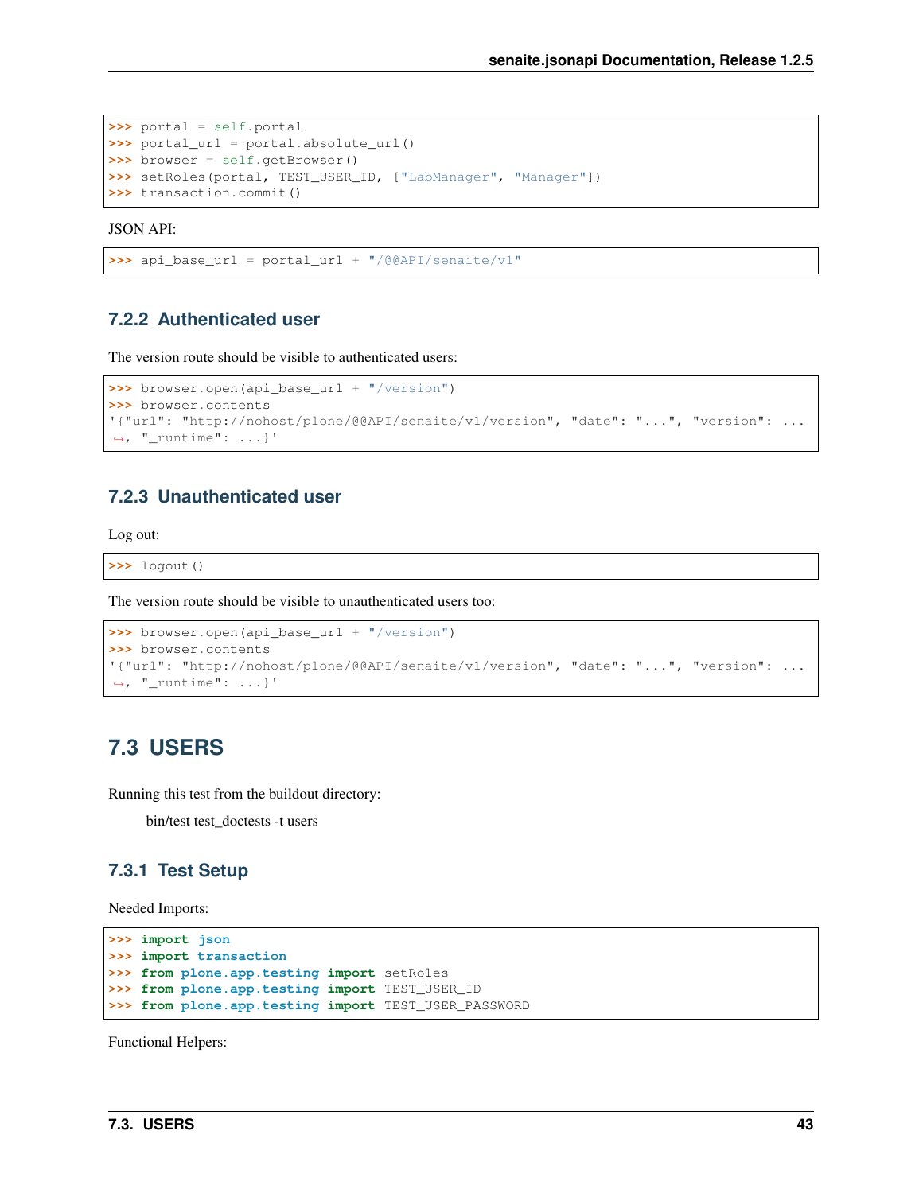```
>>> portal = self.portal
>>> portal_url = portal.absolute_url()
>>> browser = self.getBrowser()
>>> setRoles(portal, TEST_USER_ID, ["LabManager", "Manager"])
>>> transaction.commit()
```

JSON API:

```
>>> api_base_url = portal_url + "/@@API/senaite/v1"
```

### 7.2.2 Authenticated user

The version route should be visible to authenticated users:

```
>>> browser.open(api_base_url + "/version")
>>> browser.contents
'{"url": "http://nohost/plone/@@API/senaite/v1/version", "date": "...", "version": ...
↪, "_runtime": ...}'
```

### 7.2.3 Unauthenticated user

Log out:

```
>>> logout()
```

The version route should be visible to unauthenticated users too:

```
>>> browser.open(api_base_url + "/version")
>>> browser.contents
'{"url": "http://nohost/plone/@@API/senaite/v1/version", "date": "...", "version": ...
↪, "_runtime": ...}'
```

## 7.3 USERS

Running this test from the buildout directory:

bin/test test_doctests -t users

### 7.3.1 Test Setup

Needed Imports:

```
>>> import json
>>> import transaction
>>> from plone.app.testing import setRoles
>>> from plone.app.testing import TEST_USER_ID
>>> from plone.app.testing import TEST_USER_PASSWORD
```

Functional Helpers: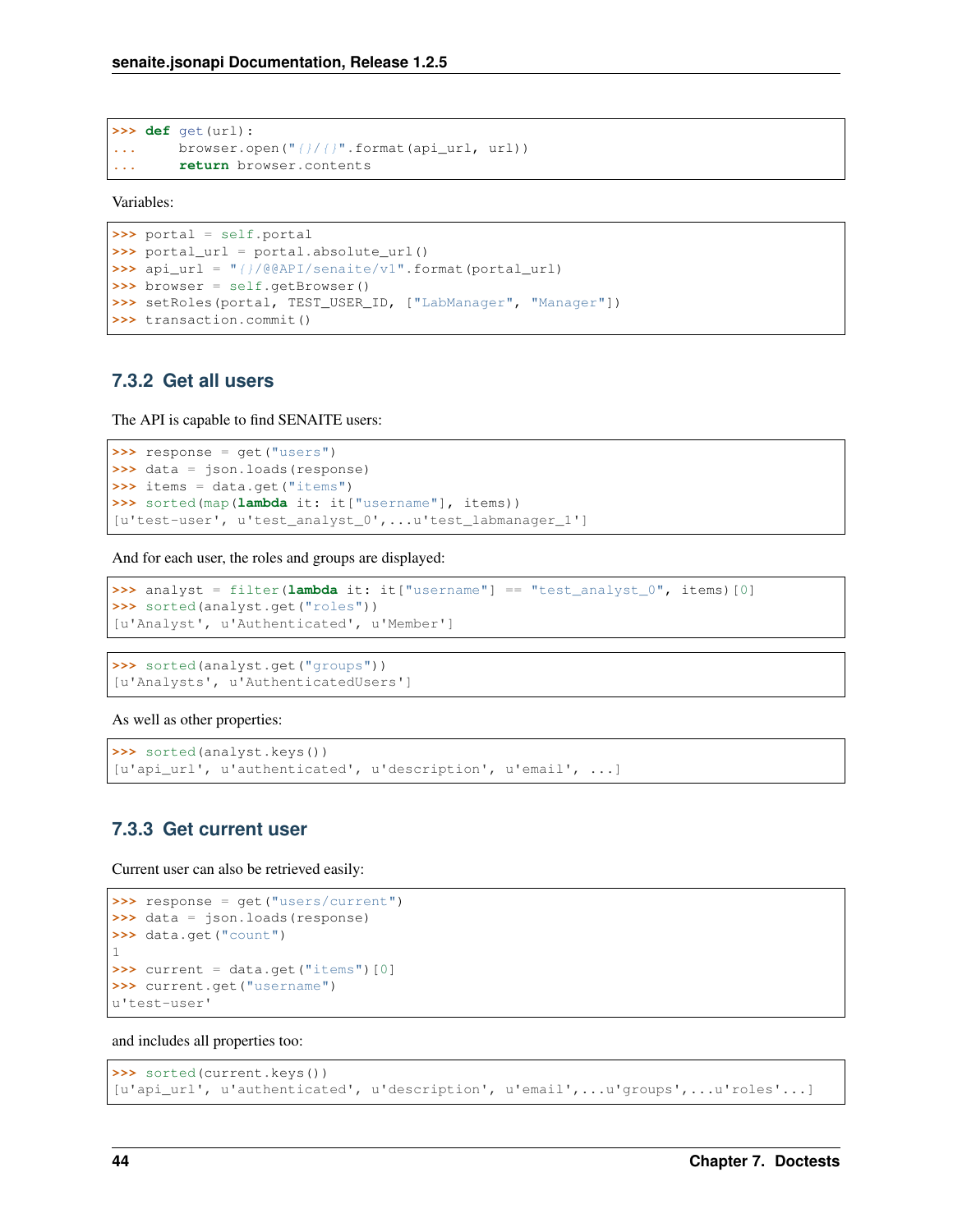```
>>> def get(url):
...     browser.open("{}/{}".format(api_url, url))
...     return browser.contents
```

Variables:

```
>>> portal = self.portal
>>> portal_url = portal.absolute_url()
>>> api_url = "{}/@@API/senaite/v1".format(portal_url)
>>> browser = self.getBrowser()
>>> setRoles(portal, TEST_USER_ID, ["LabManager", "Manager"])
>>> transaction.commit()
```

### 7.3.2 Get all users

The API is capable to find SENAITE users:

```
>>> response = get("users")
>>> data = json.loads(response)
>>> items = data.get("items")
>>> sorted(map(lambda it: it["username"], items))
[u'test-user', u'test_analyst_0',...u'test_labmanager_1']
```

And for each user, the roles and groups are displayed:

```
>>> analyst = filter(lambda it: it["username"] == "test_analyst_0", items)[0]
>>> sorted(analyst.get("roles"))
[u'Analyst', u'Authenticated', u'Member']
```

```
>>> sorted(analyst.get("groups"))
[u'Analysts', u'AuthenticatedUsers']
```

As well as other properties:

```
>>> sorted(analyst.keys())
[u'api_url', u'authenticated', u'description', u'email', ...]
```

### 7.3.3 Get current user

Current user can also be retrieved easily:

```
>>> response = get("users/current")
>>> data = json.loads(response)
>>> data.get("count")
1
>>> current = data.get("items")[0]
>>> current.get("username")
u'test-user'
```

and includes all properties too:

```
>>> sorted(current.keys())
[u'api_url', u'authenticated', u'description', u'email',...u'groups',...u'roles'...]
```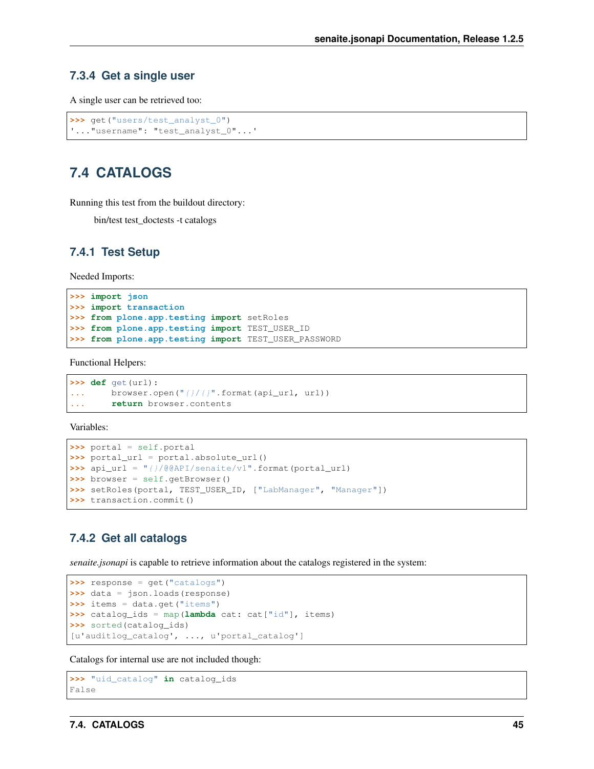### 7.3.4 Get a single user

A single user can be retrieved too:

```
>>> get("users/test_analyst_0")
'..."username": "test_analyst_0"...'
```

## 7.4 CATALOGS

Running this test from the buildout directory:

bin/test test_doctests -t catalogs

### 7.4.1 Test Setup

Needed Imports:

```
>>> import json
>>> import transaction
>>> from plone.app.testing import setRoles
>>> from plone.app.testing import TEST_USER_ID
>>> from plone.app.testing import TEST_USER_PASSWORD
```

Functional Helpers:

```
>>> def get(url):
...     browser.open("{}/{}".format(api_url, url))
...     return browser.contents
```

Variables:

```
>>> portal = self.portal
>>> portal_url = portal.absolute_url()
>>> api_url = "{}/@@API/senaite/v1".format(portal_url)
>>> browser = self.getBrowser()
>>> setRoles(portal, TEST_USER_ID, ["LabManager", "Manager"])
>>> transaction.commit()
```

### 7.4.2 Get all catalogs

*senaite.jsonapi* is capable to retrieve information about the catalogs registered in the system:

```
>>> response = get("catalogs")
>>> data = json.loads(response)
>>> items = data.get("items")
>>> catalog_ids = map(lambda cat: cat["id"], items)
>>> sorted(catalog_ids)
[u'auditlog_catalog', ..., u'portal_catalog']
```

Catalogs for internal use are not included though:

```
>>> "uid_catalog" in catalog_ids
False
```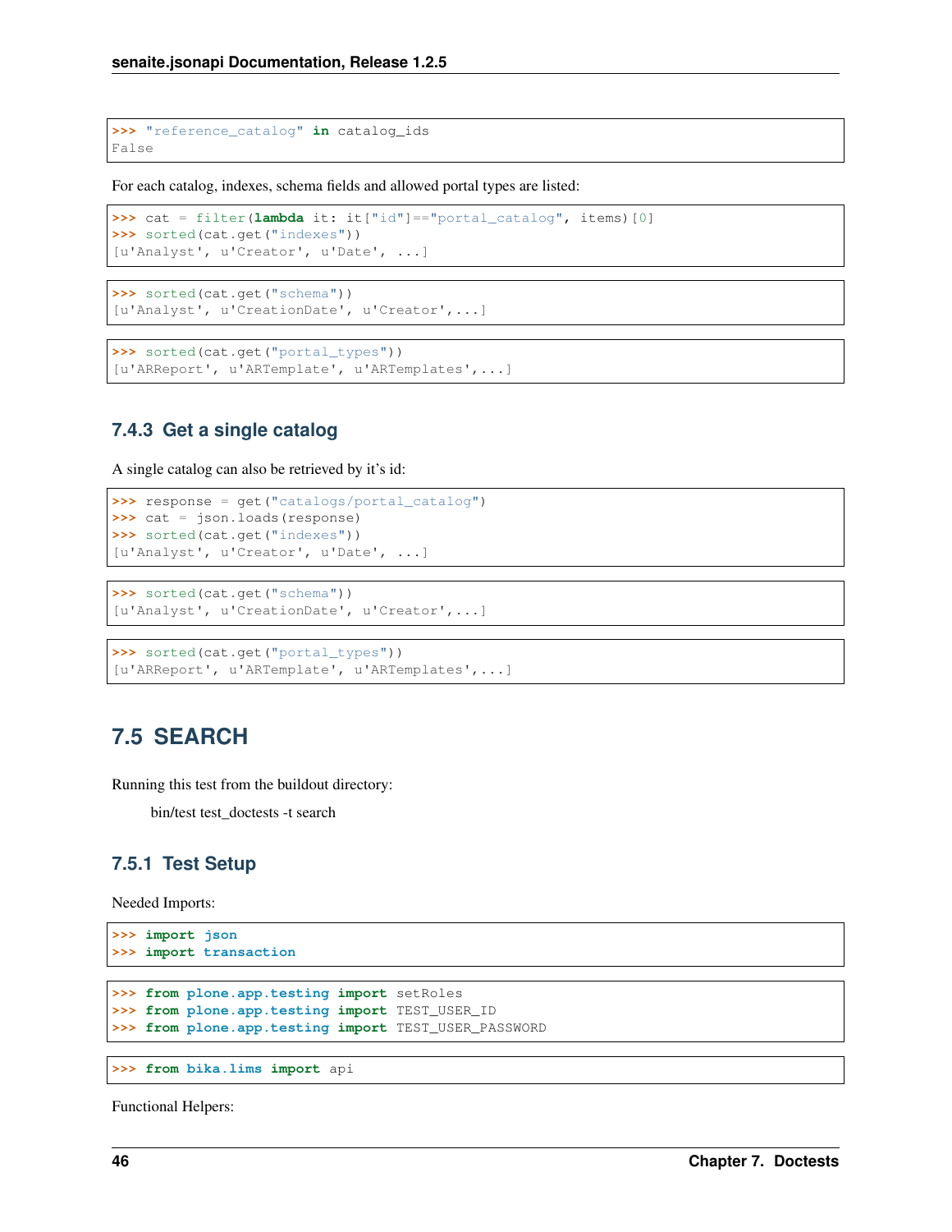```
>>> "reference_catalog" in catalog_ids
False
```

For each catalog, indexes, schema fields and allowed portal types are listed:

```
>>> cat = filter(lambda it: it["id"]=="portal_catalog", items)[0]
>>> sorted(cat.get("indexes"))
[u'Analyst', u'Creator', u'Date', ...]
```

```
>>> sorted(cat.get("schema"))
[u'Analyst', u'CreationDate', u'Creator',...]
```

```
>>> sorted(cat.get("portal_types"))
[u'ARReport', u'ARTemplate', u'ARTemplates',...]
```

### 7.4.3 Get a single catalog

A single catalog can also be retrieved by it's id:

```
>>> response = get("catalogs/portal_catalog")
>>> cat = json.loads(response)
>>> sorted(cat.get("indexes"))
[u'Analyst', u'Creator', u'Date', ...]
```

```
>>> sorted(cat.get("schema"))
[u'Analyst', u'CreationDate', u'Creator',...]
```

```
>>> sorted(cat.get("portal_types"))
[u'ARReport', u'ARTemplate', u'ARTemplates',...]
```

## 7.5 SEARCH

Running this test from the buildout directory:

bin/test test_doctests -t search

### 7.5.1 Test Setup

Needed Imports:

```
>>> import json
>>> import transaction
```

```
>>> from plone.app.testing import setRoles
>>> from plone.app.testing import TEST_USER_ID
>>> from plone.app.testing import TEST_USER_PASSWORD
```

```
>>> from bika.lims import api
```

Functional Helpers: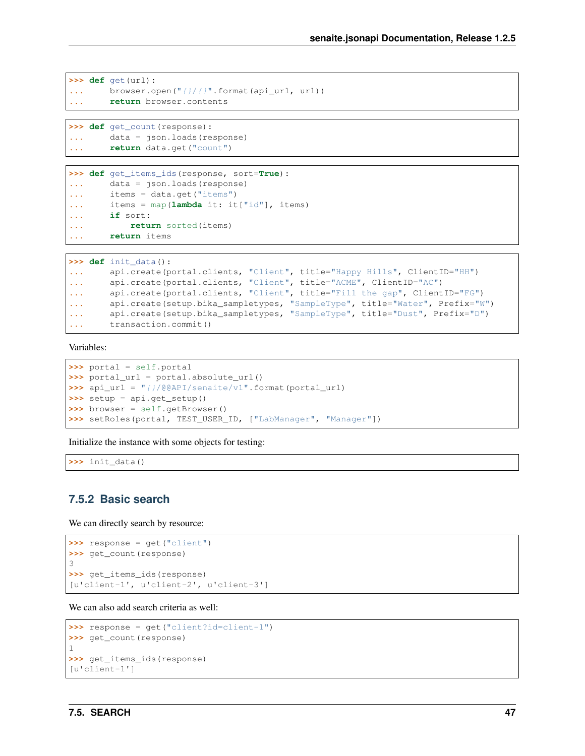```
>>> def get(url):
...     browser.open("{}/{}".format(api_url, url))
...     return browser.contents
```

```
>>> def get_count(response):
...     data = json.loads(response)
...     return data.get("count")
```

```
>>> def get_items_ids(response, sort=True):
...     data = json.loads(response)
...     items = data.get("items")
...     items = map(lambda it: it["id"], items)
...     if sort:
...         return sorted(items)
...     return items
```

```
>>> def init_data():
...     api.create(portal.clients, "Client", title="Happy Hills", ClientID="HH")
...     api.create(portal.clients, "Client", title="ACME", ClientID="AC")
...     api.create(portal.clients, "Client", title="Fill the gap", ClientID="FG")
...     api.create(setup.bika_sampletypes, "SampleType", title="Water", Prefix="W")
...     api.create(setup.bika_sampletypes, "SampleType", title="Dust", Prefix="D")
...     transaction.commit()
```

Variables:

```
>>> portal = self.portal
>>> portal_url = portal.absolute_url()
>>> api_url = "{}/@@API/senaite/v1".format(portal_url)
>>> setup = api.get_setup()
>>> browser = self.getBrowser()
>>> setRoles(portal, TEST_USER_ID, ["LabManager", "Manager"])
```

Initialize the instance with some objects for testing:

```
>>> init_data()
```

### 7.5.2 Basic search

We can directly search by resource:

```
>>> response = get("client")
>>> get_count(response)
3
>>> get_items_ids(response)
[u'client-1', u'client-2', u'client-3']
```

We can also add search criteria as well:

```
>>> response = get("client?id=client-1")
>>> get_count(response)
1
>>> get_items_ids(response)
[u'client-1']
```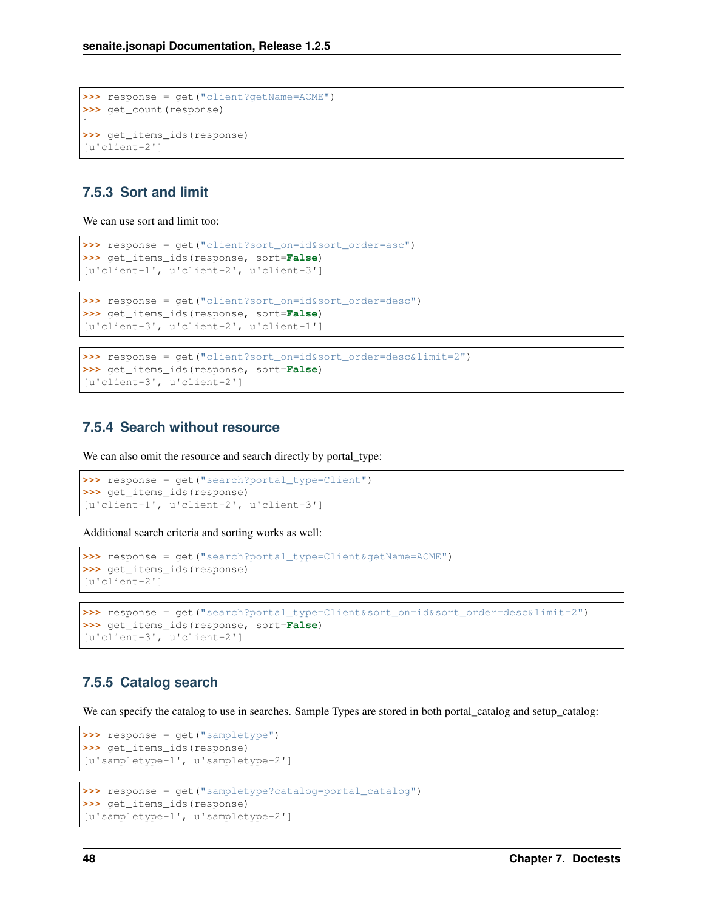```
>>> response = get("client?getName=ACME")
>>> get_count(response)
1
>>> get_items_ids(response)
[u'client-2']
```

### 7.5.3 Sort and limit

We can use sort and limit too:

```
>>> response = get("client?sort_on=id&sort_order=asc")
>>> get_items_ids(response, sort=False)
[u'client-1', u'client-2', u'client-3']
```

```
>>> response = get("client?sort_on=id&sort_order=desc")
>>> get_items_ids(response, sort=False)
[u'client-3', u'client-2', u'client-1']
```

```
>>> response = get("client?sort_on=id&sort_order=desc&limit=2")
>>> get_items_ids(response, sort=False)
[u'client-3', u'client-2']
```

### 7.5.4 Search without resource

We can also omit the resource and search directly by portal_type:

```
>>> response = get("search?portal_type=Client")
>>> get_items_ids(response)
[u'client-1', u'client-2', u'client-3']
```

Additional search criteria and sorting works as well:

```
>>> response = get("search?portal_type=Client&getName=ACME")
>>> get_items_ids(response)
[u'client-2']
```

```
>>> response = get("search?portal_type=Client&sort_on=id&sort_order=desc&limit=2")
>>> get_items_ids(response, sort=False)
[u'client-3', u'client-2']
```

### 7.5.5 Catalog search

We can specify the catalog to use in searches. Sample Types are stored in both portal_catalog and setup_catalog:

```
>>> response = get("sampletype")
>>> get_items_ids(response)
[u'sampletype-1', u'sampletype-2']
```

```
>>> response = get("sampletype?catalog=portal_catalog")
>>> get_items_ids(response)
[u'sampletype-1', u'sampletype-2']
```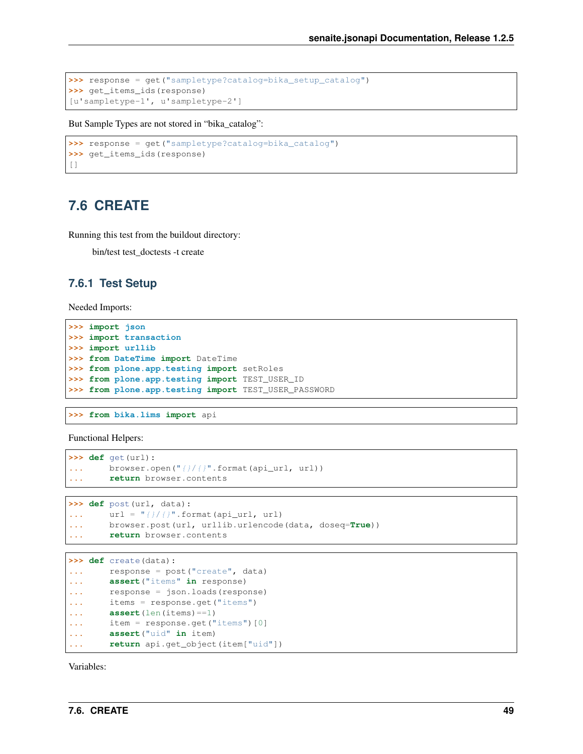```
>>> response = get("sampletype?catalog=bika_setup_catalog")
>>> get_items_ids(response)
[u'sampletype-1', u'sampletype-2']
```

But Sample Types are not stored in "bika_catalog":

```
>>> response = get("sampletype?catalog=bika_catalog")
>>> get_items_ids(response)
[]
```

## 7.6 CREATE

Running this test from the buildout directory:

    bin/test test_doctests -t create

### 7.6.1 Test Setup

Needed Imports:

```
>>> import json
>>> import transaction
>>> import urllib
>>> from DateTime import DateTime
>>> from plone.app.testing import setRoles
>>> from plone.app.testing import TEST_USER_ID
>>> from plone.app.testing import TEST_USER_PASSWORD
```

```
>>> from bika.lims import api
```

Functional Helpers:

```
>>> def get(url):
...     browser.open("{}/{}".format(api_url, url))
...     return browser.contents
```

```
>>> def post(url, data):
...     url = "{}/{}".format(api_url, url)
...     browser.post(url, urllib.urlencode(data, doseq=True))
...     return browser.contents
```

```
>>> def create(data):
...     response = post("create", data)
...     assert("items" in response)
...     response = json.loads(response)
...     items = response.get("items")
...     assert(len(items)==1)
...     item = response.get("items")[0]
...     assert("uid" in item)
...     return api.get_object(item["uid"])
```

Variables: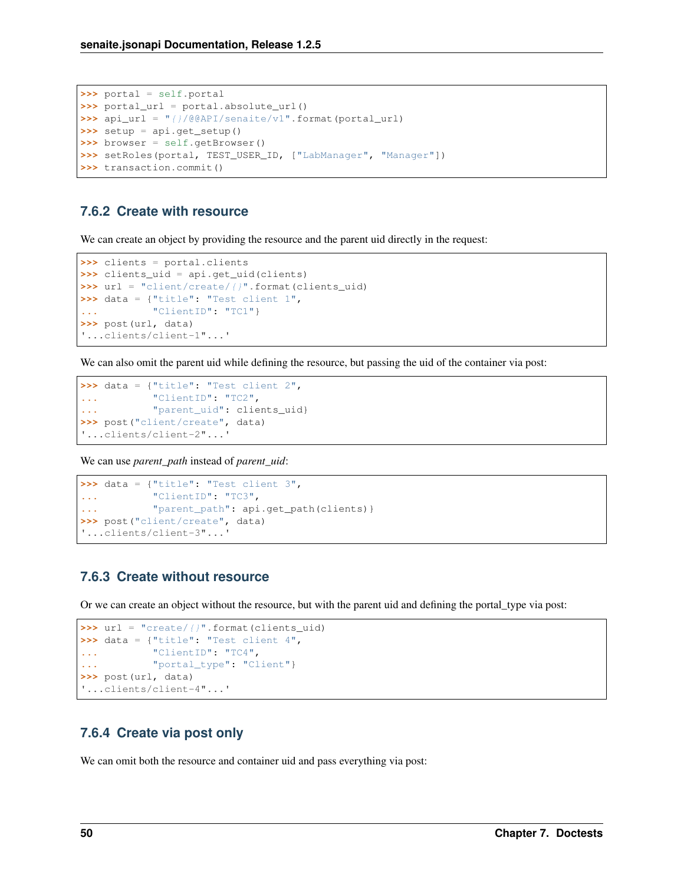```
>>> portal = self.portal
>>> portal_url = portal.absolute_url()
>>> api_url = "{}/@@API/senaite/v1".format(portal_url)
>>> setup = api.get_setup()
>>> browser = self.getBrowser()
>>> setRoles(portal, TEST_USER_ID, ["LabManager", "Manager"])
>>> transaction.commit()
```

### 7.6.2 Create with resource

We can create an object by providing the resource and the parent uid directly in the request:

```
>>> clients = portal.clients
>>> clients_uid = api.get_uid(clients)
>>> url = "client/create/{}".format(clients_uid)
>>> data = {"title": "Test client 1",
...         "ClientID": "TC1"}
>>> post(url, data)
'...clients/client-1"...'
```

We can also omit the parent uid while defining the resource, but passing the uid of the container via post:

```
>>> data = {"title": "Test client 2",
...         "ClientID": "TC2",
...         "parent_uid": clients_uid}
>>> post("client/create", data)
'...clients/client-2"...'
```

We can use *parent_path* instead of *parent_uid*:

```
>>> data = {"title": "Test client 3",
...         "ClientID": "TC3",
...         "parent_path": api.get_path(clients)}
>>> post("client/create", data)
'...clients/client-3"...'
```

### 7.6.3 Create without resource

Or we can create an object without the resource, but with the parent uid and defining the portal_type via post:

```
>>> url = "create/{}".format(clients_uid)
>>> data = {"title": "Test client 4",
...         "ClientID": "TC4",
...         "portal_type": "Client"}
>>> post(url, data)
'...clients/client-4"...'
```

### 7.6.4 Create via post only

We can omit both the resource and container uid and pass everything via post: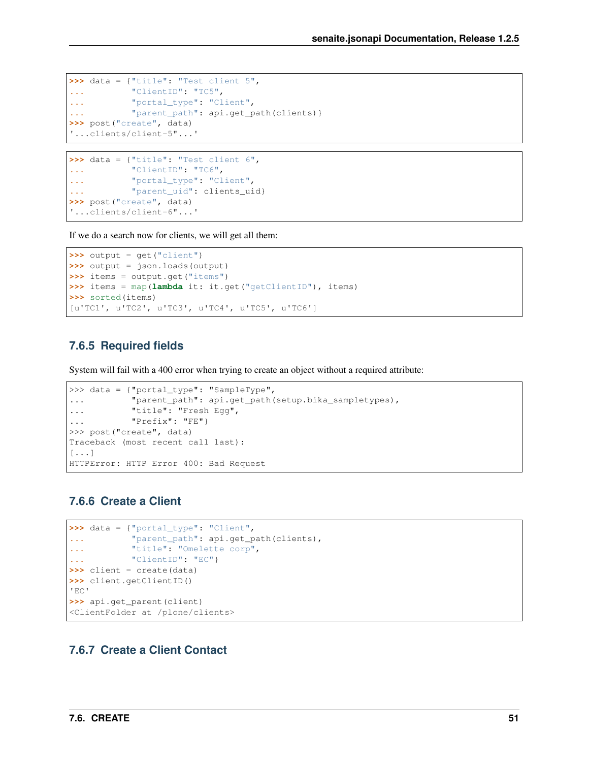```
>>> data = {"title": "Test client 5",
...         "ClientID": "TC5",
...         "portal_type": "Client",
...         "parent_path": api.get_path(clients)}
>>> post("create", data)
'...clients/client-5"...'
```

```
>>> data = {"title": "Test client 6",
...         "ClientID": "TC6",
...         "portal_type": "Client",
...         "parent_uid": clients_uid}
>>> post("create", data)
'...clients/client-6"...'
```

If we do a search now for clients, we will get all them:

```
>>> output = get("client")
>>> output = json.loads(output)
>>> items = output.get("items")
>>> items = map(lambda it: it.get("getClientID"), items)
>>> sorted(items)
[u'TC1', u'TC2', u'TC3', u'TC4', u'TC5', u'TC6']
```

### 7.6.5 Required fields

System will fail with a 400 error when trying to create an object without a required attribute:

```
>>> data = {"portal_type": "SampleType",
...         "parent_path": api.get_path(setup.bika_sampletypes),
...         "title": "Fresh Egg",
...         "Prefix": "FE"}
>>> post("create", data)
Traceback (most recent call last):
[...]
HTTPError: HTTP Error 400: Bad Request
```

### 7.6.6 Create a Client

```
>>> data = {"portal_type": "Client",
...         "parent_path": api.get_path(clients),
...         "title": "Omelette corp",
...         "ClientID": "EC"}
>>> client = create(data)
>>> client.getClientID()
'EC'
>>> api.get_parent(client)
<ClientFolder at /plone/clients>
```

### 7.6.7 Create a Client Contact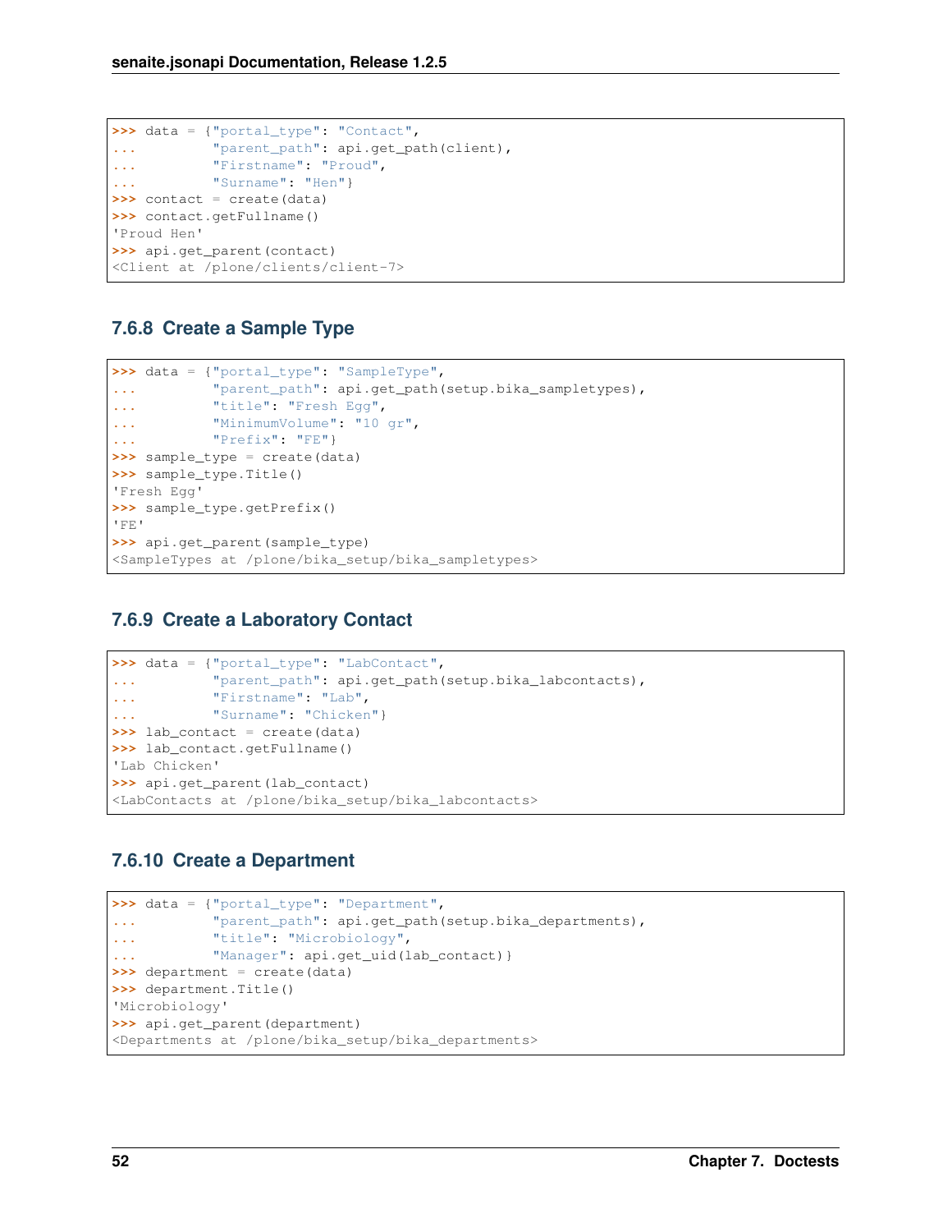```
>>> data = {"portal_type": "Contact",
...         "parent_path": api.get_path(client),
...         "Firstname": "Proud",
...         "Surname": "Hen"}
>>> contact = create(data)
>>> contact.getFullname()
'Proud Hen'
>>> api.get_parent(contact)
<Client at /plone/clients/client-7>
```

### 7.6.8 Create a Sample Type

```
>>> data = {"portal_type": "SampleType",
...         "parent_path": api.get_path(setup.bika_sampletypes),
...         "title": "Fresh Egg",
...         "MinimumVolume": "10 gr",
...         "Prefix": "FE"}
>>> sample_type = create(data)
>>> sample_type.Title()
'Fresh Egg'
>>> sample_type.getPrefix()
'FE'
>>> api.get_parent(sample_type)
<SampleTypes at /plone/bika_setup/bika_sampletypes>
```

### 7.6.9 Create a Laboratory Contact

```
>>> data = {"portal_type": "LabContact",
...         "parent_path": api.get_path(setup.bika_labcontacts),
...         "Firstname": "Lab",
...         "Surname": "Chicken"}
>>> lab_contact = create(data)
>>> lab_contact.getFullname()
'Lab Chicken'
>>> api.get_parent(lab_contact)
<LabContacts at /plone/bika_setup/bika_labcontacts>
```

### 7.6.10 Create a Department

```
>>> data = {"portal_type": "Department",
...         "parent_path": api.get_path(setup.bika_departments),
...         "title": "Microbiology",
...         "Manager": api.get_uid(lab_contact)}
>>> department = create(data)
>>> department.Title()
'Microbiology'
>>> api.get_parent(department)
<Departments at /plone/bika_setup/bika_departments>
```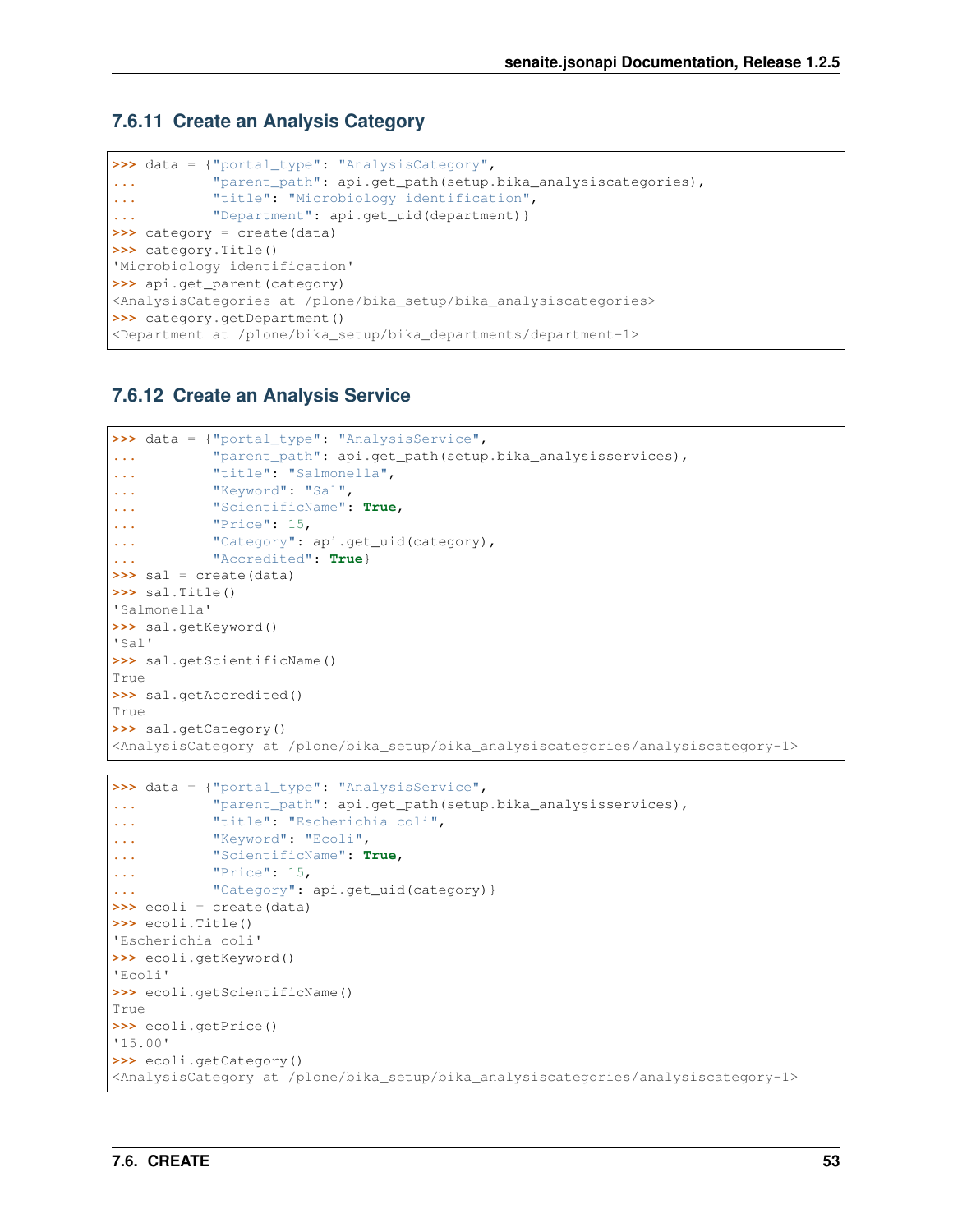### 7.6.11 Create an Analysis Category

```
>>> data = {"portal_type": "AnalysisCategory",
...         "parent_path": api.get_path(setup.bika_analysiscategories),
...         "title": "Microbiology identification",
...         "Department": api.get_uid(department)}
>>> category = create(data)
>>> category.Title()
'Microbiology identification'
>>> api.get_parent(category)
<AnalysisCategories at /plone/bika_setup/bika_analysiscategories>
>>> category.getDepartment()
<Department at /plone/bika_setup/bika_departments/department-1>
```

### 7.6.12 Create an Analysis Service

```
>>> data = {"portal_type": "AnalysisService",
...         "parent_path": api.get_path(setup.bika_analysisservices),
...         "title": "Salmonella",
...         "Keyword": "Sal",
...         "ScientificName": True,
...         "Price": 15,
...         "Category": api.get_uid(category),
...         "Accredited": True}
>>> sal = create(data)
>>> sal.Title()
'Salmonella'
>>> sal.getKeyword()
'Sal'
>>> sal.getScientificName()
True
>>> sal.getAccredited()
True
>>> sal.getCategory()
<AnalysisCategory at /plone/bika_setup/bika_analysiscategories/analysiscategory-1>
```

```
>>> data = {"portal_type": "AnalysisService",
...         "parent_path": api.get_path(setup.bika_analysisservices),
...         "title": "Escherichia coli",
...         "Keyword": "Ecoli",
...         "ScientificName": True,
...         "Price": 15,
...         "Category": api.get_uid(category)}
>>> ecoli = create(data)
>>> ecoli.Title()
'Escherichia coli'
>>> ecoli.getKeyword()
'Ecoli'
>>> ecoli.getScientificName()
True
>>> ecoli.getPrice()
'15.00'
>>> ecoli.getCategory()
<AnalysisCategory at /plone/bika_setup/bika_analysiscategories/analysiscategory-1>
```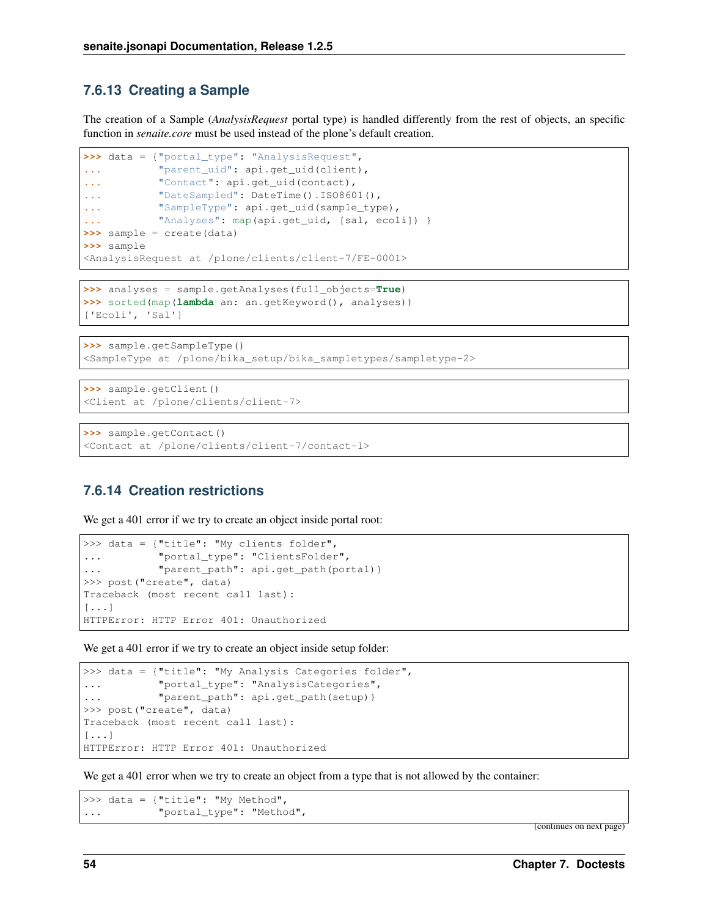### 7.6.13 Creating a Sample

The creation of a Sample (*AnalysisRequest* portal type) is handled differently from the rest of objects, an specific function in *senaite.core* must be used instead of the plone's default creation.

```
>>> data = {"portal_type": "AnalysisRequest",
...         "parent_uid": api.get_uid(client),
...         "Contact": api.get_uid(contact),
...         "DateSampled": DateTime().ISO8601(),
...         "SampleType": api.get_uid(sample_type),
...         "Analyses": map(api.get_uid, [sal, ecoli]) }
>>> sample = create(data)
>>> sample
<AnalysisRequest at /plone/clients/client-7/FE-0001>
```

```
>>> analyses = sample.getAnalyses(full_objects=True)
>>> sorted(map(lambda an: an.getKeyword(), analyses))
['Ecoli', 'Sal']
```

```
>>> sample.getSampleType()
<SampleType at /plone/bika_setup/bika_sampletypes/sampletype-2>
```

```
>>> sample.getClient()
<Client at /plone/clients/client-7>
```

```
>>> sample.getContact()
<Contact at /plone/clients/client-7/contact-1>
```

### 7.6.14 Creation restrictions

We get a 401 error if we try to create an object inside portal root:

```
>>> data = {"title": "My clients folder",
...         "portal_type": "ClientsFolder",
...         "parent_path": api.get_path(portal)}
>>> post("create", data)
Traceback (most recent call last):
[...]
HTTPError: HTTP Error 401: Unauthorized
```

We get a 401 error if we try to create an object inside setup folder:

```
>>> data = {"title": "My Analysis Categories folder",
...         "portal_type": "AnalysisCategories",
...         "parent_path": api.get_path(setup)}
>>> post("create", data)
Traceback (most recent call last):
[...]
HTTPError: HTTP Error 401: Unauthorized
```

We get a 401 error when we try to create an object from a type that is not allowed by the container:

```
>>> data = {"title": "My Method",
...         "portal_type": "Method",
```

(continues on next page)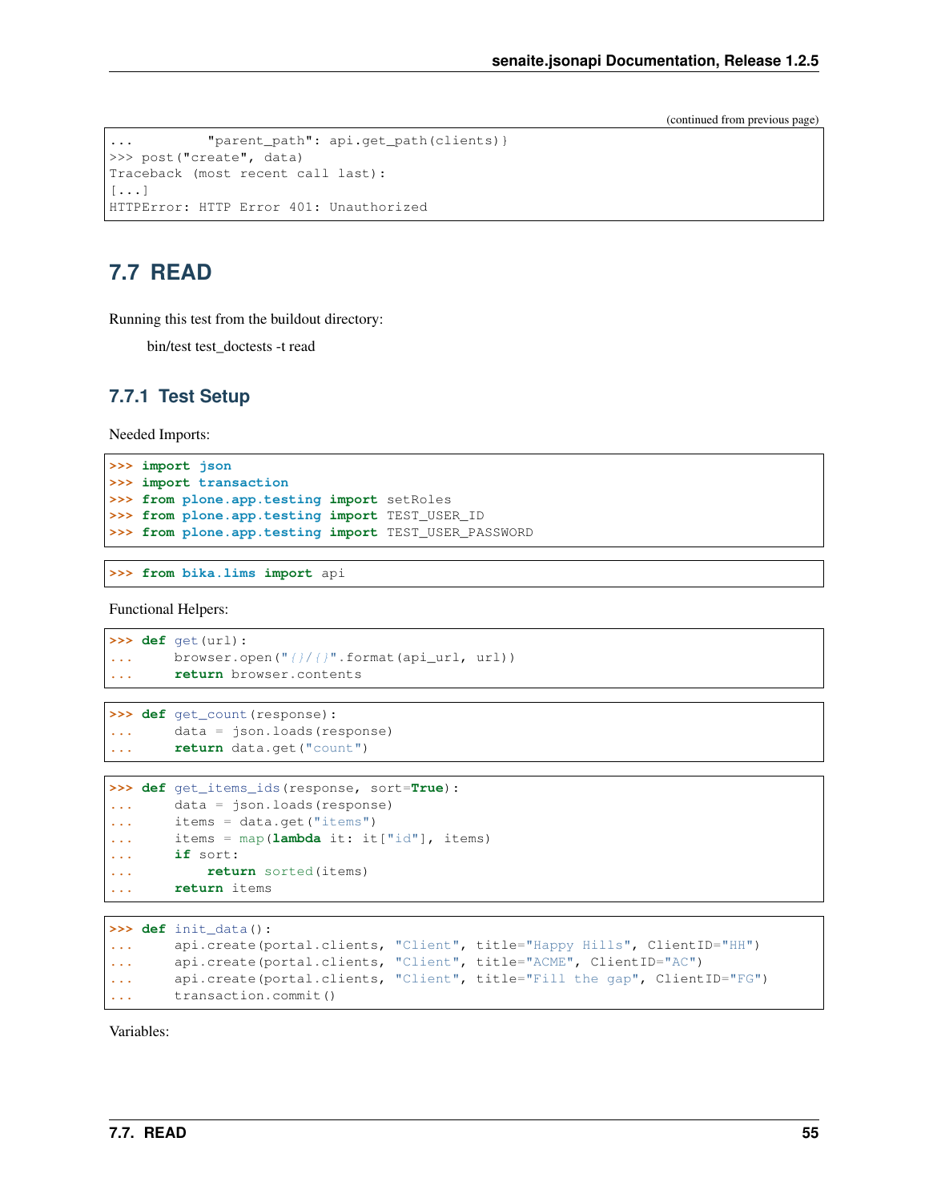(continued from previous page)

```
...         "parent_path": api.get_path(clients)}
>>> post("create", data)
Traceback (most recent call last):
[...]
HTTPError: HTTP Error 401: Unauthorized
```

## 7.7 READ

Running this test from the buildout directory:

> bin/test test_doctests -t read

### 7.7.1 Test Setup

Needed Imports:

```
>>> import json
>>> import transaction
>>> from plone.app.testing import setRoles
>>> from plone.app.testing import TEST_USER_ID
>>> from plone.app.testing import TEST_USER_PASSWORD
```

```
>>> from bika.lims import api
```

Functional Helpers:

```
>>> def get(url):
...     browser.open("{}/{}".format(api_url, url))
...     return browser.contents
```

```
>>> def get_count(response):
...     data = json.loads(response)
...     return data.get("count")
```

```
>>> def get_items_ids(response, sort=True):
...     data = json.loads(response)
...     items = data.get("items")
...     items = map(lambda it: it["id"], items)
...     if sort:
...         return sorted(items)
...     return items
```

```
>>> def init_data():
...     api.create(portal.clients, "Client", title="Happy Hills", ClientID="HH")
...     api.create(portal.clients, "Client", title="ACME", ClientID="AC")
...     api.create(portal.clients, "Client", title="Fill the gap", ClientID="FG")
...     transaction.commit()
```

Variables: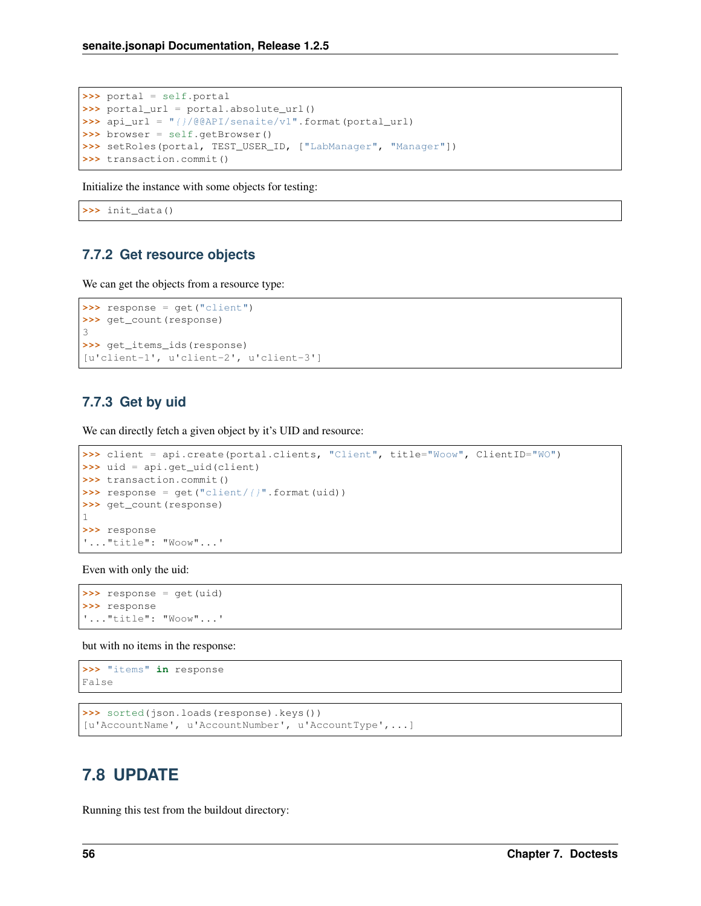```
>>> portal = self.portal
>>> portal_url = portal.absolute_url()
>>> api_url = "{}/@@API/senaite/v1".format(portal_url)
>>> browser = self.getBrowser()
>>> setRoles(portal, TEST_USER_ID, ["LabManager", "Manager"])
>>> transaction.commit()
```

Initialize the instance with some objects for testing:

```
>>> init_data()
```

### 7.7.2 Get resource objects

We can get the objects from a resource type:

```
>>> response = get("client")
>>> get_count(response)
3
>>> get_items_ids(response)
[u'client-1', u'client-2', u'client-3']
```

### 7.7.3 Get by uid

We can directly fetch a given object by it's UID and resource:

```
>>> client = api.create(portal.clients, "Client", title="Woow", ClientID="WO")
>>> uid = api.get_uid(client)
>>> transaction.commit()
>>> response = get("client/{}".format(uid))
>>> get_count(response)
1
>>> response
'..."title": "Woow"...'
```

Even with only the uid:

```
>>> response = get(uid)
>>> response
'..."title": "Woow"...'
```

but with no items in the response:

```
>>> "items" in response
False
```

```
>>> sorted(json.loads(response).keys())
[u'AccountName', u'AccountNumber', u'AccountType',...]
```

## 7.8 UPDATE

Running this test from the buildout directory: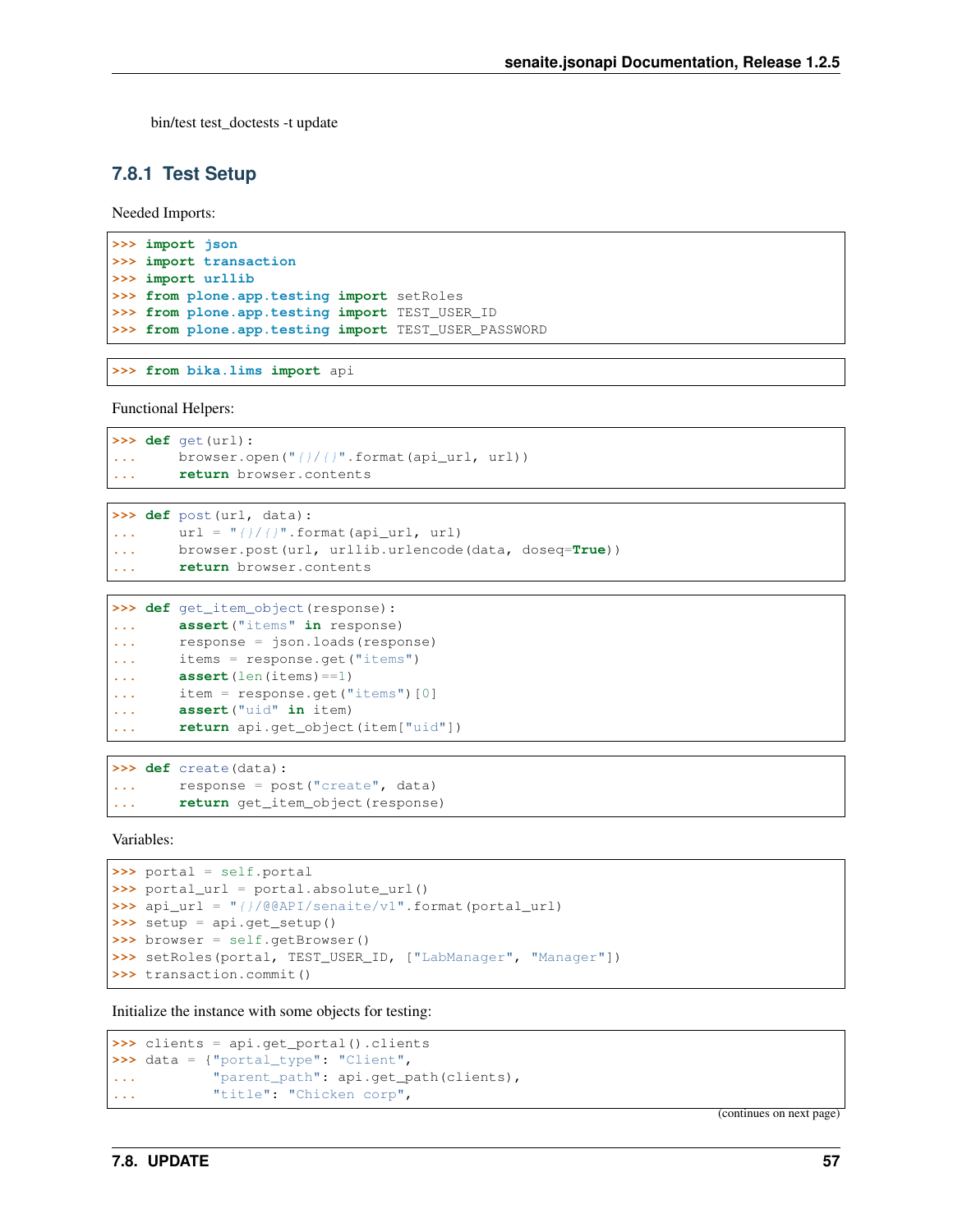bin/test test_doctests -t update

### 7.8.1 Test Setup

Needed Imports:

```
>>> import json
>>> import transaction
>>> import urllib
>>> from plone.app.testing import setRoles
>>> from plone.app.testing import TEST_USER_ID
>>> from plone.app.testing import TEST_USER_PASSWORD
```

```
>>> from bika.lims import api
```

Functional Helpers:

```
>>> def get(url):
...     browser.open("{}/{}".format(api_url, url))
...     return browser.contents
```

```
>>> def post(url, data):
...     url = "{}/{}".format(api_url, url)
...     browser.post(url, urllib.urlencode(data, doseq=True))
...     return browser.contents
```

```
>>> def get_item_object(response):
...     assert("items" in response)
...     response = json.loads(response)
...     items = response.get("items")
...     assert(len(items)==1)
...     item = response.get("items")[0]
...     assert("uid" in item)
...     return api.get_object(item["uid"])
```

```
>>> def create(data):
...     response = post("create", data)
...     return get_item_object(response)
```

Variables:

```
>>> portal = self.portal
>>> portal_url = portal.absolute_url()
>>> api_url = "{}/@@API/senaite/v1".format(portal_url)
>>> setup = api.get_setup()
>>> browser = self.getBrowser()
>>> setRoles(portal, TEST_USER_ID, ["LabManager", "Manager"])
>>> transaction.commit()
```

Initialize the instance with some objects for testing:

```
>>> clients = api.get_portal().clients
>>> data = {"portal_type": "Client",
...         "parent_path": api.get_path(clients),
...         "title": "Chicken corp",
```

(continues on next page)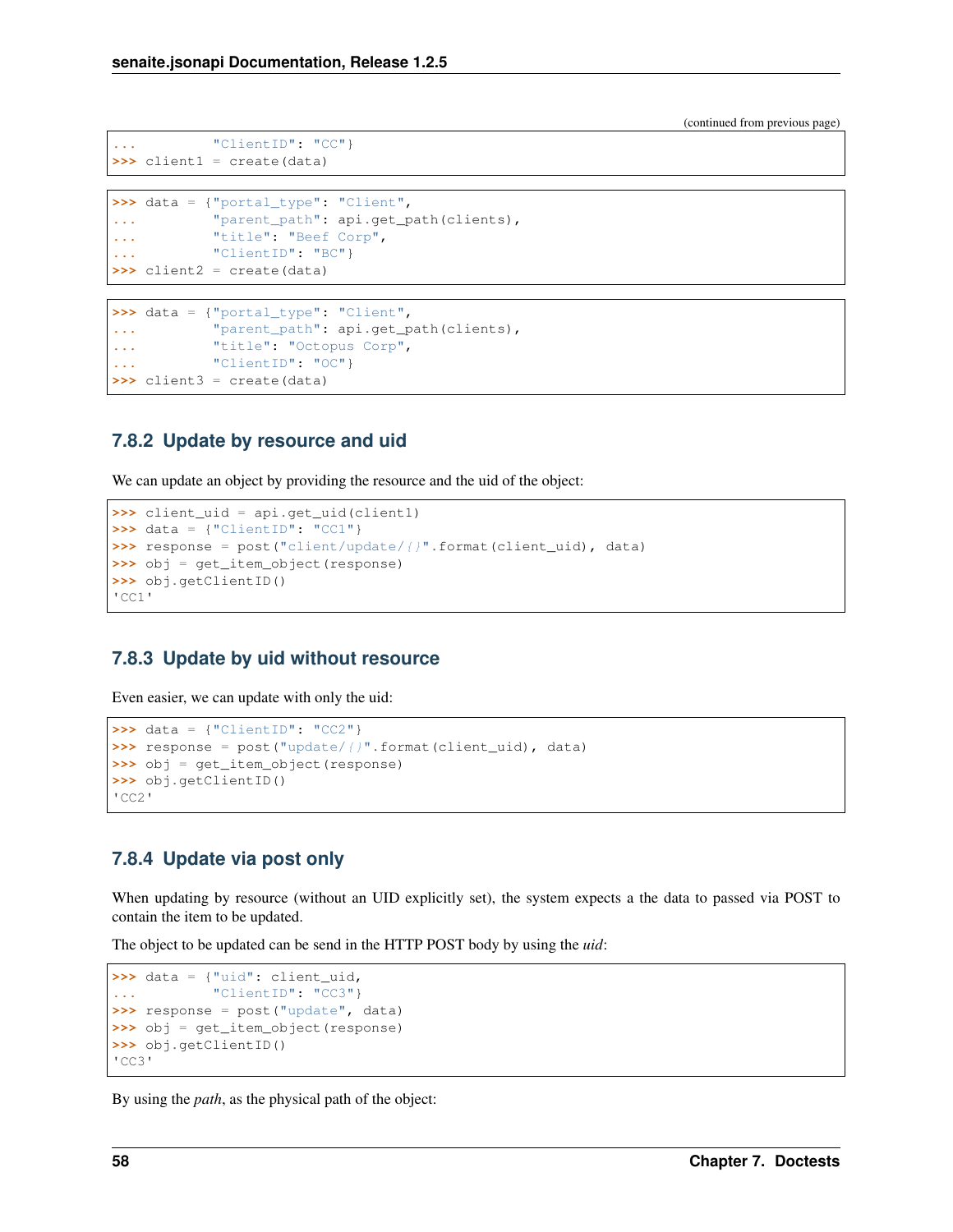(continued from previous page)

```
...         "ClientID": "CC"}
>>> client1 = create(data)
```

```
>>> data = {"portal_type": "Client",
...         "parent_path": api.get_path(clients),
...         "title": "Beef Corp",
...         "ClientID": "BC"}
>>> client2 = create(data)
```

```
>>> data = {"portal_type": "Client",
...         "parent_path": api.get_path(clients),
...         "title": "Octopus Corp",
...         "ClientID": "OC"}
>>> client3 = create(data)
```

### 7.8.2 Update by resource and uid

We can update an object by providing the resource and the uid of the object:

```
>>> client_uid = api.get_uid(client1)
>>> data = {"ClientID": "CC1"}
>>> response = post("client/update/{}".format(client_uid), data)
>>> obj = get_item_object(response)
>>> obj.getClientID()
'CC1'
```

### 7.8.3 Update by uid without resource

Even easier, we can update with only the uid:

```
>>> data = {"ClientID": "CC2"}
>>> response = post("update/{}".format(client_uid), data)
>>> obj = get_item_object(response)
>>> obj.getClientID()
'CC2'
```

### 7.8.4 Update via post only

When updating by resource (without an UID explicitly set), the system expects a the data to passed via POST to contain the item to be updated.

The object to be updated can be send in the HTTP POST body by using the *uid*:

```
>>> data = {"uid": client_uid,
...         "ClientID": "CC3"}
>>> response = post("update", data)
>>> obj = get_item_object(response)
>>> obj.getClientID()
'CC3'
```

By using the *path*, as the physical path of the object: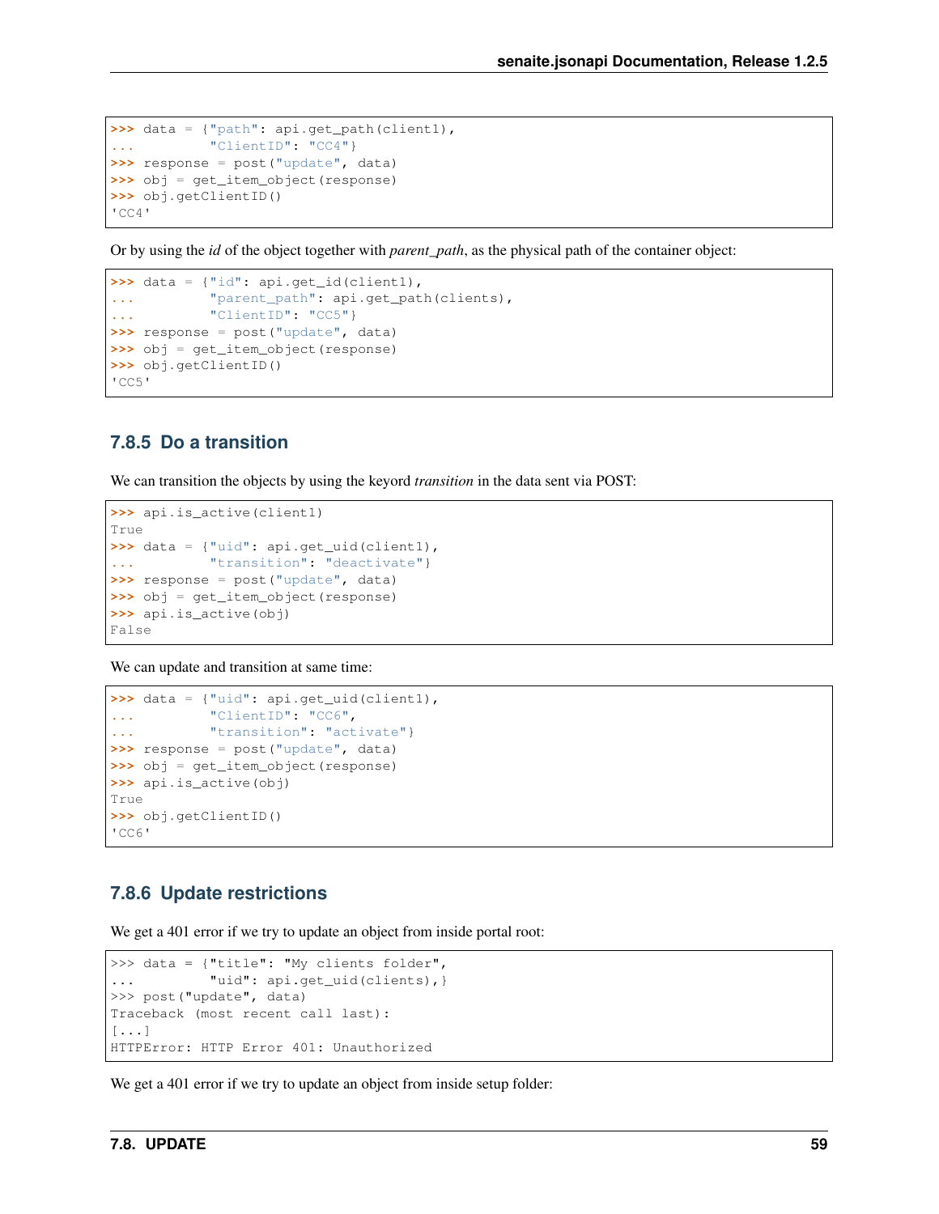```
>>> data = {"path": api.get_path(client1),
...         "ClientID": "CC4"}
>>> response = post("update", data)
>>> obj = get_item_object(response)
>>> obj.getClientID()
'CC4'
```

Or by using the *id* of the object together with *parent_path*, as the physical path of the container object:

```
>>> data = {"id": api.get_id(client1),
...         "parent_path": api.get_path(clients),
...         "ClientID": "CC5"}
>>> response = post("update", data)
>>> obj = get_item_object(response)
>>> obj.getClientID()
'CC5'
```

### 7.8.5 Do a transition

We can transition the objects by using the keyord *transition* in the data sent via POST:

```
>>> api.is_active(client1)
True
>>> data = {"uid": api.get_uid(client1),
...         "transition": "deactivate"}
>>> response = post("update", data)
>>> obj = get_item_object(response)
>>> api.is_active(obj)
False
```

We can update and transition at same time:

```
>>> data = {"uid": api.get_uid(client1),
...         "ClientID": "CC6",
...         "transition": "activate"}
>>> response = post("update", data)
>>> obj = get_item_object(response)
>>> api.is_active(obj)
True
>>> obj.getClientID()
'CC6'
```

### 7.8.6 Update restrictions

We get a 401 error if we try to update an object from inside portal root:

```
>>> data = {"title": "My clients folder",
...         "uid": api.get_uid(clients),}
>>> post("update", data)
Traceback (most recent call last):
[...]
HTTPError: HTTP Error 401: Unauthorized
```

We get a 401 error if we try to update an object from inside setup folder: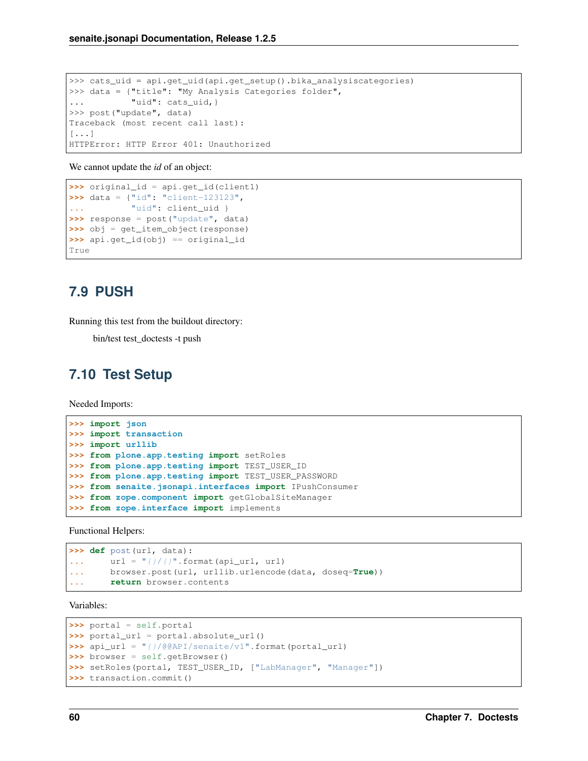```
>>> cats_uid = api.get_uid(api.get_setup().bika_analysiscategories)
>>> data = {"title": "My Analysis Categories folder",
...         "uid": cats_uid,}
>>> post("update", data)
Traceback (most recent call last):
[...]
HTTPError: HTTP Error 401: Unauthorized
```

We cannot update the *id* of an object:

```
>>> original_id = api.get_id(client1)
>>> data = {"id": "client-123123",
...         "uid": client_uid }
>>> response = post("update", data)
>>> obj = get_item_object(response)
>>> api.get_id(obj) == original_id
True
```

## 7.9 PUSH

Running this test from the buildout directory:

bin/test test_doctests -t push

## 7.10 Test Setup

Needed Imports:

```
>>> import json
>>> import transaction
>>> import urllib
>>> from plone.app.testing import setRoles
>>> from plone.app.testing import TEST_USER_ID
>>> from plone.app.testing import TEST_USER_PASSWORD
>>> from senaite.jsonapi.interfaces import IPushConsumer
>>> from zope.component import getGlobalSiteManager
>>> from zope.interface import implements
```

Functional Helpers:

```
>>> def post(url, data):
...     url = "{}/{}".format(api_url, url)
...     browser.post(url, urllib.urlencode(data, doseq=True))
...     return browser.contents
```

Variables:

```
>>> portal = self.portal
>>> portal_url = portal.absolute_url()
>>> api_url = "{}/@@API/senaite/v1".format(portal_url)
>>> browser = self.getBrowser()
>>> setRoles(portal, TEST_USER_ID, ["LabManager", "Manager"])
>>> transaction.commit()
```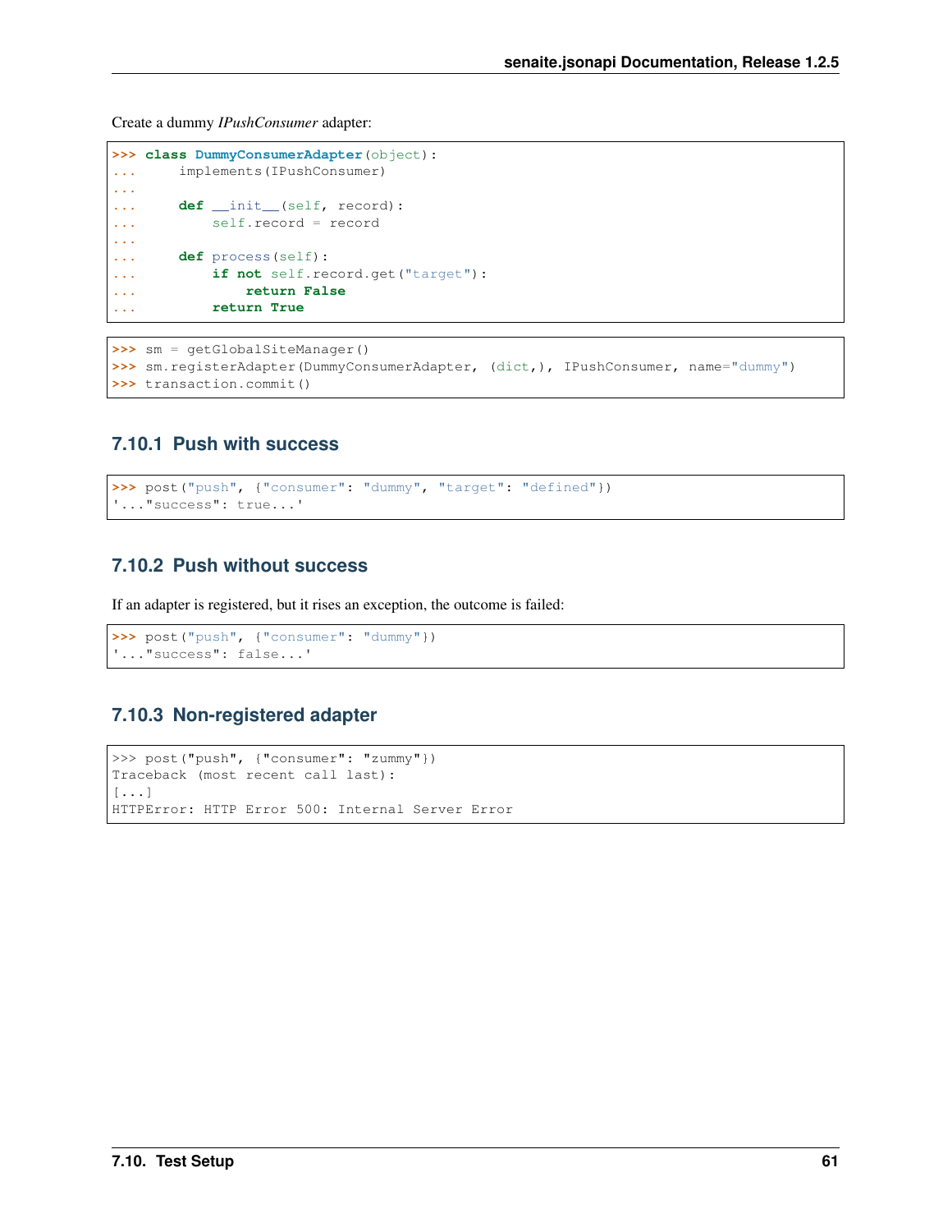Create a dummy *IPushConsumer* adapter:

```
>>> class DummyConsumerAdapter(object):
...     implements(IPushConsumer)
...
...     def __init__(self, record):
...         self.record = record
...
...     def process(self):
...         if not self.record.get("target"):
...             return False
...         return True
```

```
>>> sm = getGlobalSiteManager()
>>> sm.registerAdapter(DummyConsumerAdapter, (dict,), IPushConsumer, name="dummy")
>>> transaction.commit()
```

### 7.10.1 Push with success

```
>>> post("push", {"consumer": "dummy", "target": "defined"})
'..."success": true...'
```

### 7.10.2 Push without success

If an adapter is registered, but it rises an exception, the outcome is failed:

```
>>> post("push", {"consumer": "dummy"})
'..."success": false...'
```

### 7.10.3 Non-registered adapter

```
>>> post("push", {"consumer": "zummy"})
Traceback (most recent call last):
[...]
HTTPError: HTTP Error 500: Internal Server Error
```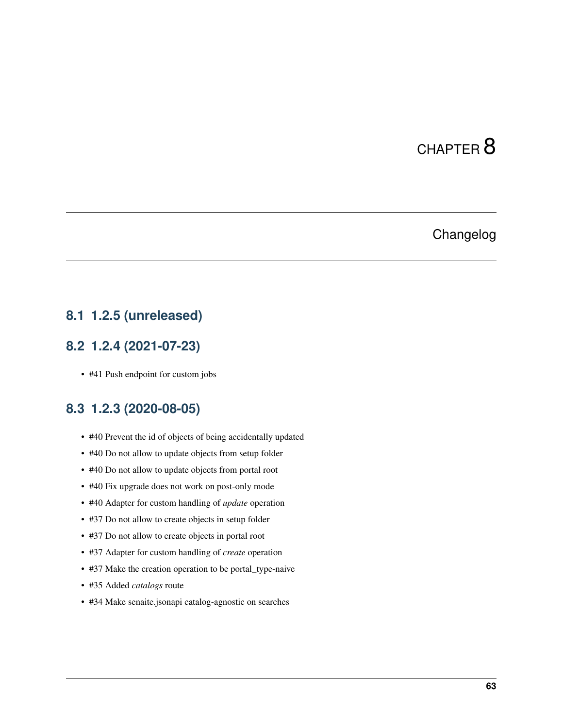# CHAPTER 8

# Changelog

## 8.1 1.2.5 (unreleased)

## 8.2 1.2.4 (2021-07-23)

- #41 Push endpoint for custom jobs

## 8.3 1.2.3 (2020-08-05)

- #40 Prevent the id of objects of being accidentally updated
- #40 Do not allow to update objects from setup folder
- #40 Do not allow to update objects from portal root
- #40 Fix upgrade does not work on post-only mode
- #40 Adapter for custom handling of *update* operation
- #37 Do not allow to create objects in setup folder
- #37 Do not allow to create objects in portal root
- #37 Adapter for custom handling of *create* operation
- #37 Make the creation operation to be portal_type-naive
- #35 Added *catalogs* route
- #34 Make senaite.jsonapi catalog-agnostic on searches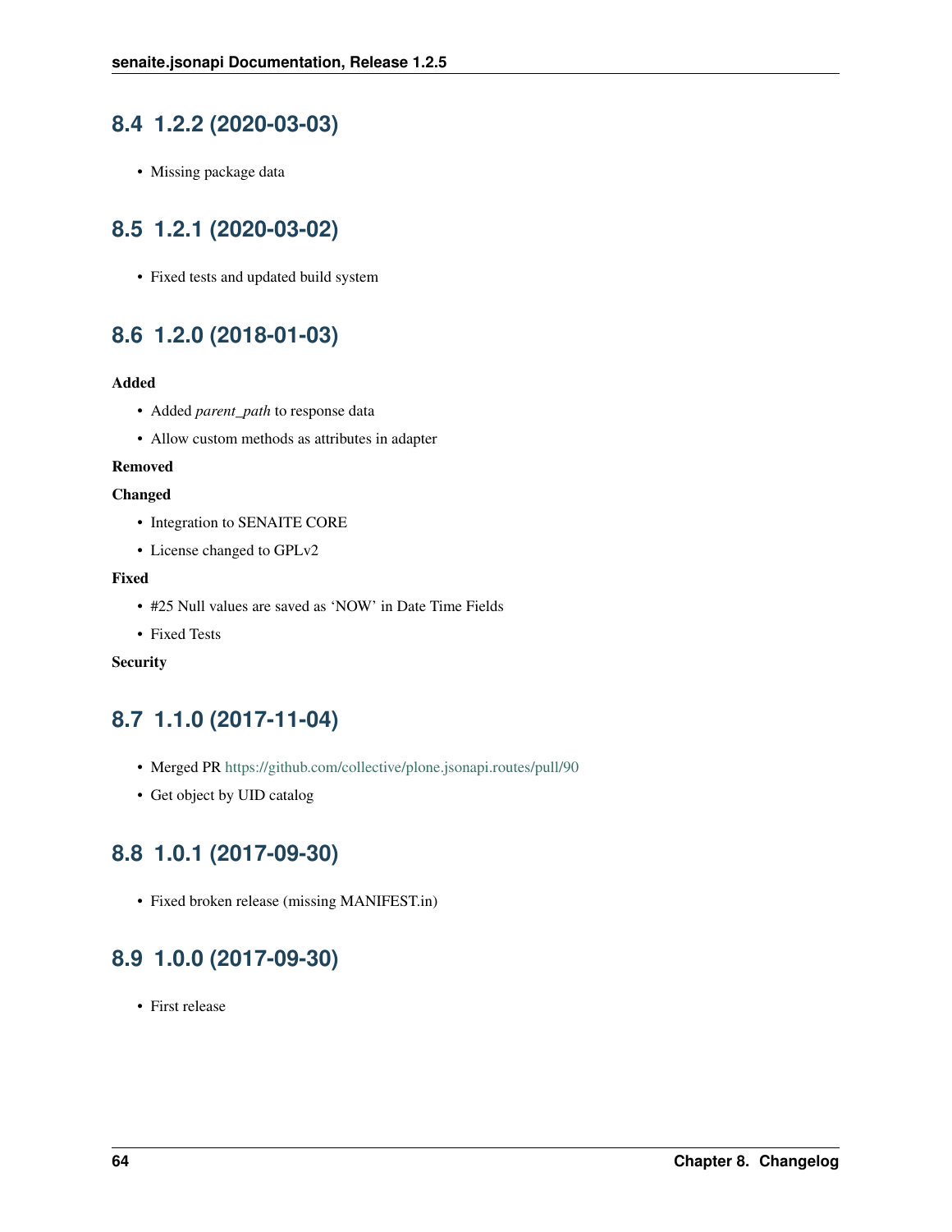## 8.4 1.2.2 (2020-03-03)

- Missing package data

## 8.5 1.2.1 (2020-03-02)

- Fixed tests and updated build system

## 8.6 1.2.0 (2018-01-03)

**Added**

- Added *parent_path* to response data
- Allow custom methods as attributes in adapter

**Removed**

**Changed**

- Integration to SENAITE CORE
- License changed to GPLv2

**Fixed**

- #25 Null values are saved as 'NOW' in Date Time Fields
- Fixed Tests

**Security**

## 8.7 1.1.0 (2017-11-04)

- Merged PR https://github.com/collective/plone.jsonapi.routes/pull/90
- Get object by UID catalog

## 8.8 1.0.1 (2017-09-30)

- Fixed broken release (missing MANIFEST.in)

## 8.9 1.0.0 (2017-09-30)

- First release